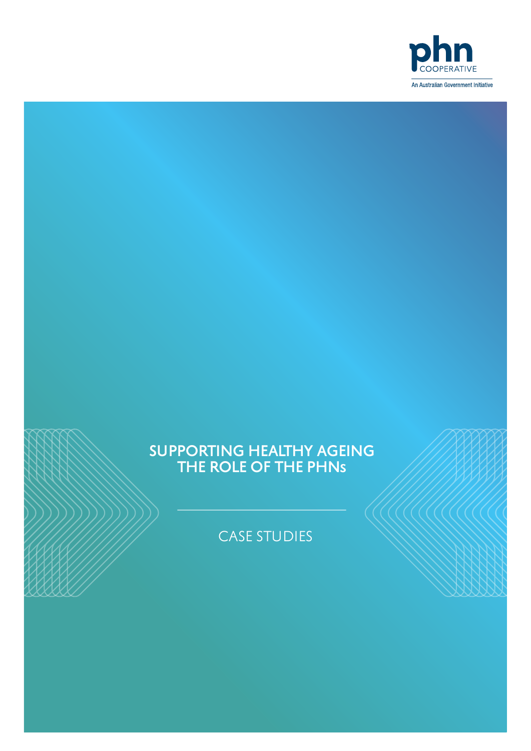phn COOPERATIVE

An Australian Government Initiative

# SUPPORTING HEALTHY AGEING THE ROLE OF THE PHNs

## CASE STUDIES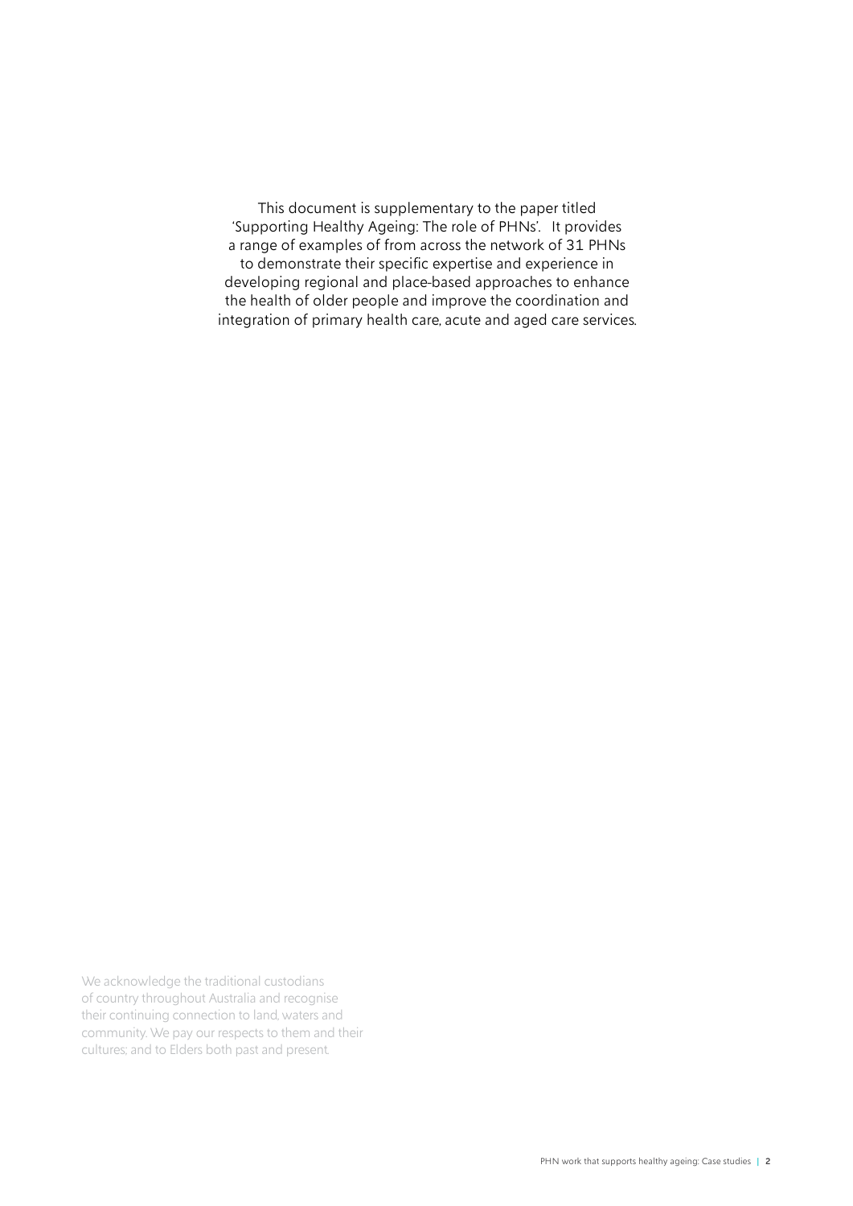This document is supplementary to the paper titled 'Supporting Healthy Ageing: The role of PHNs'. It provides a range of examples of from across the network of 31 PHNs to demonstrate their specific expertise and experience in developing regional and place-based approaches to enhance the health of older people and improve the coordination and integration of primary health care, acute and aged care services.

We acknowledge the traditional custodians of country throughout Australia and recognise their continuing connection to land, waters and community. We pay our respects to them and their cultures; and to Elders both past and present.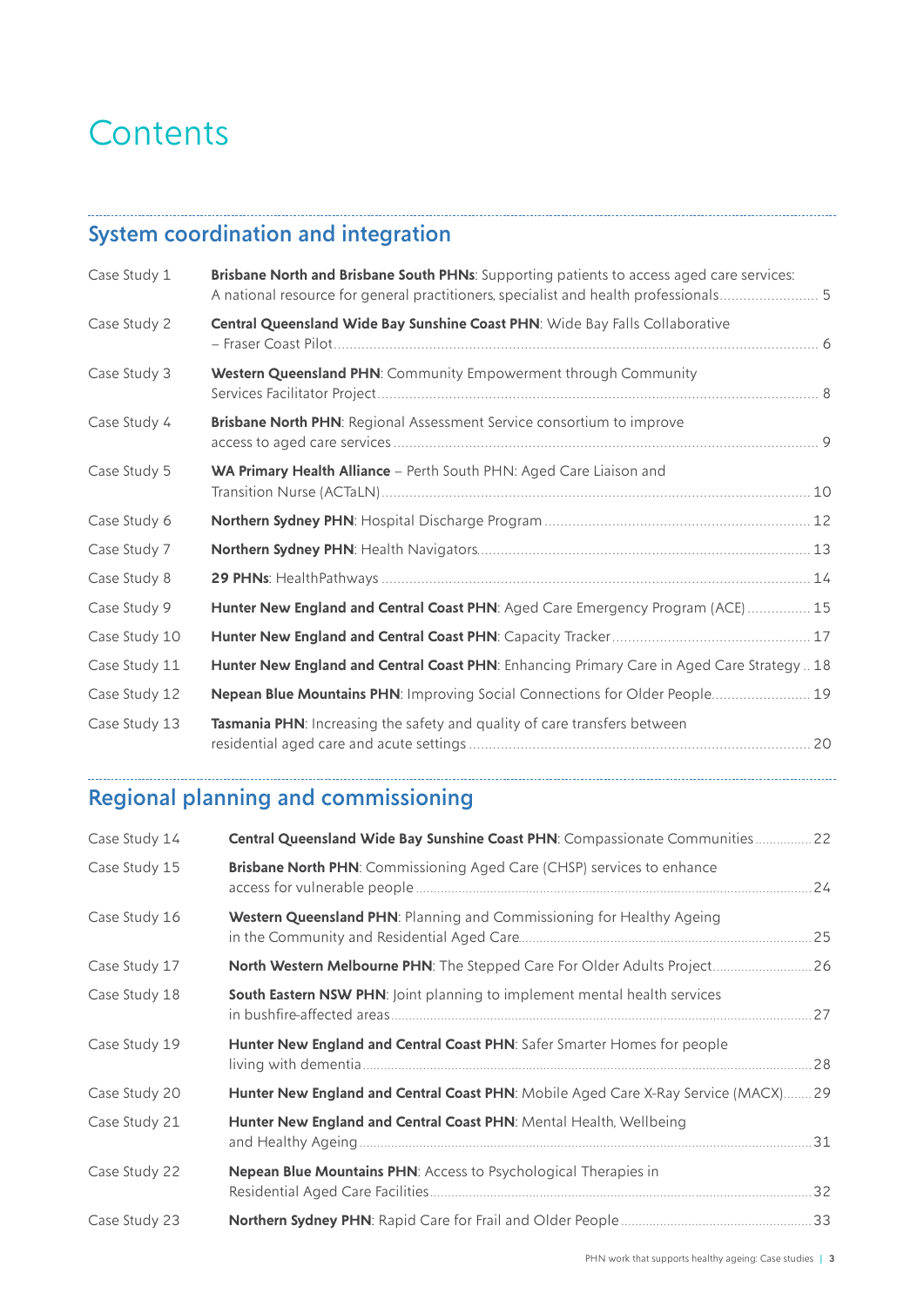# Contents

## System coordination and integration

| | | |
|---|---|---|
| Case Study 1 | **Brisbane North and Brisbane South PHNs**: Supporting patients to access aged care services: A national resource for general practitioners, specialist and health professionals | 5 |
| Case Study 2 | **Central Queensland Wide Bay Sunshine Coast PHN**: Wide Bay Falls Collaborative – Fraser Coast Pilot | 6 |
| Case Study 3 | **Western Queensland PHN**: Community Empowerment through Community Services Facilitator Project | 8 |
| Case Study 4 | **Brisbane North PHN**: Regional Assessment Service consortium to improve access to aged care services | 9 |
| Case Study 5 | **WA Primary Health Alliance** – Perth South PHN: Aged Care Liaison and Transition Nurse (ACTaLN) | 10 |
| Case Study 6 | **Northern Sydney PHN**: Hospital Discharge Program | 12 |
| Case Study 7 | **Northern Sydney PHN**: Health Navigators | 13 |
| Case Study 8 | **29 PHNs**: HealthPathways | 14 |
| Case Study 9 | **Hunter New England and Central Coast PHN**: Aged Care Emergency Program (ACE) | 15 |
| Case Study 10 | **Hunter New England and Central Coast PHN**: Capacity Tracker | 17 |
| Case Study 11 | **Hunter New England and Central Coast PHN**: Enhancing Primary Care in Aged Care Strategy | 18 |
| Case Study 12 | **Nepean Blue Mountains PHN**: Improving Social Connections for Older People | 19 |
| Case Study 13 | **Tasmania PHN**: Increasing the safety and quality of care transfers between residential aged care and acute settings | 20 |

## Regional planning and commissioning

| | | |
|---|---|---|
| Case Study 14 | **Central Queensland Wide Bay Sunshine Coast PHN**: Compassionate Communities | 22 |
| Case Study 15 | **Brisbane North PHN**: Commissioning Aged Care (CHSP) services to enhance access for vulnerable people | 24 |
| Case Study 16 | **Western Queensland PHN**: Planning and Commissioning for Healthy Ageing in the Community and Residential Aged Care | 25 |
| Case Study 17 | **North Western Melbourne PHN**: The Stepped Care For Older Adults Project | 26 |
| Case Study 18 | **South Eastern NSW PHN**: Joint planning to implement mental health services in bushfire-affected areas | 27 |
| Case Study 19 | **Hunter New England and Central Coast PHN**: Safer Smarter Homes for people living with dementia | 28 |
| Case Study 20 | **Hunter New England and Central Coast PHN**: Mobile Aged Care X-Ray Service (MACX) | 29 |
| Case Study 21 | **Hunter New England and Central Coast PHN**: Mental Health, Wellbeing and Healthy Ageing | 31 |
| Case Study 22 | **Nepean Blue Mountains PHN**: Access to Psychological Therapies in Residential Aged Care Facilities | 32 |
| Case Study 23 | **Northern Sydney PHN**: Rapid Care for Frail and Older People | 33 |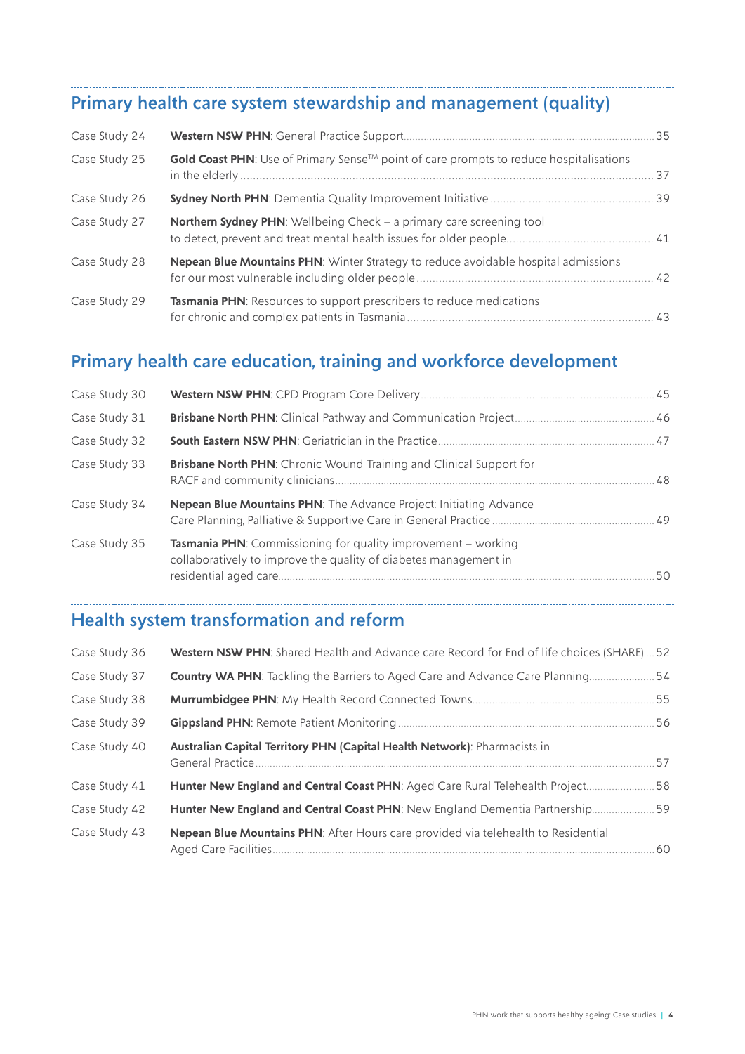## Primary health care system stewardship and management (quality)

| | | |
|---|---|---|
| Case Study 24 | **Western NSW PHN**: General Practice Support | 35 |
| Case Study 25 | **Gold Coast PHN**: Use of Primary Sense™ point of care prompts to reduce hospitalisations in the elderly | 37 |
| Case Study 26 | **Sydney North PHN**: Dementia Quality Improvement Initiative | 39 |
| Case Study 27 | **Northern Sydney PHN**: Wellbeing Check – a primary care screening tool to detect, prevent and treat mental health issues for older people | 41 |
| Case Study 28 | **Nepean Blue Mountains PHN**: Winter Strategy to reduce avoidable hospital admissions for our most vulnerable including older people | 42 |
| Case Study 29 | **Tasmania PHN**: Resources to support prescribers to reduce medications for chronic and complex patients in Tasmania | 43 |

## Primary health care education, training and workforce development

| | | |
|---|---|---|
| Case Study 30 | **Western NSW PHN**: CPD Program Core Delivery | 45 |
| Case Study 31 | **Brisbane North PHN**: Clinical Pathway and Communication Project | 46 |
| Case Study 32 | **South Eastern NSW PHN**: Geriatrician in the Practice | 47 |
| Case Study 33 | **Brisbane North PHN**: Chronic Wound Training and Clinical Support for RACF and community clinicians | 48 |
| Case Study 34 | **Nepean Blue Mountains PHN**: The Advance Project: Initiating Advance Care Planning, Palliative & Supportive Care in General Practice | 49 |
| Case Study 35 | **Tasmania PHN**: Commissioning for quality improvement – working collaboratively to improve the quality of diabetes management in residential aged care | 50 |

## Health system transformation and reform

| | | |
|---|---|---|
| Case Study 36 | **Western NSW PHN**: Shared Health and Advance care Record for End of life choices (SHARE) | 52 |
| Case Study 37 | **Country WA PHN**: Tackling the Barriers to Aged Care and Advance Care Planning | 54 |
| Case Study 38 | **Murrumbidgee PHN**: My Health Record Connected Towns | 55 |
| Case Study 39 | **Gippsland PHN**: Remote Patient Monitoring | 56 |
| Case Study 40 | **Australian Capital Territory PHN (Capital Health Network)**: Pharmacists in General Practice | 57 |
| Case Study 41 | **Hunter New England and Central Coast PHN**: Aged Care Rural Telehealth Project | 58 |
| Case Study 42 | **Hunter New England and Central Coast PHN**: New England Dementia Partnership | 59 |
| Case Study 43 | **Nepean Blue Mountains PHN**: After Hours care provided via telehealth to Residential Aged Care Facilities | 60 |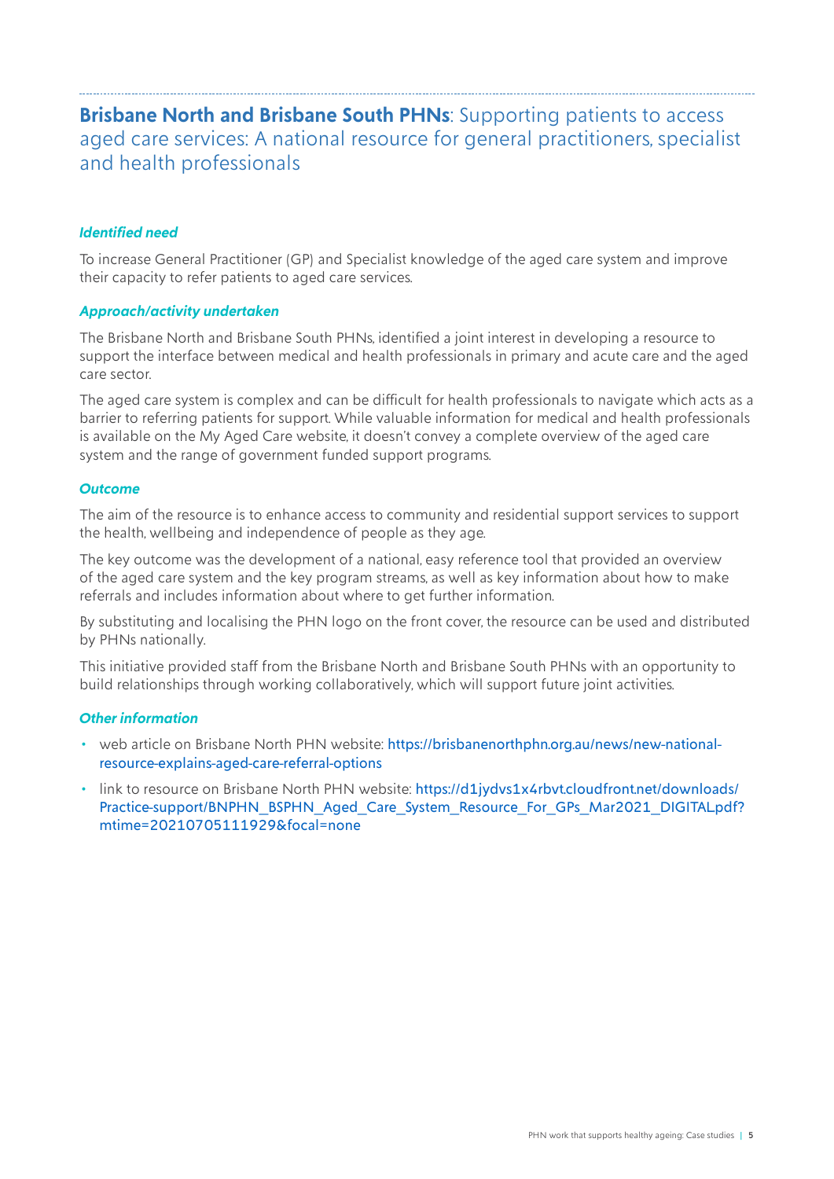## **Brisbane North and Brisbane South PHNs**: Supporting patients to access aged care services: A national resource for general practitioners, specialist and health professionals

### *Identified need*

To increase General Practitioner (GP) and Specialist knowledge of the aged care system and improve their capacity to refer patients to aged care services.

### *Approach/activity undertaken*

The Brisbane North and Brisbane South PHNs, identified a joint interest in developing a resource to support the interface between medical and health professionals in primary and acute care and the aged care sector.

The aged care system is complex and can be difficult for health professionals to navigate which acts as a barrier to referring patients for support. While valuable information for medical and health professionals is available on the My Aged Care website, it doesn't convey a complete overview of the aged care system and the range of government funded support programs.

### *Outcome*

The aim of the resource is to enhance access to community and residential support services to support the health, wellbeing and independence of people as they age.

The key outcome was the development of a national, easy reference tool that provided an overview of the aged care system and the key program streams, as well as key information about how to make referrals and includes information about where to get further information.

By substituting and localising the PHN logo on the front cover, the resource can be used and distributed by PHNs nationally.

This initiative provided staff from the Brisbane North and Brisbane South PHNs with an opportunity to build relationships through working collaboratively, which will support future joint activities.

### *Other information*

- web article on Brisbane North PHN website: https://brisbanenorthphn.org.au/news/new-national-resource-explains-aged-care-referral-options
- link to resource on Brisbane North PHN website: https://d1jydvs1x4rbvt.cloudfront.net/downloads/Practice-support/BNPHN_BSPHN_Aged_Care_System_Resource_For_GPs_Mar2021_DIGITAL.pdf?mtime=20210705111929&focal=none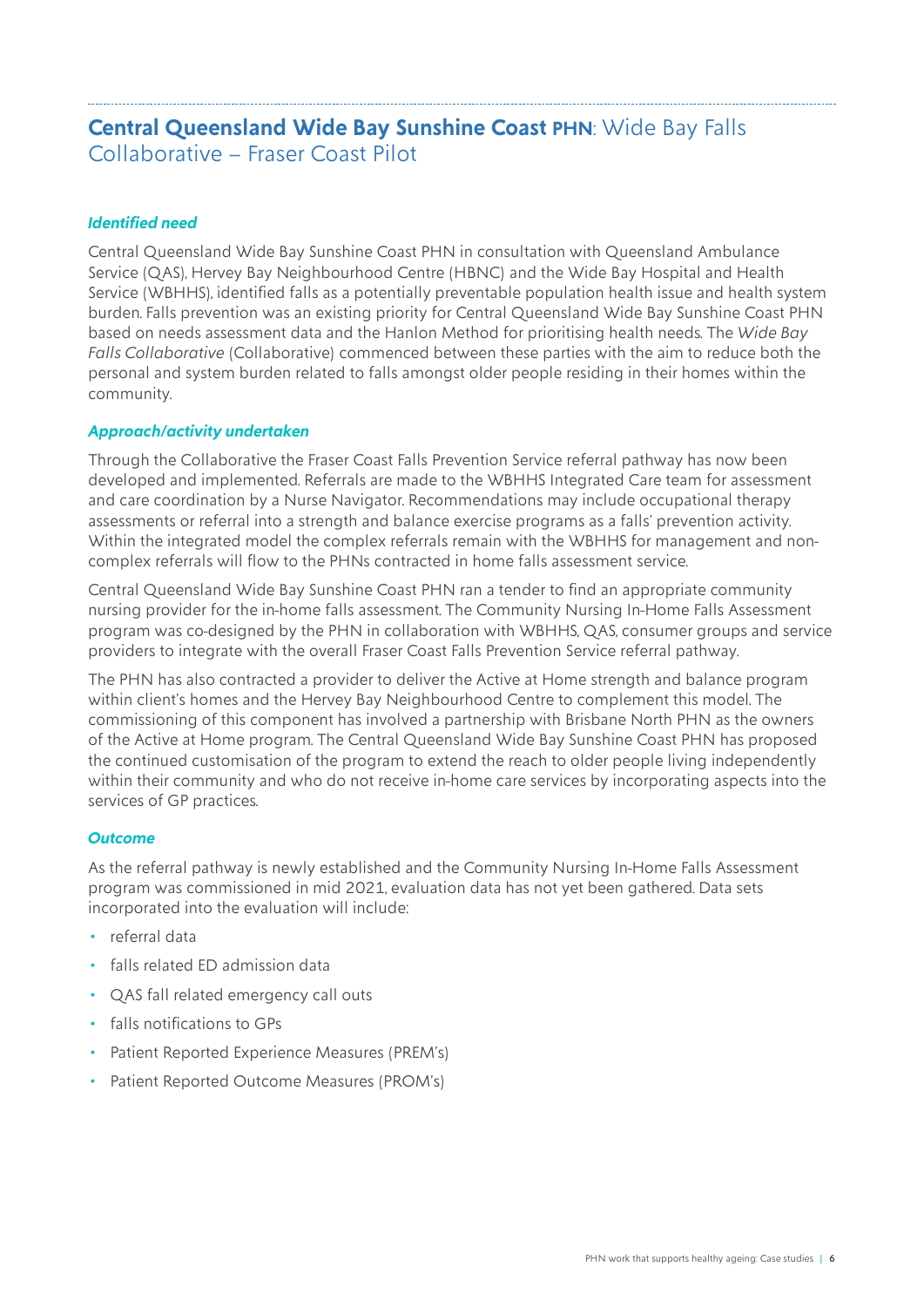## **Central Queensland Wide Bay Sunshine Coast PHN**: Wide Bay Falls Collaborative – Fraser Coast Pilot

### *Identified need*

Central Queensland Wide Bay Sunshine Coast PHN in consultation with Queensland Ambulance Service (QAS), Hervey Bay Neighbourhood Centre (HBNC) and the Wide Bay Hospital and Health Service (WBHHS), identified falls as a potentially preventable population health issue and health system burden. Falls prevention was an existing priority for Central Queensland Wide Bay Sunshine Coast PHN based on needs assessment data and the Hanlon Method for prioritising health needs. The *Wide Bay Falls Collaborative* (Collaborative) commenced between these parties with the aim to reduce both the personal and system burden related to falls amongst older people residing in their homes within the community.

### *Approach/activity undertaken*

Through the Collaborative the Fraser Coast Falls Prevention Service referral pathway has now been developed and implemented. Referrals are made to the WBHHS Integrated Care team for assessment and care coordination by a Nurse Navigator. Recommendations may include occupational therapy assessments or referral into a strength and balance exercise programs as a falls' prevention activity. Within the integrated model the complex referrals remain with the WBHHS for management and non-complex referrals will flow to the PHNs contracted in home falls assessment service.

Central Queensland Wide Bay Sunshine Coast PHN ran a tender to find an appropriate community nursing provider for the in-home falls assessment. The Community Nursing In-Home Falls Assessment program was co-designed by the PHN in collaboration with WBHHS, QAS, consumer groups and service providers to integrate with the overall Fraser Coast Falls Prevention Service referral pathway.

The PHN has also contracted a provider to deliver the Active at Home strength and balance program within client's homes and the Hervey Bay Neighbourhood Centre to complement this model. The commissioning of this component has involved a partnership with Brisbane North PHN as the owners of the Active at Home program. The Central Queensland Wide Bay Sunshine Coast PHN has proposed the continued customisation of the program to extend the reach to older people living independently within their community and who do not receive in-home care services by incorporating aspects into the services of GP practices.

### *Outcome*

As the referral pathway is newly established and the Community Nursing In-Home Falls Assessment program was commissioned in mid 2021, evaluation data has not yet been gathered. Data sets incorporated into the evaluation will include:

- referral data
- falls related ED admission data
- QAS fall related emergency call outs
- falls notifications to GPs
- Patient Reported Experience Measures (PREM's)
- Patient Reported Outcome Measures (PROM's)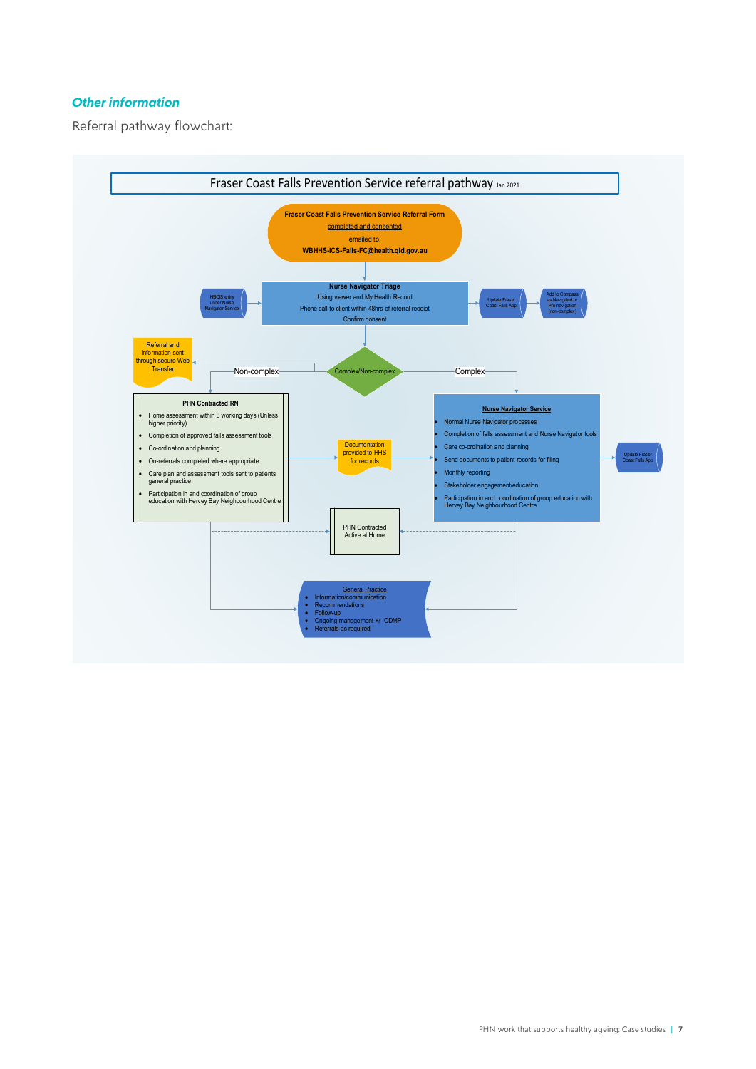## *Other information*

Referral pathway flowchart:

**Fraser Coast Falls Prevention Service referral pathway** Jan 2021

**Fraser Coast Falls Prevention Service Referral Form**
completed and consented
emailed to:
**WBHHS-ICS-Falls-FC@health.qld.gov.au**

**Nurse Navigator Triage**
Using viewer and My Health Record
Phone call to client within 48hrs of referral receipt
Confirm consent

HBCIS entry under Nurse Navigator Service

Update Fraser Coast Falls App

Add to Compass as Navigated or Pre-navigation (non-complex)

Complex/Non-complex

Non-complex

Referral and information sent through secure Web Transfer

**PHN Contracted RN**

- Home assessment within 3 working days (Unless higher priority)
- Completion of approved falls assessment tools
- Co-ordination and planning
- On-referrals completed where appropriate
- Care plan and assessment tools sent to patients general practice
- Participation in and coordination of group education with Hervey Bay Neighbourhood Centre

Documentation provided to HHS for records

Complex

**Nurse Navigator Service**

- Normal Nurse Navigator processes
- Completion of falls assessment and Nurse Navigator tools
- Care co-ordination and planning
- Send documents to patient records for filing
- Monthly reporting
- Stakeholder engagement/education
- Participation in and coordination of group education with Hervey Bay Neighbourhood Centre

Update Fraser Coast Falls App

PHN Contracted Active at Home

**General Practice**

- Information/communication
- Recommendations
- Follow-up
- Ongoing management +/- CDMP
- Referrals as required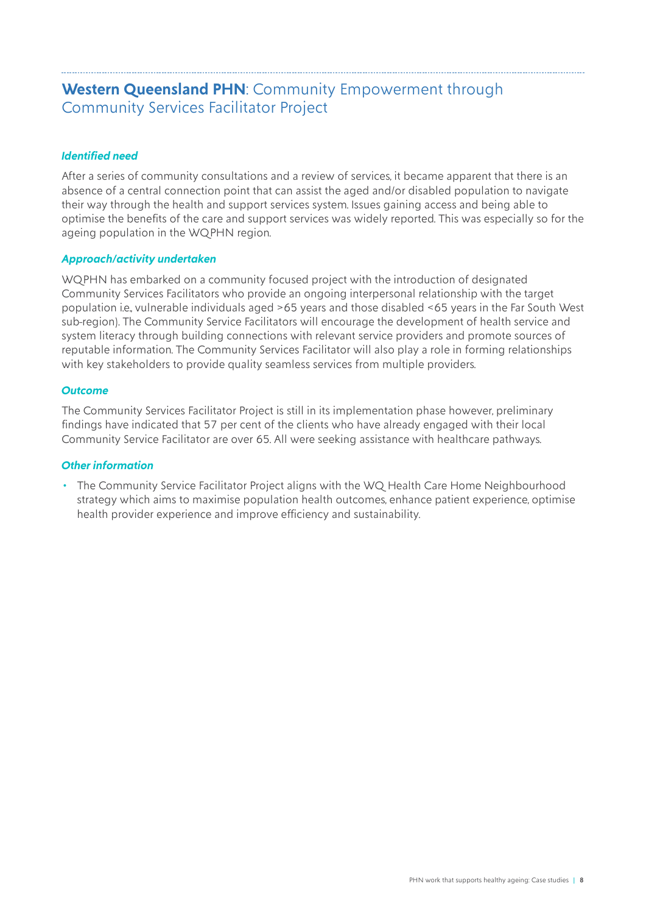## **Western Queensland PHN**: Community Empowerment through Community Services Facilitator Project

### *Identified need*

After a series of community consultations and a review of services, it became apparent that there is an absence of a central connection point that can assist the aged and/or disabled population to navigate their way through the health and support services system. Issues gaining access and being able to optimise the benefits of the care and support services was widely reported. This was especially so for the ageing population in the WQPHN region.

### *Approach/activity undertaken*

WQPHN has embarked on a community focused project with the introduction of designated Community Services Facilitators who provide an ongoing interpersonal relationship with the target population i.e., vulnerable individuals aged >65 years and those disabled <65 years in the Far South West sub-region). The Community Service Facilitators will encourage the development of health service and system literacy through building connections with relevant service providers and promote sources of reputable information. The Community Services Facilitator will also play a role in forming relationships with key stakeholders to provide quality seamless services from multiple providers.

### *Outcome*

The Community Services Facilitator Project is still in its implementation phase however, preliminary findings have indicated that 57 per cent of the clients who have already engaged with their local Community Service Facilitator are over 65. All were seeking assistance with healthcare pathways.

### *Other information*

- The Community Service Facilitator Project aligns with the WQ Health Care Home Neighbourhood strategy which aims to maximise population health outcomes, enhance patient experience, optimise health provider experience and improve efficiency and sustainability.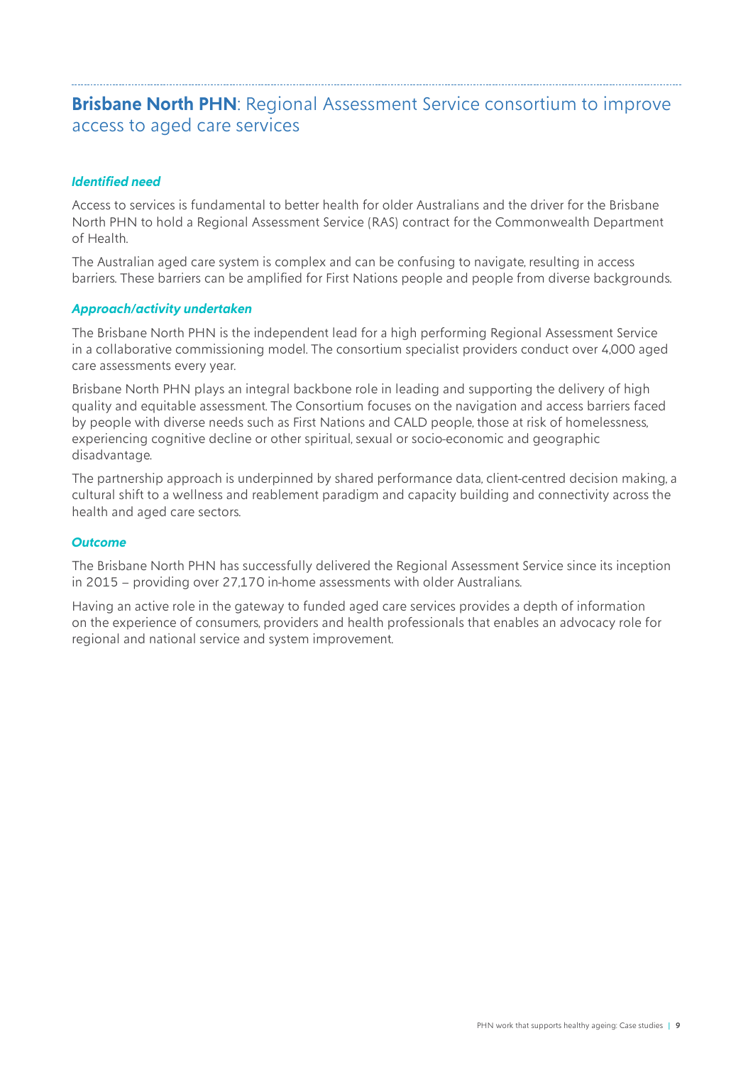## **Brisbane North PHN**: Regional Assessment Service consortium to improve access to aged care services

### *Identified need*

Access to services is fundamental to better health for older Australians and the driver for the Brisbane North PHN to hold a Regional Assessment Service (RAS) contract for the Commonwealth Department of Health.

The Australian aged care system is complex and can be confusing to navigate, resulting in access barriers. These barriers can be amplified for First Nations people and people from diverse backgrounds.

### *Approach/activity undertaken*

The Brisbane North PHN is the independent lead for a high performing Regional Assessment Service in a collaborative commissioning model. The consortium specialist providers conduct over 4,000 aged care assessments every year.

Brisbane North PHN plays an integral backbone role in leading and supporting the delivery of high quality and equitable assessment. The Consortium focuses on the navigation and access barriers faced by people with diverse needs such as First Nations and CALD people, those at risk of homelessness, experiencing cognitive decline or other spiritual, sexual or socio-economic and geographic disadvantage.

The partnership approach is underpinned by shared performance data, client-centred decision making, a cultural shift to a wellness and reablement paradigm and capacity building and connectivity across the health and aged care sectors.

### *Outcome*

The Brisbane North PHN has successfully delivered the Regional Assessment Service since its inception in 2015 – providing over 27,170 in-home assessments with older Australians.

Having an active role in the gateway to funded aged care services provides a depth of information on the experience of consumers, providers and health professionals that enables an advocacy role for regional and national service and system improvement.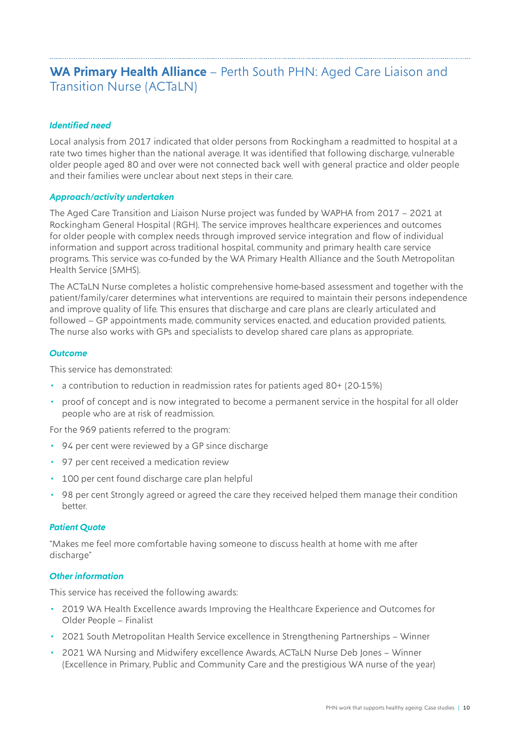## **WA Primary Health Alliance** – Perth South PHN: Aged Care Liaison and Transition Nurse (ACTaLN)

### *Identified need*

Local analysis from 2017 indicated that older persons from Rockingham a readmitted to hospital at a rate two times higher than the national average. It was identified that following discharge, vulnerable older people aged 80 and over were not connected back well with general practice and older people and their families were unclear about next steps in their care.

### *Approach/activity undertaken*

The Aged Care Transition and Liaison Nurse project was funded by WAPHA from 2017 – 2021 at Rockingham General Hospital (RGH). The service improves healthcare experiences and outcomes for older people with complex needs through improved service integration and flow of individual information and support across traditional hospital, community and primary health care service programs. This service was co-funded by the WA Primary Health Alliance and the South Metropolitan Health Service (SMHS).

The ACTaLN Nurse completes a holistic comprehensive home-based assessment and together with the patient/family/carer determines what interventions are required to maintain their persons independence and improve quality of life. This ensures that discharge and care plans are clearly articulated and followed – GP appointments made, community services enacted, and education provided patients. The nurse also works with GPs and specialists to develop shared care plans as appropriate.

### *Outcome*

This service has demonstrated:

- a contribution to reduction in readmission rates for patients aged 80+ (20-15%)
- proof of concept and is now integrated to become a permanent service in the hospital for all older people who are at risk of readmission.

For the 969 patients referred to the program:

- 94 per cent were reviewed by a GP since discharge
- 97 per cent received a medication review
- 100 per cent found discharge care plan helpful
- 98 per cent Strongly agreed or agreed the care they received helped them manage their condition better.

### *Patient Quote*

"Makes me feel more comfortable having someone to discuss health at home with me after discharge"

### *Other information*

This service has received the following awards:

- 2019 WA Health Excellence awards Improving the Healthcare Experience and Outcomes for Older People – Finalist
- 2021 South Metropolitan Health Service excellence in Strengthening Partnerships – Winner
- 2021 WA Nursing and Midwifery excellence Awards, ACTaLN Nurse Deb Jones – Winner (Excellence in Primary, Public and Community Care and the prestigious WA nurse of the year)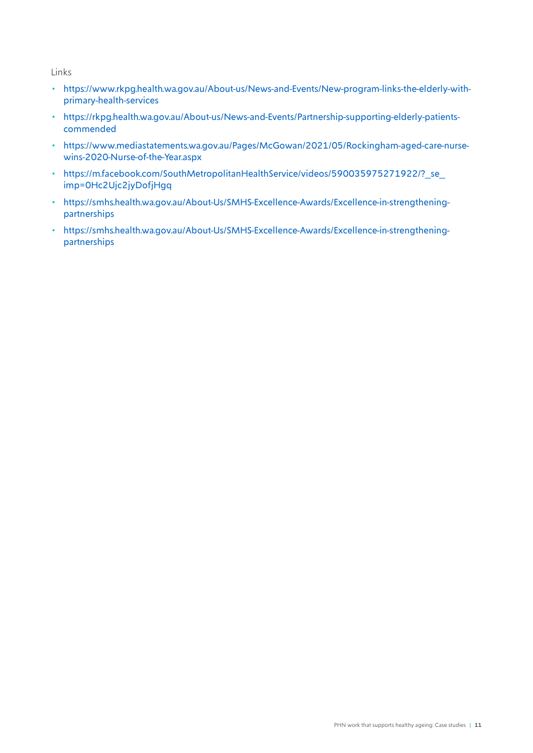Links

- https://www.rkpg.health.wa.gov.au/About-us/News-and-Events/New-program-links-the-elderly-with-primary-health-services
- https://rkpg.health.wa.gov.au/About-us/News-and-Events/Partnership-supporting-elderly-patients-commended
- https://www.mediastatements.wa.gov.au/Pages/McGowan/2021/05/Rockingham-aged-care-nurse-wins-2020-Nurse-of-the-Year.aspx
- https://m.facebook.com/SouthMetropolitanHealthService/videos/590035975271922/?_se_imp=0Hc2Ujc2jyDofjHgq
- https://smhs.health.wa.gov.au/About-Us/SMHS-Excellence-Awards/Excellence-in-strengthening-partnerships
- https://smhs.health.wa.gov.au/About-Us/SMHS-Excellence-Awards/Excellence-in-strengthening-partnerships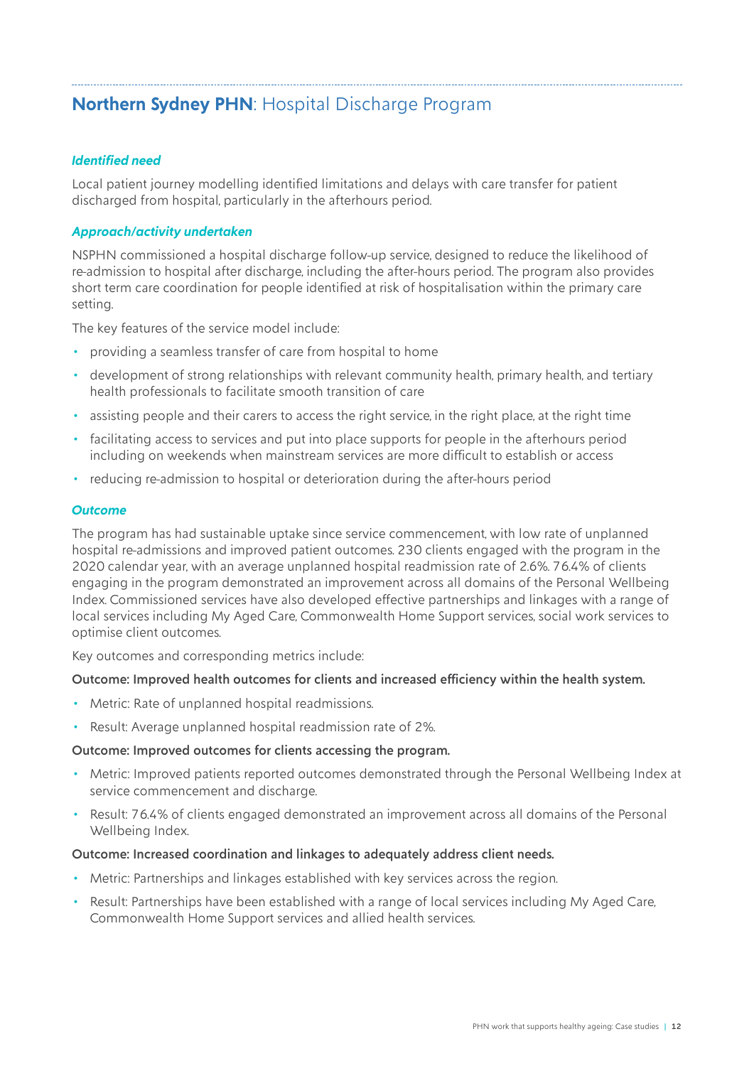## **Northern Sydney PHN**: Hospital Discharge Program

***Identified need***

Local patient journey modelling identified limitations and delays with care transfer for patient discharged from hospital, particularly in the afterhours period.

***Approach/activity undertaken***

NSPHN commissioned a hospital discharge follow-up service, designed to reduce the likelihood of re-admission to hospital after discharge, including the after-hours period. The program also provides short term care coordination for people identified at risk of hospitalisation within the primary care setting.

The key features of the service model include:

- providing a seamless transfer of care from hospital to home
- development of strong relationships with relevant community health, primary health, and tertiary health professionals to facilitate smooth transition of care
- assisting people and their carers to access the right service, in the right place, at the right time
- facilitating access to services and put into place supports for people in the afterhours period including on weekends when mainstream services are more difficult to establish or access
- reducing re-admission to hospital or deterioration during the after-hours period

***Outcome***

The program has had sustainable uptake since service commencement, with low rate of unplanned hospital re-admissions and improved patient outcomes. 230 clients engaged with the program in the 2020 calendar year, with an average unplanned hospital readmission rate of 2.6%. 76.4% of clients engaging in the program demonstrated an improvement across all domains of the Personal Wellbeing Index. Commissioned services have also developed effective partnerships and linkages with a range of local services including My Aged Care, Commonwealth Home Support services, social work services to optimise client outcomes.

Key outcomes and corresponding metrics include:

**Outcome: Improved health outcomes for clients and increased efficiency within the health system.**

- Metric: Rate of unplanned hospital readmissions.
- Result: Average unplanned hospital readmission rate of 2%.

**Outcome: Improved outcomes for clients accessing the program.**

- Metric: Improved patients reported outcomes demonstrated through the Personal Wellbeing Index at service commencement and discharge.
- Result: 76.4% of clients engaged demonstrated an improvement across all domains of the Personal Wellbeing Index.

**Outcome: Increased coordination and linkages to adequately address client needs.**

- Metric: Partnerships and linkages established with key services across the region.
- Result: Partnerships have been established with a range of local services including My Aged Care, Commonwealth Home Support services and allied health services.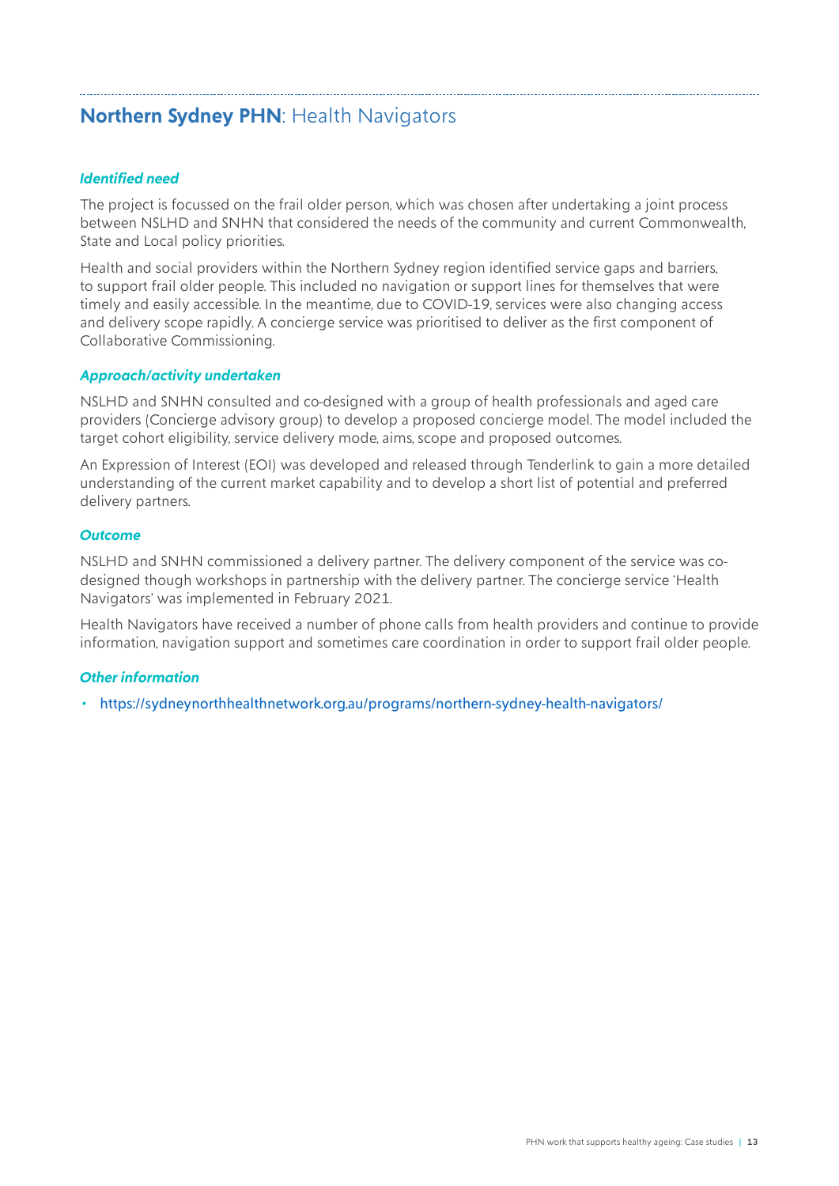## **Northern Sydney PHN**: Health Navigators

### *Identified need*

The project is focussed on the frail older person, which was chosen after undertaking a joint process between NSLHD and SNHN that considered the needs of the community and current Commonwealth, State and Local policy priorities.

Health and social providers within the Northern Sydney region identified service gaps and barriers, to support frail older people. This included no navigation or support lines for themselves that were timely and easily accessible. In the meantime, due to COVID-19, services were also changing access and delivery scope rapidly. A concierge service was prioritised to deliver as the first component of Collaborative Commissioning.

### *Approach/activity undertaken*

NSLHD and SNHN consulted and co-designed with a group of health professionals and aged care providers (Concierge advisory group) to develop a proposed concierge model. The model included the target cohort eligibility, service delivery mode, aims, scope and proposed outcomes.

An Expression of Interest (EOI) was developed and released through Tenderlink to gain a more detailed understanding of the current market capability and to develop a short list of potential and preferred delivery partners.

### *Outcome*

NSLHD and SNHN commissioned a delivery partner. The delivery component of the service was co-designed though workshops in partnership with the delivery partner. The concierge service 'Health Navigators' was implemented in February 2021.

Health Navigators have received a number of phone calls from health providers and continue to provide information, navigation support and sometimes care coordination in order to support frail older people.

### *Other information*

- https://sydneynorthhealthnetwork.org.au/programs/northern-sydney-health-navigators/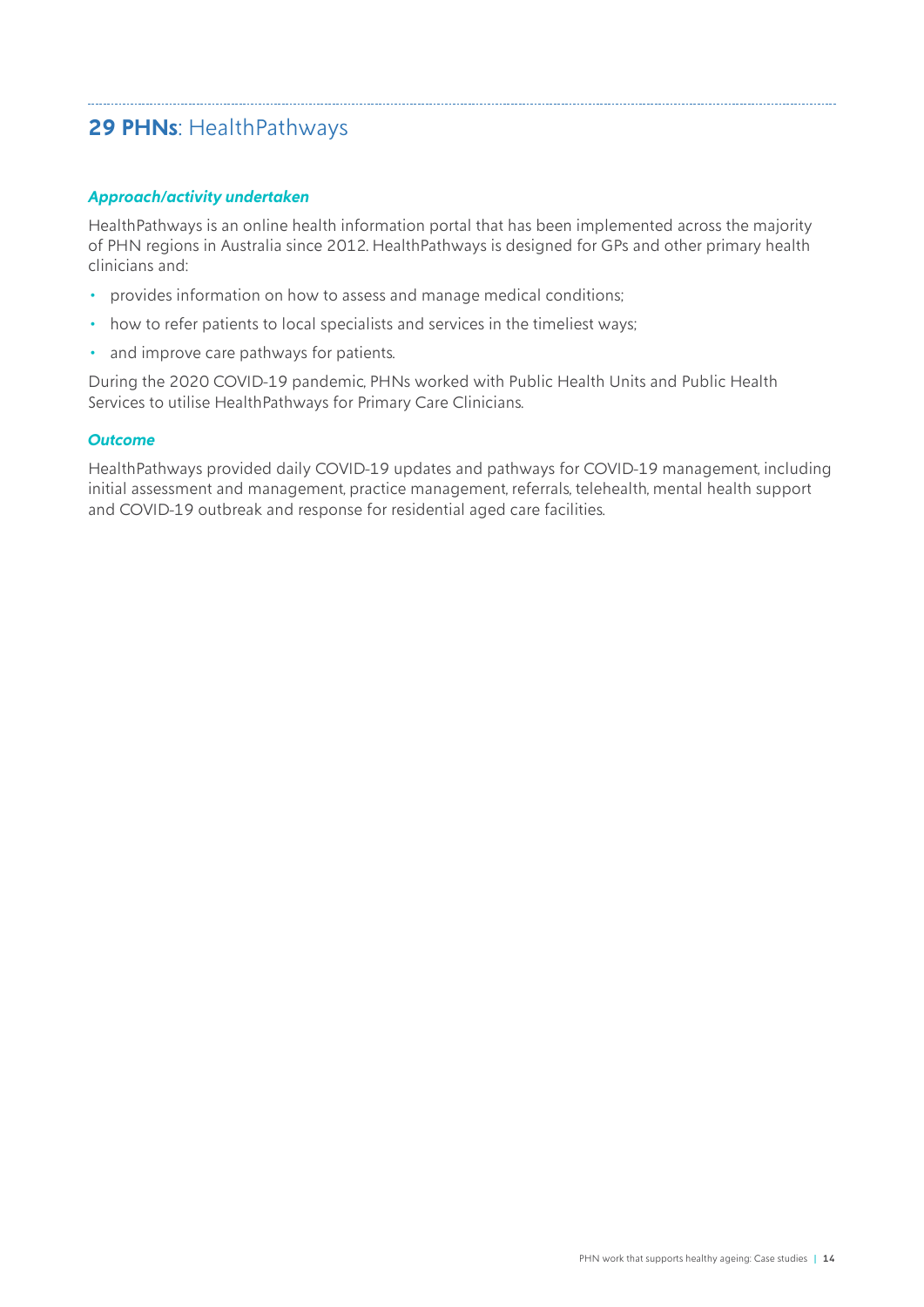## **29 PHNs**: HealthPathways

### *Approach/activity undertaken*

HealthPathways is an online health information portal that has been implemented across the majority of PHN regions in Australia since 2012. HealthPathways is designed for GPs and other primary health clinicians and:

- provides information on how to assess and manage medical conditions;
- how to refer patients to local specialists and services in the timeliest ways;
- and improve care pathways for patients.

During the 2020 COVID-19 pandemic, PHNs worked with Public Health Units and Public Health Services to utilise HealthPathways for Primary Care Clinicians.

### *Outcome*

HealthPathways provided daily COVID-19 updates and pathways for COVID-19 management, including initial assessment and management, practice management, referrals, telehealth, mental health support and COVID-19 outbreak and response for residential aged care facilities.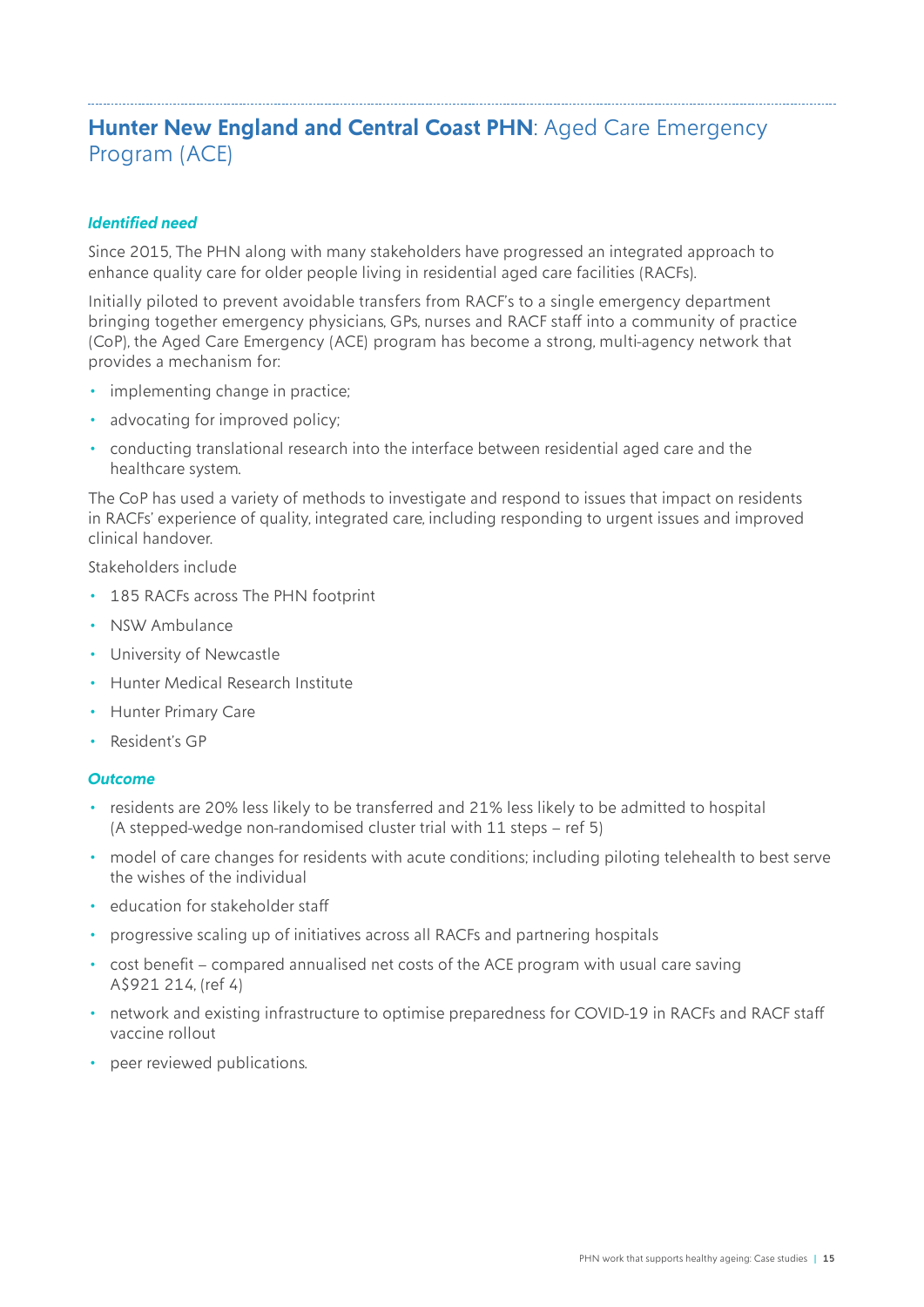## **Hunter New England and Central Coast PHN**: Aged Care Emergency Program (ACE)

***Identified need***

Since 2015, The PHN along with many stakeholders have progressed an integrated approach to enhance quality care for older people living in residential aged care facilities (RACFs).

Initially piloted to prevent avoidable transfers from RACF's to a single emergency department bringing together emergency physicians, GPs, nurses and RACF staff into a community of practice (CoP), the Aged Care Emergency (ACE) program has become a strong, multi-agency network that provides a mechanism for:

- implementing change in practice;
- advocating for improved policy;
- conducting translational research into the interface between residential aged care and the healthcare system.

The CoP has used a variety of methods to investigate and respond to issues that impact on residents in RACFs' experience of quality, integrated care, including responding to urgent issues and improved clinical handover.

Stakeholders include

- 185 RACFs across The PHN footprint
- NSW Ambulance
- University of Newcastle
- Hunter Medical Research Institute
- Hunter Primary Care
- Resident's GP

***Outcome***

- residents are 20% less likely to be transferred and 21% less likely to be admitted to hospital (A stepped-wedge non-randomised cluster trial with 11 steps – ref 5)
- model of care changes for residents with acute conditions; including piloting telehealth to best serve the wishes of the individual
- education for stakeholder staff
- progressive scaling up of initiatives across all RACFs and partnering hospitals
- cost benefit – compared annualised net costs of the ACE program with usual care saving A$921 214, (ref 4)
- network and existing infrastructure to optimise preparedness for COVID-19 in RACFs and RACF staff vaccine rollout
- peer reviewed publications.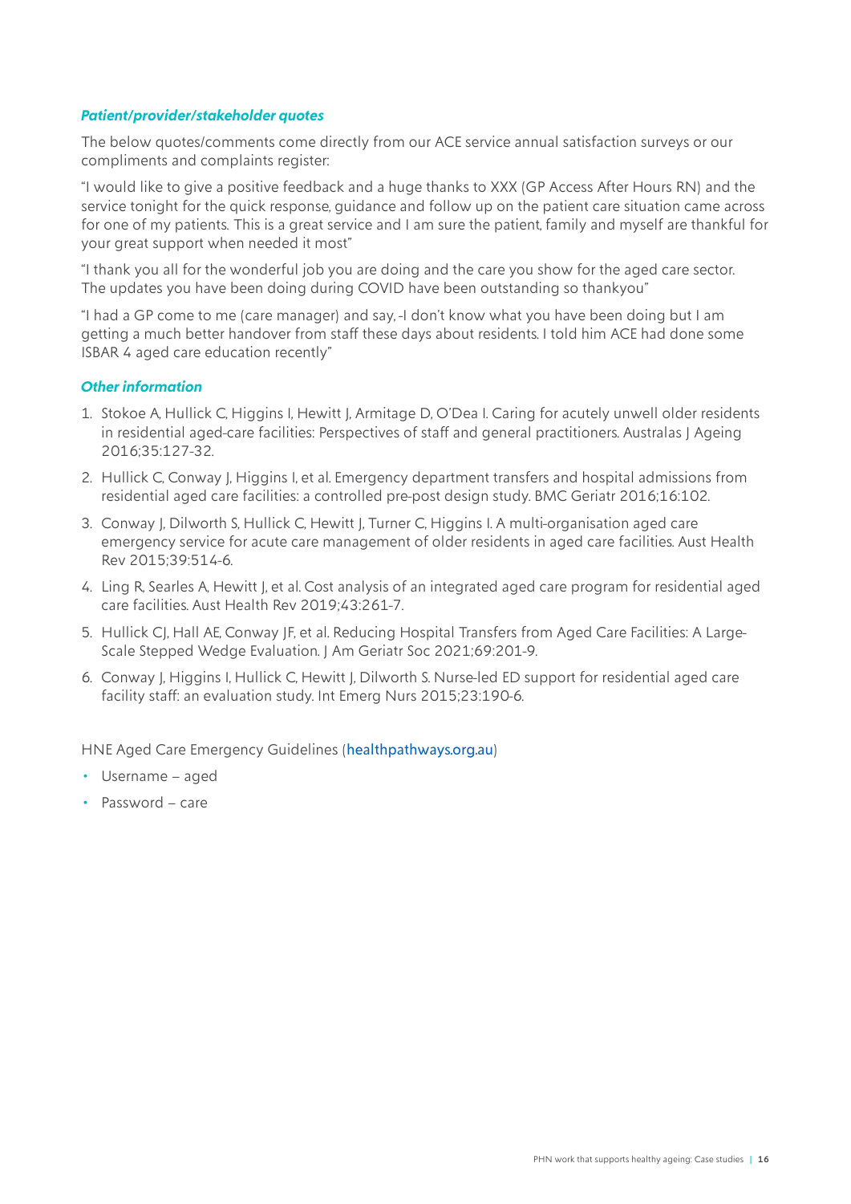### *Patient/provider/stakeholder quotes*

The below quotes/comments come directly from our ACE service annual satisfaction surveys or our compliments and complaints register:

"I would like to give a positive feedback and a huge thanks to XXX (GP Access After Hours RN) and the service tonight for the quick response, guidance and follow up on the patient care situation came across for one of my patients. This is a great service and I am sure the patient, family and myself are thankful for your great support when needed it most"

"I thank you all for the wonderful job you are doing and the care you show for the aged care sector. The updates you have been doing during COVID have been outstanding so thankyou"

"I had a GP come to me (care manager) and say, -I don't know what you have been doing but I am getting a much better handover from staff these days about residents. I told him ACE had done some ISBAR 4 aged care education recently"

### *Other information*

1. Stokoe A, Hullick C, Higgins I, Hewitt J, Armitage D, O'Dea I. Caring for acutely unwell older residents in residential aged-care facilities: Perspectives of staff and general practitioners. Australas J Ageing 2016;35:127-32.
2. Hullick C, Conway J, Higgins I, et al. Emergency department transfers and hospital admissions from residential aged care facilities: a controlled pre-post design study. BMC Geriatr 2016;16:102.
3. Conway J, Dilworth S, Hullick C, Hewitt J, Turner C, Higgins I. A multi-organisation aged care emergency service for acute care management of older residents in aged care facilities. Aust Health Rev 2015;39:514-6.
4. Ling R, Searles A, Hewitt J, et al. Cost analysis of an integrated aged care program for residential aged care facilities. Aust Health Rev 2019;43:261-7.
5. Hullick CJ, Hall AE, Conway JF, et al. Reducing Hospital Transfers from Aged Care Facilities: A Large-Scale Stepped Wedge Evaluation. J Am Geriatr Soc 2021;69:201-9.
6. Conway J, Higgins I, Hullick C, Hewitt J, Dilworth S. Nurse-led ED support for residential aged care facility staff: an evaluation study. Int Emerg Nurs 2015;23:190-6.

HNE Aged Care Emergency Guidelines (healthpathways.org.au)

- Username – aged
- Password – care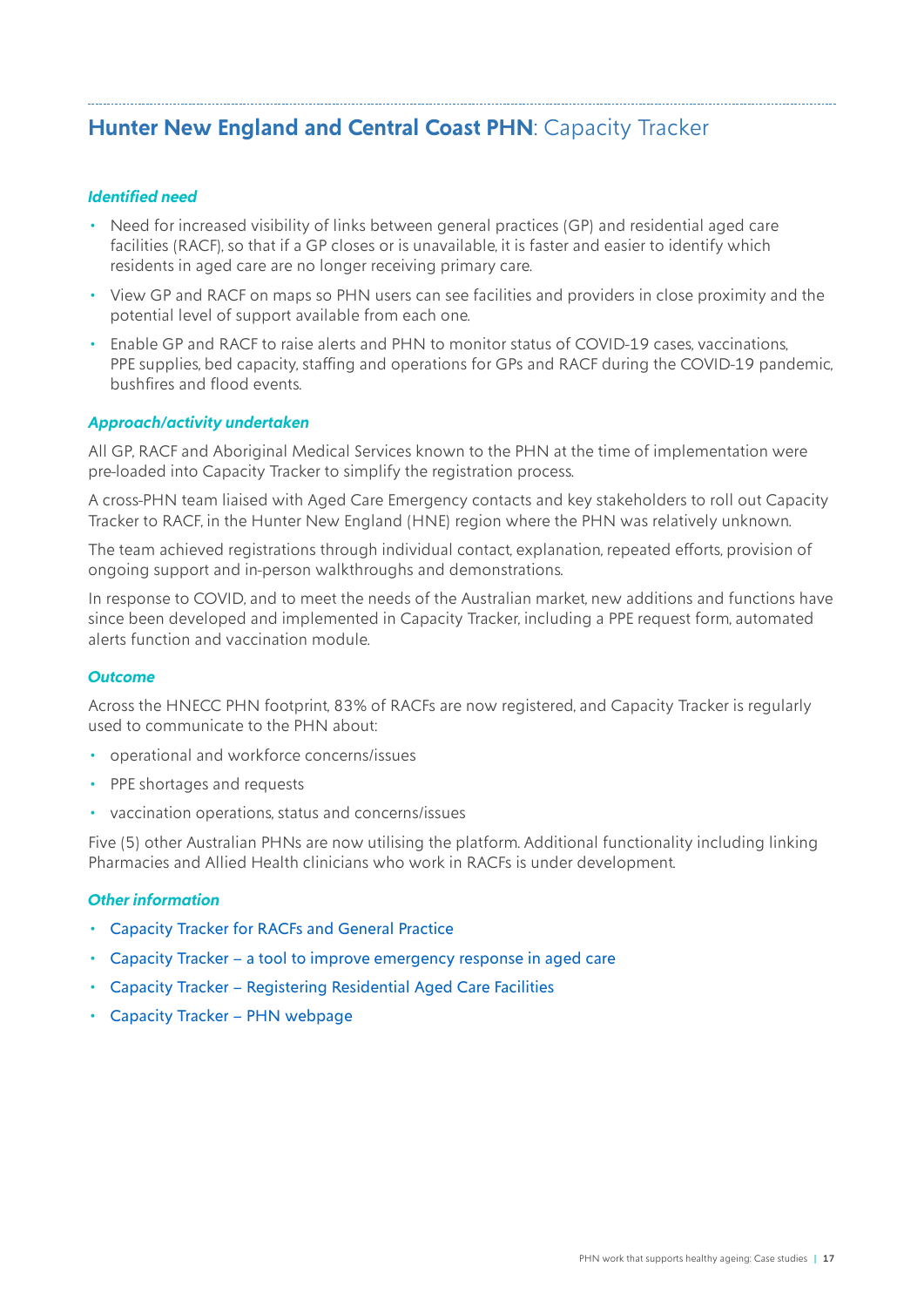## **Hunter New England and Central Coast PHN**: Capacity Tracker

### *Identified need*

- Need for increased visibility of links between general practices (GP) and residential aged care facilities (RACF), so that if a GP closes or is unavailable, it is faster and easier to identify which residents in aged care are no longer receiving primary care.
- View GP and RACF on maps so PHN users can see facilities and providers in close proximity and the potential level of support available from each one.
- Enable GP and RACF to raise alerts and PHN to monitor status of COVID-19 cases, vaccinations, PPE supplies, bed capacity, staffing and operations for GPs and RACF during the COVID-19 pandemic, bushfires and flood events.

### *Approach/activity undertaken*

All GP, RACF and Aboriginal Medical Services known to the PHN at the time of implementation were pre-loaded into Capacity Tracker to simplify the registration process.

A cross-PHN team liaised with Aged Care Emergency contacts and key stakeholders to roll out Capacity Tracker to RACF, in the Hunter New England (HNE) region where the PHN was relatively unknown.

The team achieved registrations through individual contact, explanation, repeated efforts, provision of ongoing support and in-person walkthroughs and demonstrations.

In response to COVID, and to meet the needs of the Australian market, new additions and functions have since been developed and implemented in Capacity Tracker, including a PPE request form, automated alerts function and vaccination module.

### *Outcome*

Across the HNECC PHN footprint, 83% of RACFs are now registered, and Capacity Tracker is regularly used to communicate to the PHN about:

- operational and workforce concerns/issues
- PPE shortages and requests
- vaccination operations, status and concerns/issues

Five (5) other Australian PHNs are now utilising the platform. Additional functionality including linking Pharmacies and Allied Health clinicians who work in RACFs is under development.

### *Other information*

- Capacity Tracker for RACFs and General Practice
- Capacity Tracker – a tool to improve emergency response in aged care
- Capacity Tracker – Registering Residential Aged Care Facilities
- Capacity Tracker – PHN webpage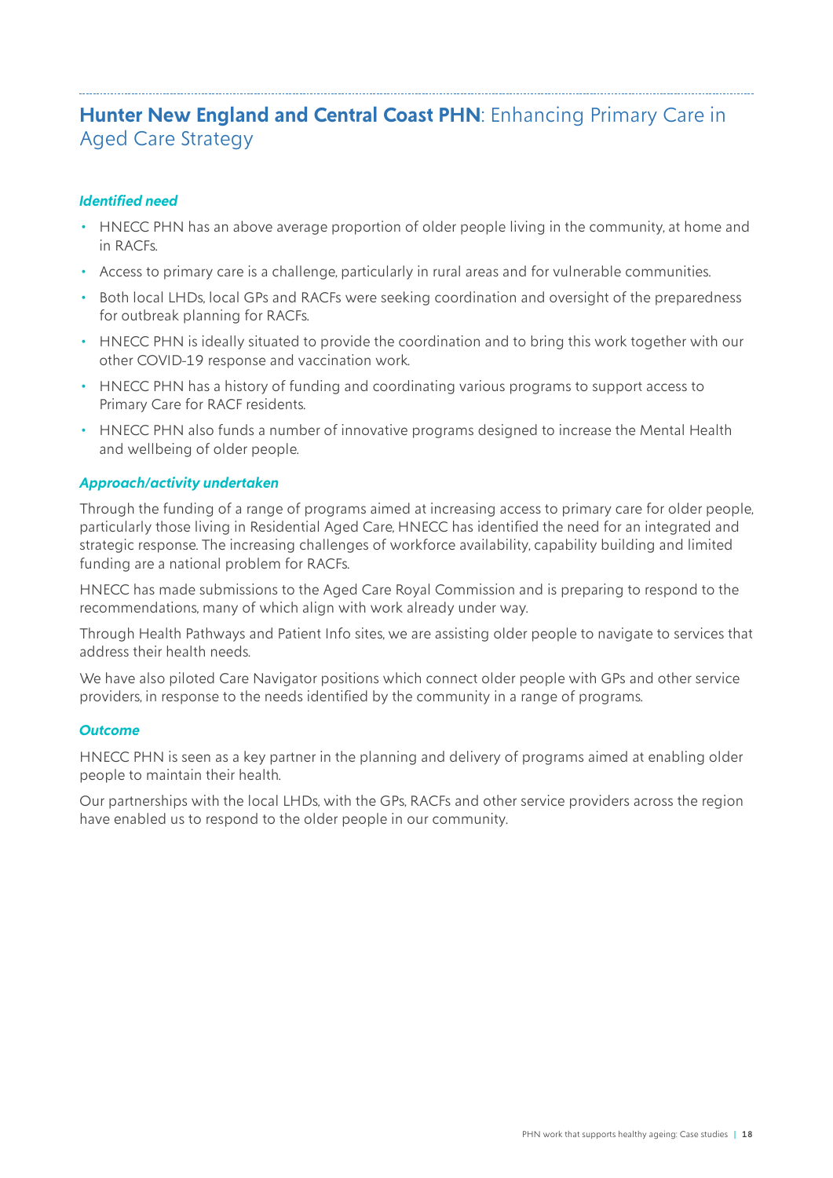## **Hunter New England and Central Coast PHN**: Enhancing Primary Care in Aged Care Strategy

### *Identified need*

- HNECC PHN has an above average proportion of older people living in the community, at home and in RACFs.
- Access to primary care is a challenge, particularly in rural areas and for vulnerable communities.
- Both local LHDs, local GPs and RACFs were seeking coordination and oversight of the preparedness for outbreak planning for RACFs.
- HNECC PHN is ideally situated to provide the coordination and to bring this work together with our other COVID-19 response and vaccination work.
- HNECC PHN has a history of funding and coordinating various programs to support access to Primary Care for RACF residents.
- HNECC PHN also funds a number of innovative programs designed to increase the Mental Health and wellbeing of older people.

### *Approach/activity undertaken*

Through the funding of a range of programs aimed at increasing access to primary care for older people, particularly those living in Residential Aged Care, HNECC has identified the need for an integrated and strategic response. The increasing challenges of workforce availability, capability building and limited funding are a national problem for RACFs.

HNECC has made submissions to the Aged Care Royal Commission and is preparing to respond to the recommendations, many of which align with work already under way.

Through Health Pathways and Patient Info sites, we are assisting older people to navigate to services that address their health needs.

We have also piloted Care Navigator positions which connect older people with GPs and other service providers, in response to the needs identified by the community in a range of programs.

### *Outcome*

HNECC PHN is seen as a key partner in the planning and delivery of programs aimed at enabling older people to maintain their health.

Our partnerships with the local LHDs, with the GPs, RACFs and other service providers across the region have enabled us to respond to the older people in our community.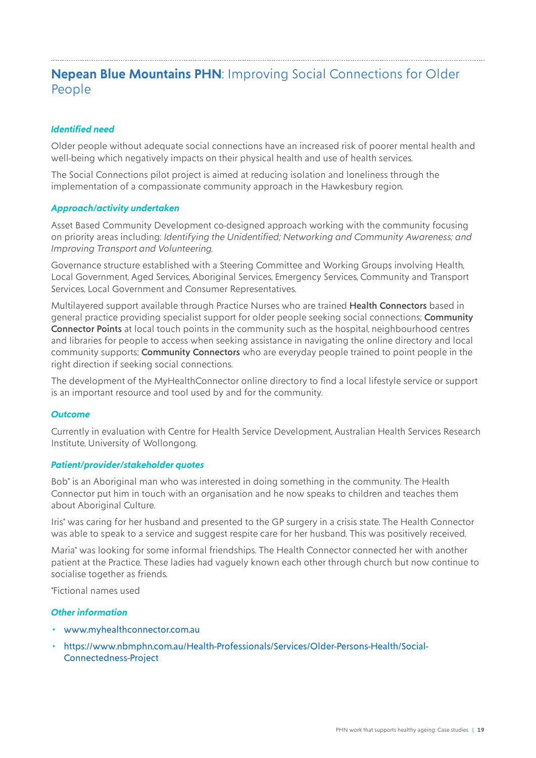## **Nepean Blue Mountains PHN**: Improving Social Connections for Older People

### *Identified need*

Older people without adequate social connections have an increased risk of poorer mental health and well-being which negatively impacts on their physical health and use of health services.

The Social Connections pilot project is aimed at reducing isolation and loneliness through the implementation of a compassionate community approach in the Hawkesbury region.

### *Approach/activity undertaken*

Asset Based Community Development co-designed approach working with the community focusing on priority areas including: *Identifying the Unidentified; Networking and Community Awareness; and Improving Transport and Volunteering.*

Governance structure established with a Steering Committee and Working Groups involving Health, Local Government, Aged Services, Aboriginal Services, Emergency Services, Community and Transport Services, Local Government and Consumer Representatives.

Multilayered support available through Practice Nurses who are trained **Health Connectors** based in general practice providing specialist support for older people seeking social connections; **Community Connector Points** at local touch points in the community such as the hospital, neighbourhood centres and libraries for people to access when seeking assistance in navigating the online directory and local community supports; **Community Connectors** who are everyday people trained to point people in the right direction if seeking social connections.

The development of the MyHealthConnector online directory to find a local lifestyle service or support is an important resource and tool used by and for the community.

### *Outcome*

Currently in evaluation with Centre for Health Service Development, Australian Health Services Research Institute, University of Wollongong.

### *Patient/provider/stakeholder quotes*

Bob* is an Aboriginal man who was interested in doing something in the community. The Health Connector put him in touch with an organisation and he now speaks to children and teaches them about Aboriginal Culture.

Iris* was caring for her husband and presented to the GP surgery in a crisis state. The Health Connector was able to speak to a service and suggest respite care for her husband. This was positively received.

Maria* was looking for some informal friendships. The Health Connector connected her with another patient at the Practice. These ladies had vaguely known each other through church but now continue to socialise together as friends.

*Fictional names used

### *Other information*

- www.myhealthconnector.com.au
- https://www.nbmphn.com.au/Health-Professionals/Services/Older-Persons-Health/Social-Connectedness-Project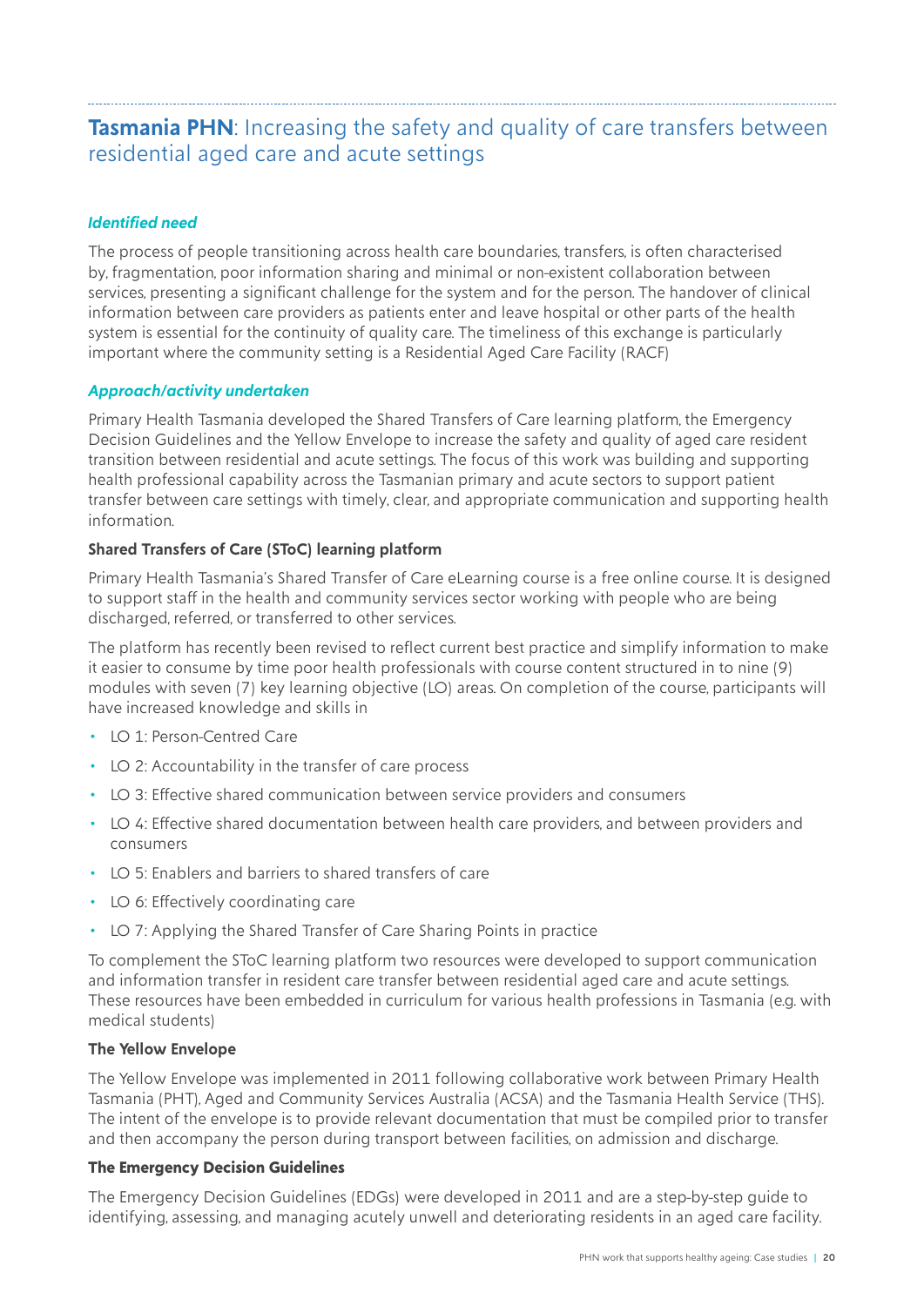## **Tasmania PHN**: Increasing the safety and quality of care transfers between residential aged care and acute settings

### *Identified need*

The process of people transitioning across health care boundaries, transfers, is often characterised by, fragmentation, poor information sharing and minimal or non-existent collaboration between services, presenting a significant challenge for the system and for the person. The handover of clinical information between care providers as patients enter and leave hospital or other parts of the health system is essential for the continuity of quality care. The timeliness of this exchange is particularly important where the community setting is a Residential Aged Care Facility (RACF)

### *Approach/activity undertaken*

Primary Health Tasmania developed the Shared Transfers of Care learning platform, the Emergency Decision Guidelines and the Yellow Envelope to increase the safety and quality of aged care resident transition between residential and acute settings. The focus of this work was building and supporting health professional capability across the Tasmanian primary and acute sectors to support patient transfer between care settings with timely, clear, and appropriate communication and supporting health information.

**Shared Transfers of Care (SToC) learning platform**

Primary Health Tasmania's Shared Transfer of Care eLearning course is a free online course. It is designed to support staff in the health and community services sector working with people who are being discharged, referred, or transferred to other services.

The platform has recently been revised to reflect current best practice and simplify information to make it easier to consume by time poor health professionals with course content structured in to nine (9) modules with seven (7) key learning objective (LO) areas. On completion of the course, participants will have increased knowledge and skills in

- LO 1: Person-Centred Care
- LO 2: Accountability in the transfer of care process
- LO 3: Effective shared communication between service providers and consumers
- LO 4: Effective shared documentation between health care providers, and between providers and consumers
- LO 5: Enablers and barriers to shared transfers of care
- LO 6: Effectively coordinating care
- LO 7: Applying the Shared Transfer of Care Sharing Points in practice

To complement the SToC learning platform two resources were developed to support communication and information transfer in resident care transfer between residential aged care and acute settings. These resources have been embedded in curriculum for various health professions in Tasmania (e.g. with medical students)

**The Yellow Envelope**

The Yellow Envelope was implemented in 2011 following collaborative work between Primary Health Tasmania (PHT), Aged and Community Services Australia (ACSA) and the Tasmania Health Service (THS). The intent of the envelope is to provide relevant documentation that must be compiled prior to transfer and then accompany the person during transport between facilities, on admission and discharge.

**The Emergency Decision Guidelines**

The Emergency Decision Guidelines (EDGs) were developed in 2011 and are a step-by-step guide to identifying, assessing, and managing acutely unwell and deteriorating residents in an aged care facility.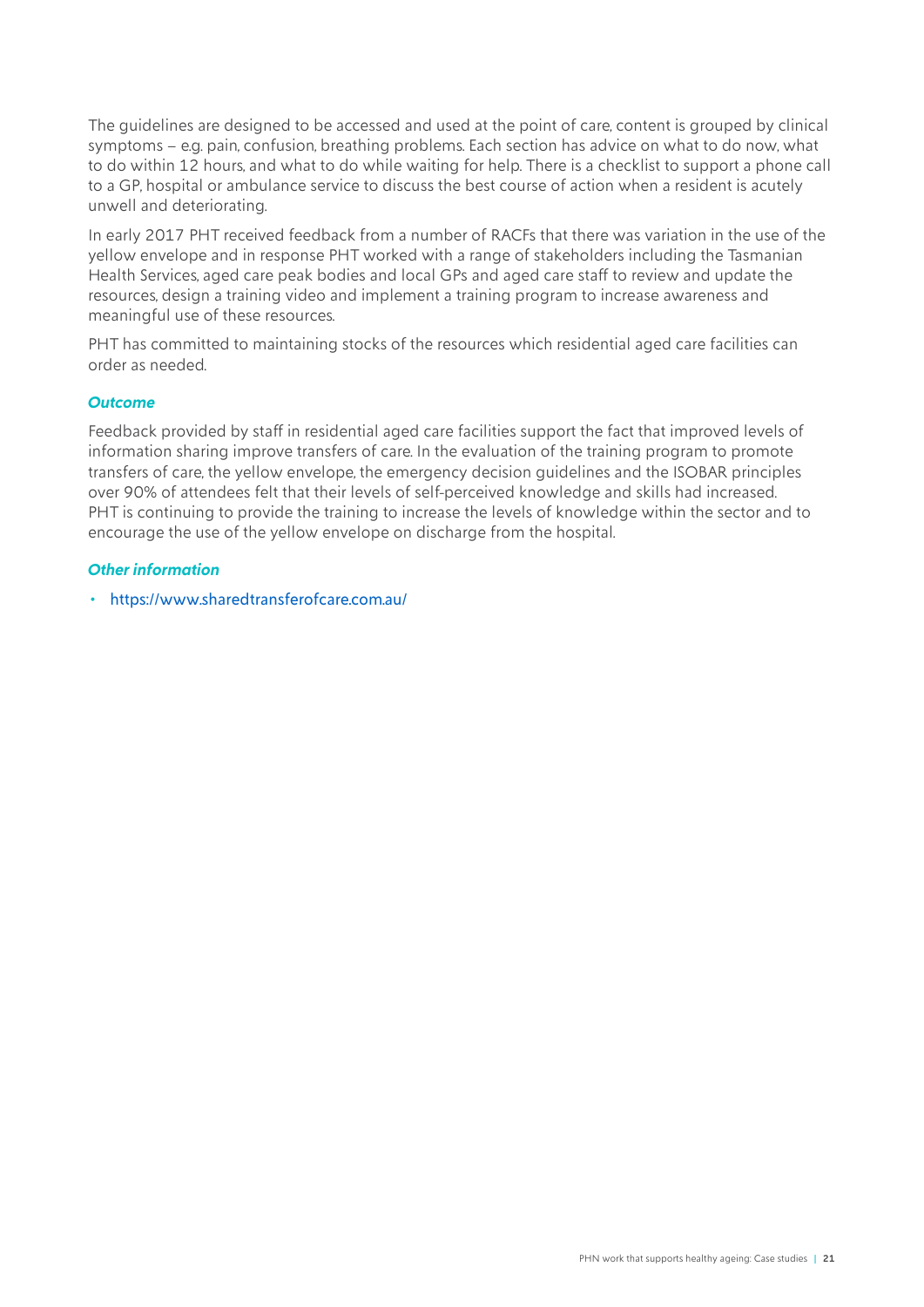The guidelines are designed to be accessed and used at the point of care, content is grouped by clinical symptoms – e.g. pain, confusion, breathing problems. Each section has advice on what to do now, what to do within 12 hours, and what to do while waiting for help. There is a checklist to support a phone call to a GP, hospital or ambulance service to discuss the best course of action when a resident is acutely unwell and deteriorating.

In early 2017 PHT received feedback from a number of RACFs that there was variation in the use of the yellow envelope and in response PHT worked with a range of stakeholders including the Tasmanian Health Services, aged care peak bodies and local GPs and aged care staff to review and update the resources, design a training video and implement a training program to increase awareness and meaningful use of these resources.

PHT has committed to maintaining stocks of the resources which residential aged care facilities can order as needed.

### *Outcome*

Feedback provided by staff in residential aged care facilities support the fact that improved levels of information sharing improve transfers of care. In the evaluation of the training program to promote transfers of care, the yellow envelope, the emergency decision guidelines and the ISOBAR principles over 90% of attendees felt that their levels of self-perceived knowledge and skills had increased. PHT is continuing to provide the training to increase the levels of knowledge within the sector and to encourage the use of the yellow envelope on discharge from the hospital.

### *Other information*

- https://www.sharedtransferofcare.com.au/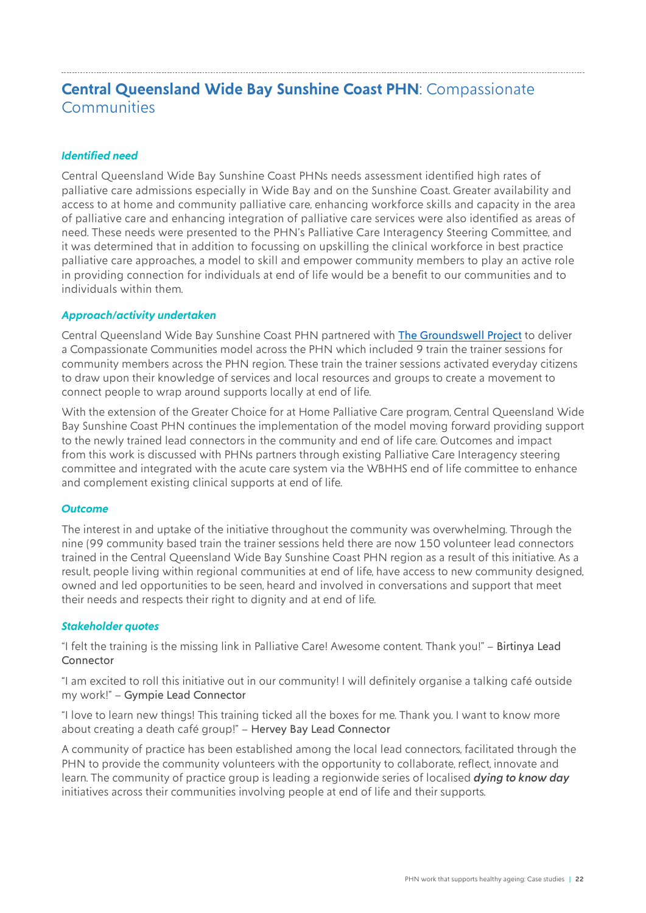## **Central Queensland Wide Bay Sunshine Coast PHN**: Compassionate Communities

### *Identified need*

Central Queensland Wide Bay Sunshine Coast PHNs needs assessment identified high rates of palliative care admissions especially in Wide Bay and on the Sunshine Coast. Greater availability and access to at home and community palliative care, enhancing workforce skills and capacity in the area of palliative care and enhancing integration of palliative care services were also identified as areas of need. These needs were presented to the PHN's Palliative Care Interagency Steering Committee, and it was determined that in addition to focussing on upskilling the clinical workforce in best practice palliative care approaches, a model to skill and empower community members to play an active role in providing connection for individuals at end of life would be a benefit to our communities and to individuals within them.

### *Approach/activity undertaken*

Central Queensland Wide Bay Sunshine Coast PHN partnered with [The Groundswell Project] to deliver a Compassionate Communities model across the PHN which included 9 train the trainer sessions for community members across the PHN region. These train the trainer sessions activated everyday citizens to draw upon their knowledge of services and local resources and groups to create a movement to connect people to wrap around supports locally at end of life.

With the extension of the Greater Choice for at Home Palliative Care program, Central Queensland Wide Bay Sunshine Coast PHN continues the implementation of the model moving forward providing support to the newly trained lead connectors in the community and end of life care. Outcomes and impact from this work is discussed with PHNs partners through existing Palliative Care Interagency steering committee and integrated with the acute care system via the WBHHS end of life committee to enhance and complement existing clinical supports at end of life.

### *Outcome*

The interest in and uptake of the initiative throughout the community was overwhelming. Through the nine (99 community based train the trainer sessions held there are now 150 volunteer lead connectors trained in the Central Queensland Wide Bay Sunshine Coast PHN region as a result of this initiative. As a result, people living within regional communities at end of life, have access to new community designed, owned and led opportunities to be seen, heard and involved in conversations and support that meet their needs and respects their right to dignity and at end of life.

### *Stakeholder quotes*

"I felt the training is the missing link in Palliative Care! Awesome content. Thank you!" – Birtinya Lead Connector

"I am excited to roll this initiative out in our community! I will definitely organise a talking café outside my work!" – Gympie Lead Connector

"I love to learn new things! This training ticked all the boxes for me. Thank you. I want to know more about creating a death café group!" – Hervey Bay Lead Connector

A community of practice has been established among the local lead connectors, facilitated through the PHN to provide the community volunteers with the opportunity to collaborate, reflect, innovate and learn. The community of practice group is leading a regionwide series of localised ***dying to know day*** initiatives across their communities involving people at end of life and their supports.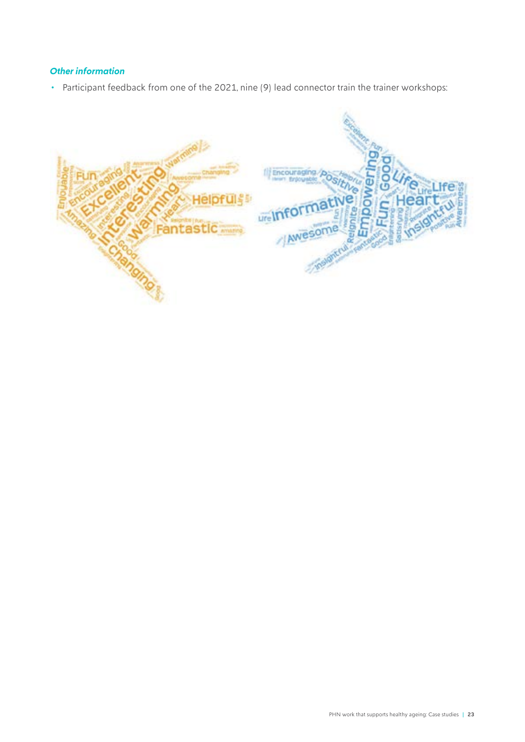### *Other information*

- Participant feedback from one of the 2021, nine (9) lead connector train the trainer workshops: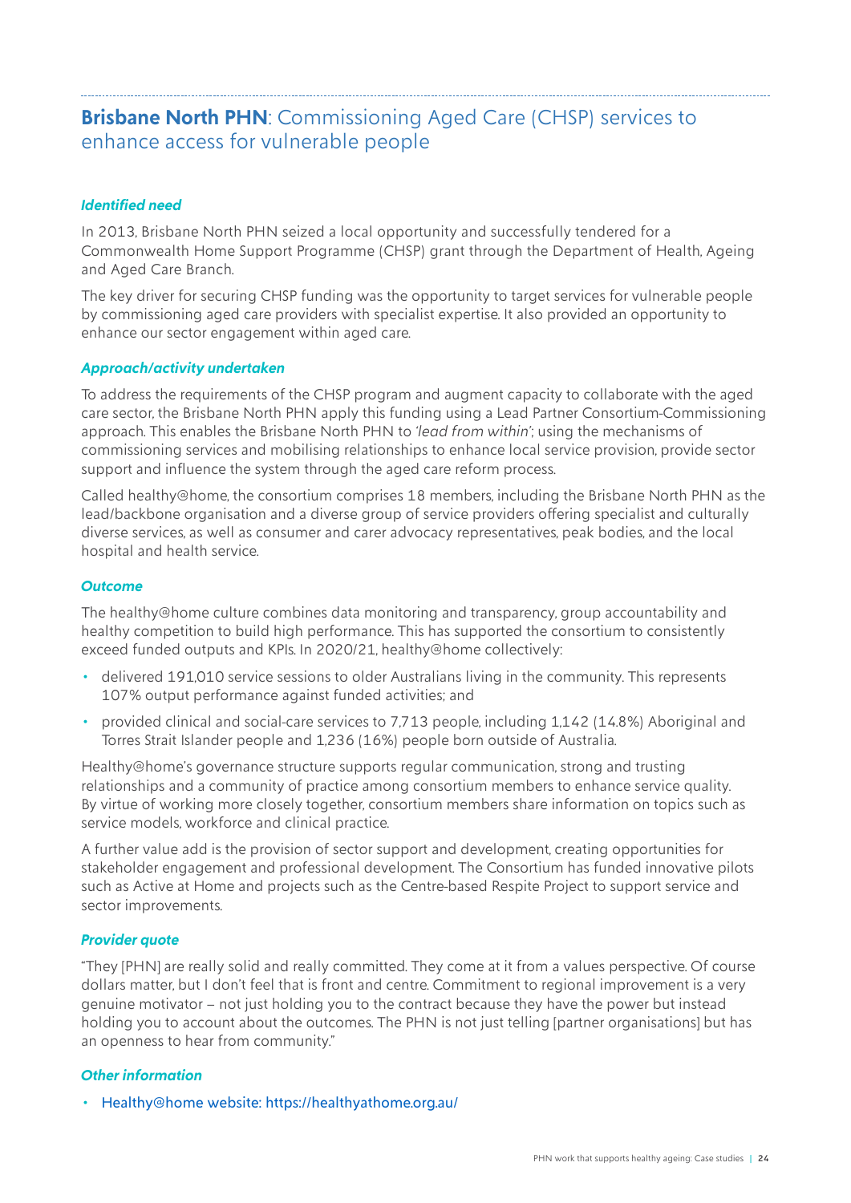## **Brisbane North PHN**: Commissioning Aged Care (CHSP) services to enhance access for vulnerable people

### *Identified need*

In 2013, Brisbane North PHN seized a local opportunity and successfully tendered for a Commonwealth Home Support Programme (CHSP) grant through the Department of Health, Ageing and Aged Care Branch.

The key driver for securing CHSP funding was the opportunity to target services for vulnerable people by commissioning aged care providers with specialist expertise. It also provided an opportunity to enhance our sector engagement within aged care.

### *Approach/activity undertaken*

To address the requirements of the CHSP program and augment capacity to collaborate with the aged care sector, the Brisbane North PHN apply this funding using a Lead Partner Consortium-Commissioning approach. This enables the Brisbane North PHN to *'lead from within'*; using the mechanisms of commissioning services and mobilising relationships to enhance local service provision, provide sector support and influence the system through the aged care reform process.

Called healthy@home, the consortium comprises 18 members, including the Brisbane North PHN as the lead/backbone organisation and a diverse group of service providers offering specialist and culturally diverse services, as well as consumer and carer advocacy representatives, peak bodies, and the local hospital and health service.

### *Outcome*

The healthy@home culture combines data monitoring and transparency, group accountability and healthy competition to build high performance. This has supported the consortium to consistently exceed funded outputs and KPIs. In 2020/21, healthy@home collectively:

- delivered 191,010 service sessions to older Australians living in the community. This represents 107% output performance against funded activities; and
- provided clinical and social-care services to 7,713 people, including 1,142 (14.8%) Aboriginal and Torres Strait Islander people and 1,236 (16%) people born outside of Australia.

Healthy@home's governance structure supports regular communication, strong and trusting relationships and a community of practice among consortium members to enhance service quality. By virtue of working more closely together, consortium members share information on topics such as service models, workforce and clinical practice.

A further value add is the provision of sector support and development, creating opportunities for stakeholder engagement and professional development. The Consortium has funded innovative pilots such as Active at Home and projects such as the Centre-based Respite Project to support service and sector improvements.

### *Provider quote*

"They [PHN] are really solid and really committed. They come at it from a values perspective. Of course dollars matter, but I don't feel that is front and centre. Commitment to regional improvement is a very genuine motivator – not just holding you to the contract because they have the power but instead holding you to account about the outcomes. The PHN is not just telling [partner organisations] but has an openness to hear from community."

### *Other information*

- Healthy@home website: https://healthyathome.org.au/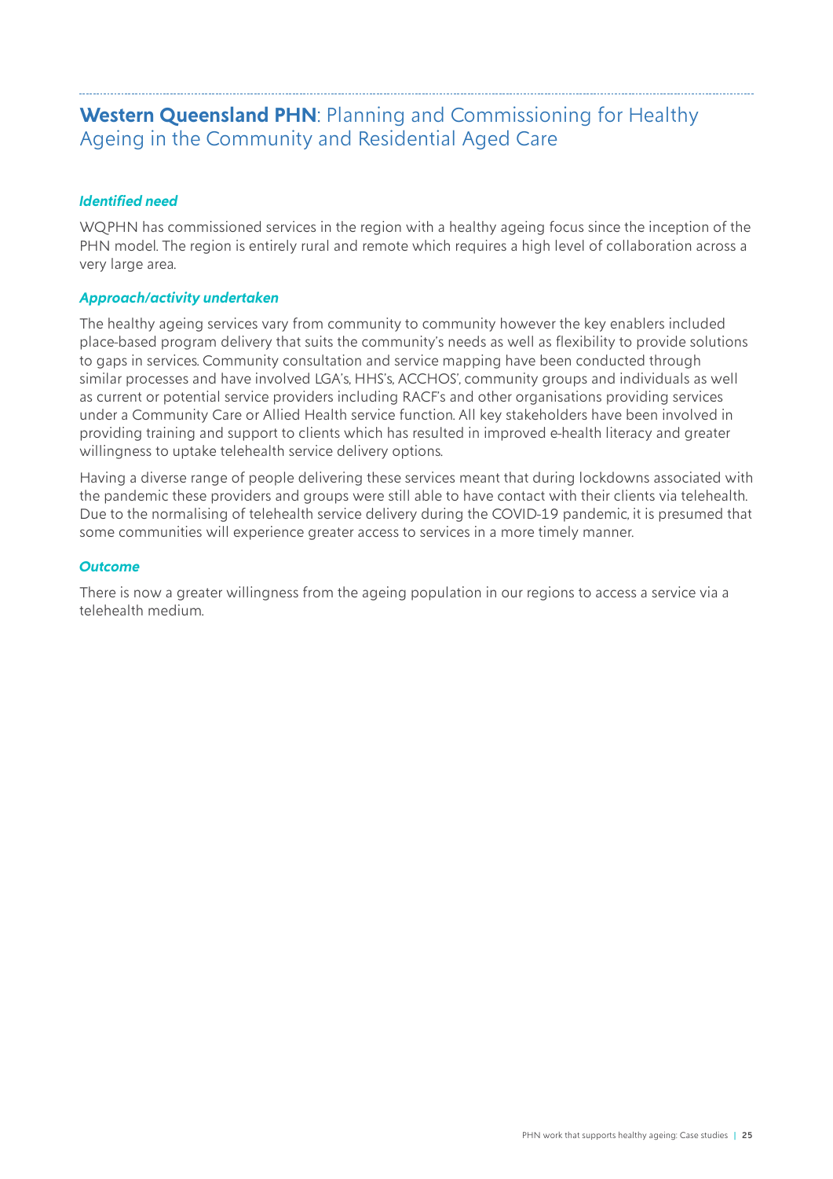## **Western Queensland PHN**: Planning and Commissioning for Healthy Ageing in the Community and Residential Aged Care

### *Identified need*

WQPHN has commissioned services in the region with a healthy ageing focus since the inception of the PHN model. The region is entirely rural and remote which requires a high level of collaboration across a very large area.

### *Approach/activity undertaken*

The healthy ageing services vary from community to community however the key enablers included place-based program delivery that suits the community's needs as well as flexibility to provide solutions to gaps in services. Community consultation and service mapping have been conducted through similar processes and have involved LGA's, HHS's, ACCHOS', community groups and individuals as well as current or potential service providers including RACF's and other organisations providing services under a Community Care or Allied Health service function. All key stakeholders have been involved in providing training and support to clients which has resulted in improved e-health literacy and greater willingness to uptake telehealth service delivery options.

Having a diverse range of people delivering these services meant that during lockdowns associated with the pandemic these providers and groups were still able to have contact with their clients via telehealth. Due to the normalising of telehealth service delivery during the COVID-19 pandemic, it is presumed that some communities will experience greater access to services in a more timely manner.

### *Outcome*

There is now a greater willingness from the ageing population in our regions to access a service via a telehealth medium.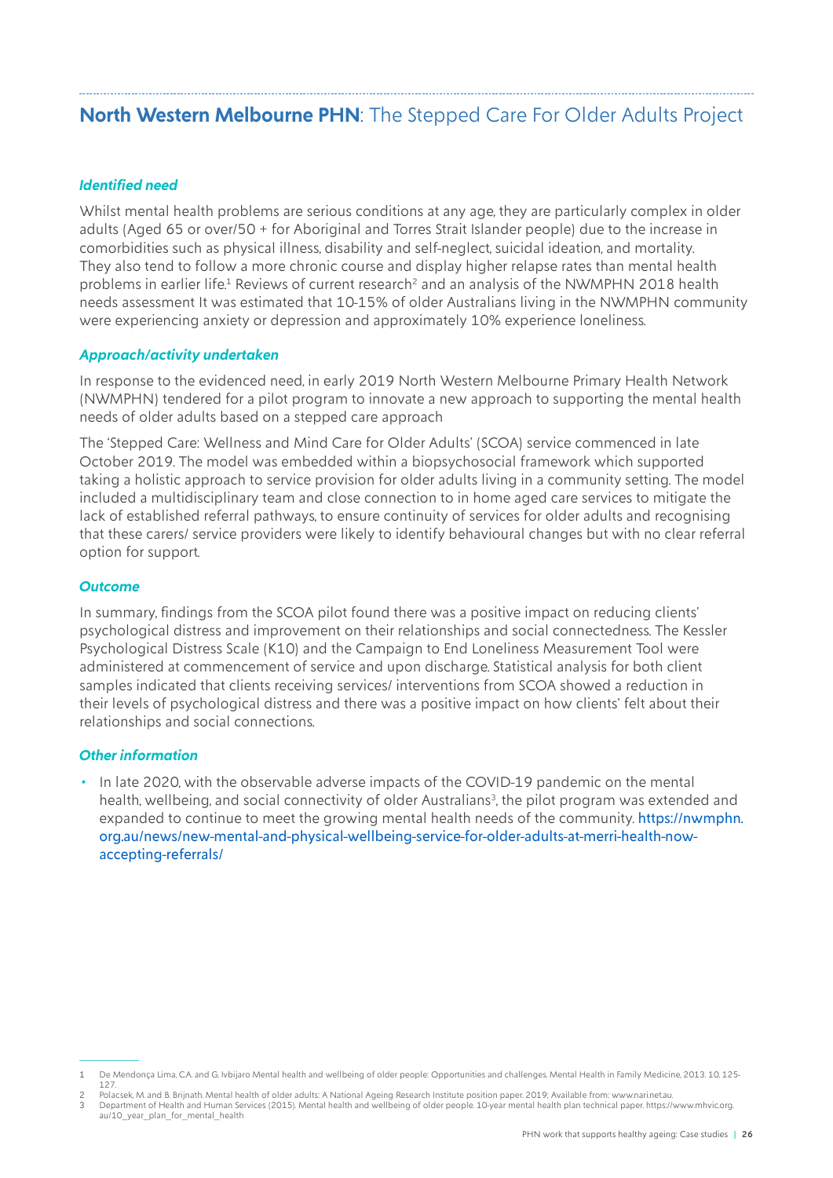## **North Western Melbourne PHN**: The Stepped Care For Older Adults Project

### *Identified need*

Whilst mental health problems are serious conditions at any age, they are particularly complex in older adults (Aged 65 or over/50 + for Aboriginal and Torres Strait Islander people) due to the increase in comorbidities such as physical illness, disability and self-neglect, suicidal ideation, and mortality. They also tend to follow a more chronic course and display higher relapse rates than mental health problems in earlier life.[1] Reviews of current research[2] and an analysis of the NWMPHN 2018 health needs assessment It was estimated that 10-15% of older Australians living in the NWMPHN community were experiencing anxiety or depression and approximately 10% experience loneliness.

### *Approach/activity undertaken*

In response to the evidenced need, in early 2019 North Western Melbourne Primary Health Network (NWMPHN) tendered for a pilot program to innovate a new approach to supporting the mental health needs of older adults based on a stepped care approach

The 'Stepped Care: Wellness and Mind Care for Older Adults' (SCOA) service commenced in late October 2019. The model was embedded within a biopsychosocial framework which supported taking a holistic approach to service provision for older adults living in a community setting. The model included a multidisciplinary team and close connection to in home aged care services to mitigate the lack of established referral pathways, to ensure continuity of services for older adults and recognising that these carers/ service providers were likely to identify behavioural changes but with no clear referral option for support.

### *Outcome*

In summary, findings from the SCOA pilot found there was a positive impact on reducing clients' psychological distress and improvement on their relationships and social connectedness. The Kessler Psychological Distress Scale (K10) and the Campaign to End Loneliness Measurement Tool were administered at commencement of service and upon discharge. Statistical analysis for both client samples indicated that clients receiving services/ interventions from SCOA showed a reduction in their levels of psychological distress and there was a positive impact on how clients' felt about their relationships and social connections.

### *Other information*

- In late 2020, with the observable adverse impacts of the COVID-19 pandemic on the mental health, wellbeing, and social connectivity of older Australians[3], the pilot program was extended and expanded to continue to meet the growing mental health needs of the community. https://nwmphn.org.au/news/new-mental-and-physical-wellbeing-service-for-older-adults-at-merri-health-now-accepting-referrals/

---

1 De Mendonça Lima, C.A. and G. Ivbijaro Mental health and wellbeing of older people: Opportunities and challenges. Mental Health in Family Medicine, 2013. 10, 125-127.

2 Polacsek, M. and B. Brijnath. Mental health of older adults: A National Ageing Research Institute position paper. 2019; Available from: www.nari.net.au.

3 Department of Health and Human Services (2015). Mental health and wellbeing of older people. 10-year mental health plan technical paper. https://www.mhvic.org.au/10_year_plan_for_mental_health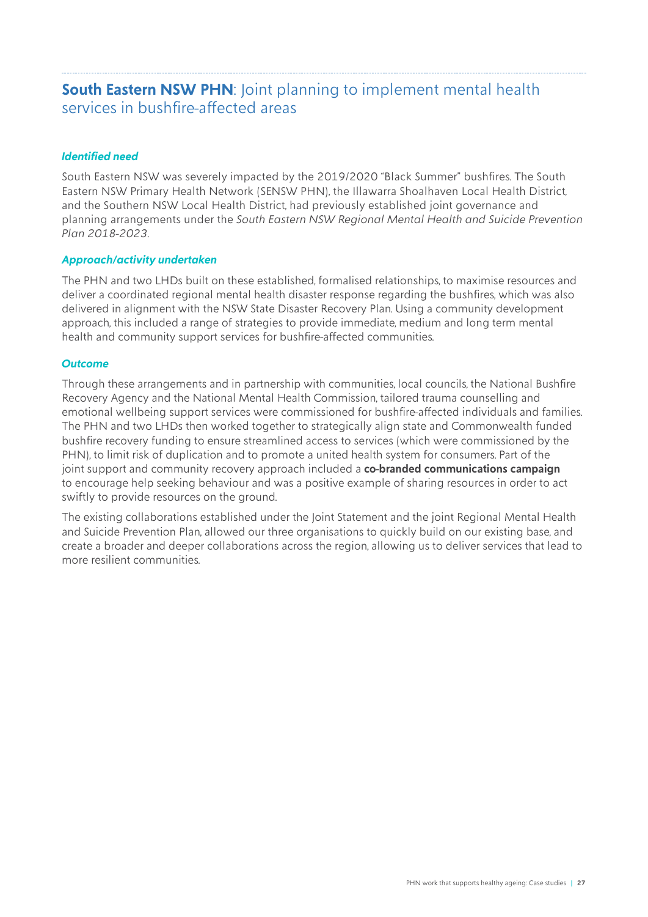## **South Eastern NSW PHN**: Joint planning to implement mental health services in bushfire-affected areas

***Identified need***

South Eastern NSW was severely impacted by the 2019/2020 "Black Summer" bushfires. The South Eastern NSW Primary Health Network (SENSW PHN), the Illawarra Shoalhaven Local Health District, and the Southern NSW Local Health District, had previously established joint governance and planning arrangements under the *South Eastern NSW Regional Mental Health and Suicide Prevention Plan 2018-2023*.

***Approach/activity undertaken***

The PHN and two LHDs built on these established, formalised relationships, to maximise resources and deliver a coordinated regional mental health disaster response regarding the bushfires, which was also delivered in alignment with the NSW State Disaster Recovery Plan. Using a community development approach, this included a range of strategies to provide immediate, medium and long term mental health and community support services for bushfire-affected communities.

***Outcome***

Through these arrangements and in partnership with communities, local councils, the National Bushfire Recovery Agency and the National Mental Health Commission, tailored trauma counselling and emotional wellbeing support services were commissioned for bushfire-affected individuals and families. The PHN and two LHDs then worked together to strategically align state and Commonwealth funded bushfire recovery funding to ensure streamlined access to services (which were commissioned by the PHN), to limit risk of duplication and to promote a united health system for consumers. Part of the joint support and community recovery approach included a **co-branded communications campaign** to encourage help seeking behaviour and was a positive example of sharing resources in order to act swiftly to provide resources on the ground.

The existing collaborations established under the Joint Statement and the joint Regional Mental Health and Suicide Prevention Plan, allowed our three organisations to quickly build on our existing base, and create a broader and deeper collaborations across the region, allowing us to deliver services that lead to more resilient communities.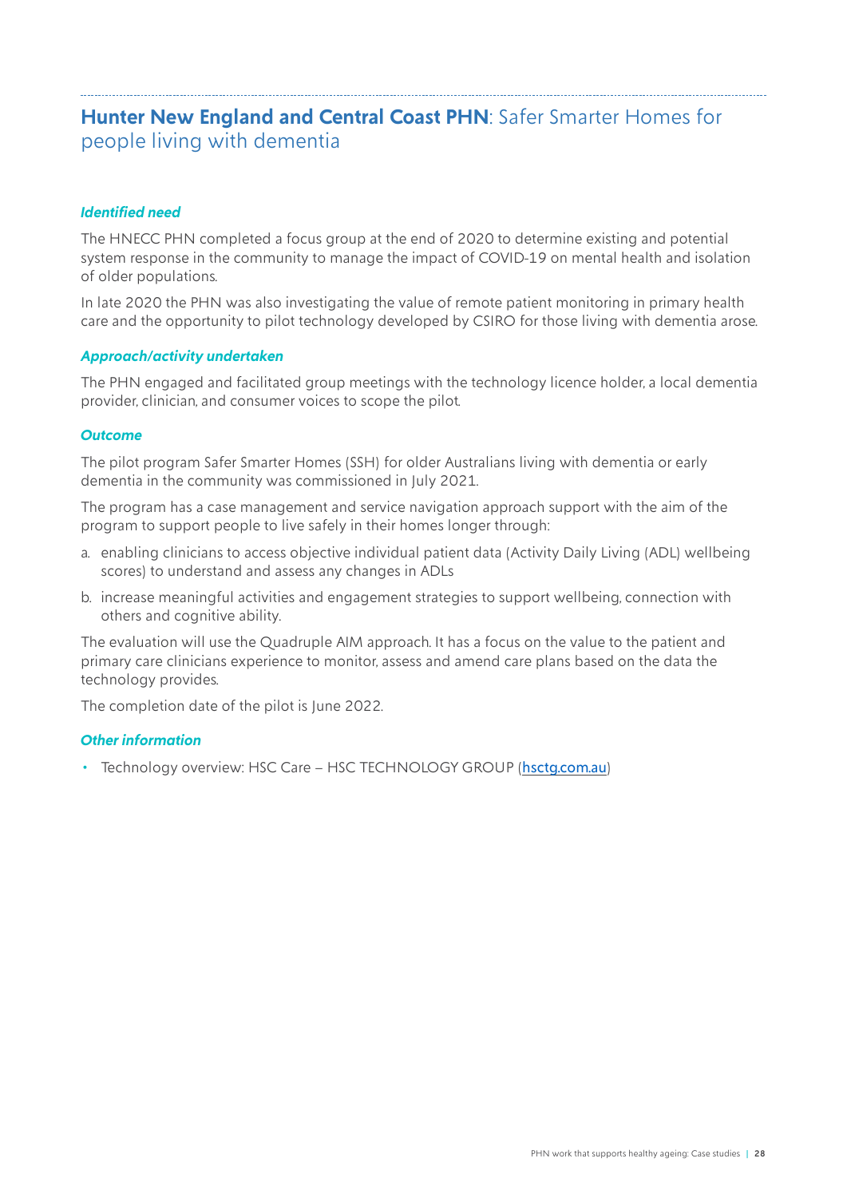## **Hunter New England and Central Coast PHN**: Safer Smarter Homes for people living with dementia

### *Identified need*

The HNECC PHN completed a focus group at the end of 2020 to determine existing and potential system response in the community to manage the impact of COVID-19 on mental health and isolation of older populations.

In late 2020 the PHN was also investigating the value of remote patient monitoring in primary health care and the opportunity to pilot technology developed by CSIRO for those living with dementia arose.

### *Approach/activity undertaken*

The PHN engaged and facilitated group meetings with the technology licence holder, a local dementia provider, clinician, and consumer voices to scope the pilot.

### *Outcome*

The pilot program Safer Smarter Homes (SSH) for older Australians living with dementia or early dementia in the community was commissioned in July 2021.

The program has a case management and service navigation approach support with the aim of the program to support people to live safely in their homes longer through:

a. enabling clinicians to access objective individual patient data (Activity Daily Living (ADL) wellbeing scores) to understand and assess any changes in ADLs
b. increase meaningful activities and engagement strategies to support wellbeing, connection with others and cognitive ability.

The evaluation will use the Quadruple AIM approach. It has a focus on the value to the patient and primary care clinicians experience to monitor, assess and amend care plans based on the data the technology provides.

The completion date of the pilot is June 2022.

### *Other information*

- Technology overview: HSC Care – HSC TECHNOLOGY GROUP (hsctg.com.au)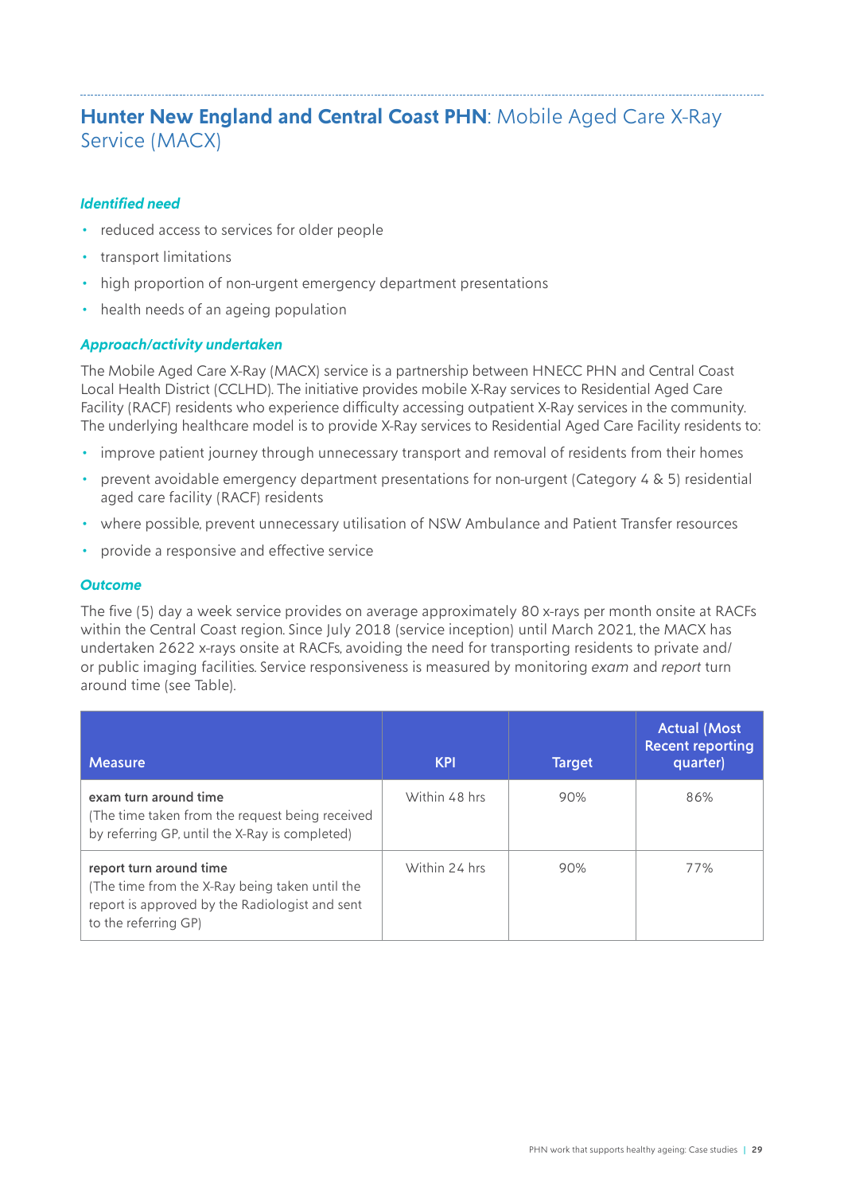## **Hunter New England and Central Coast PHN**: Mobile Aged Care X-Ray Service (MACX)

### *Identified need*

- reduced access to services for older people
- transport limitations
- high proportion of non-urgent emergency department presentations
- health needs of an ageing population

### *Approach/activity undertaken*

The Mobile Aged Care X-Ray (MACX) service is a partnership between HNECC PHN and Central Coast Local Health District (CCLHD). The initiative provides mobile X-Ray services to Residential Aged Care Facility (RACF) residents who experience difficulty accessing outpatient X-Ray services in the community. The underlying healthcare model is to provide X-Ray services to Residential Aged Care Facility residents to:

- improve patient journey through unnecessary transport and removal of residents from their homes
- prevent avoidable emergency department presentations for non-urgent (Category 4 & 5) residential aged care facility (RACF) residents
- where possible, prevent unnecessary utilisation of NSW Ambulance and Patient Transfer resources
- provide a responsive and effective service

### *Outcome*

The five (5) day a week service provides on average approximately 80 x-rays per month onsite at RACFs within the Central Coast region. Since July 2018 (service inception) until March 2021, the MACX has undertaken 2622 x-rays onsite at RACFs, avoiding the need for transporting residents to private and/or public imaging facilities. Service responsiveness is measured by monitoring *exam* and *report* turn around time (see Table).

| Measure | KPI | Target | Actual (Most Recent reporting quarter) |
|---|---|---|---|
| **exam turn around time**<br>(The time taken from the request being received by referring GP, until the X-Ray is completed) | Within 48 hrs | 90% | 86% |
| **report turn around time**<br>(The time from the X-Ray being taken until the report is approved by the Radiologist and sent to the referring GP) | Within 24 hrs | 90% | 77% |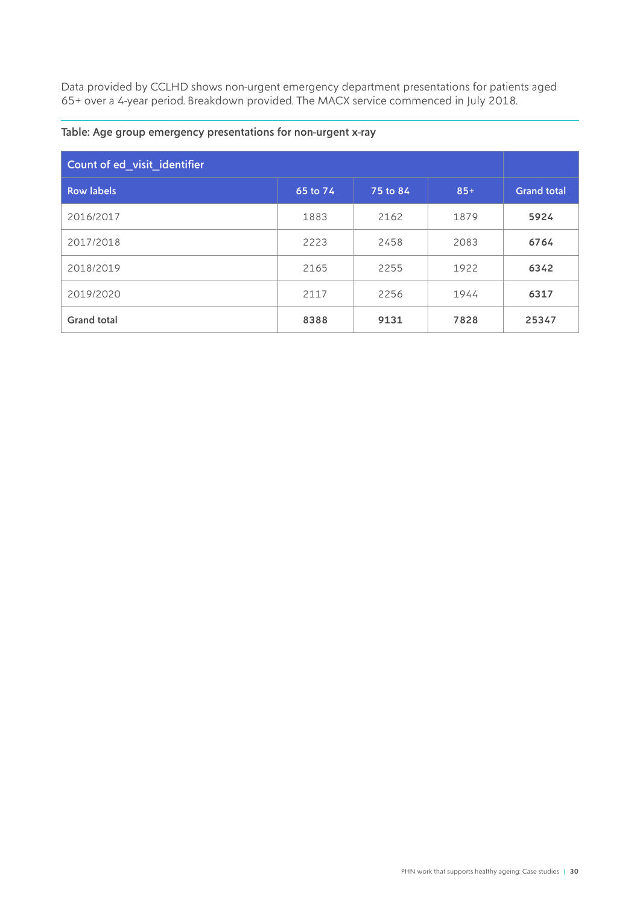Data provided by CCLHD shows non-urgent emergency department presentations for patients aged 65+ over a 4-year period. Breakdown provided. The MACX service commenced in July 2018.

Table: Age group emergency presentations for non-urgent x-ray

| Count of ed_visit_identifier | | | | |
|---|---|---|---|---|
| **Row labels** | **65 to 74** | **75 to 84** | **85+** | **Grand total** |
| 2016/2017 | 1883 | 2162 | 1879 | **5924** |
| 2017/2018 | 2223 | 2458 | 2083 | **6764** |
| 2018/2019 | 2165 | 2255 | 1922 | **6342** |
| 2019/2020 | 2117 | 2256 | 1944 | **6317** |
| **Grand total** | **8388** | **9131** | **7828** | **25347** |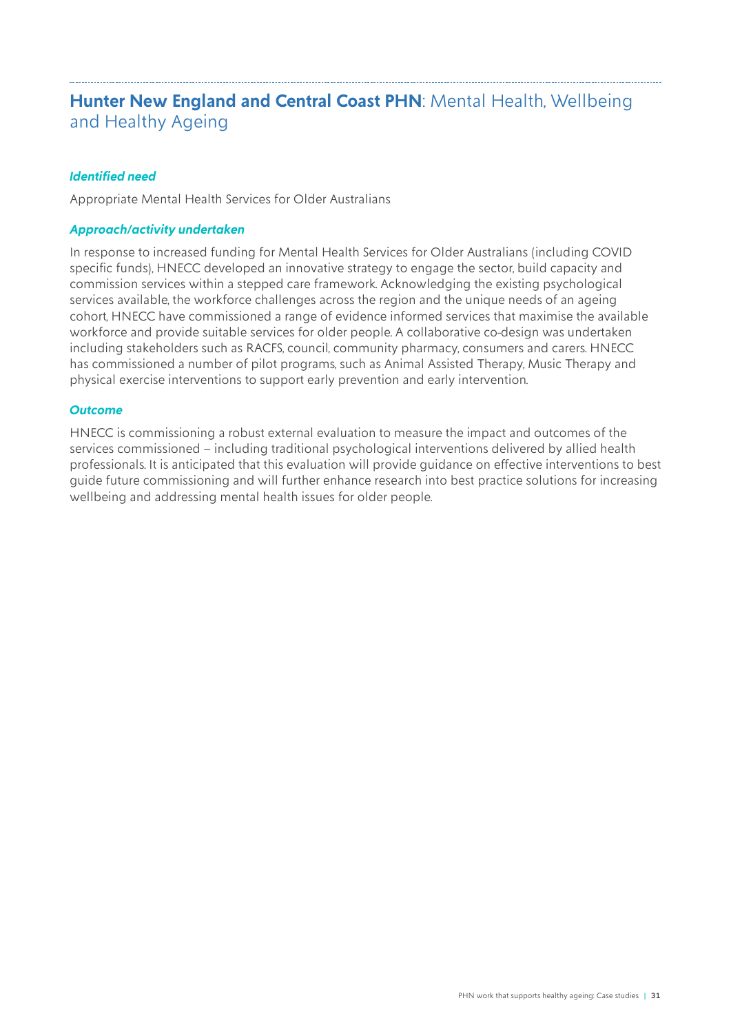## **Hunter New England and Central Coast PHN**: Mental Health, Wellbeing and Healthy Ageing

### *Identified need*

Appropriate Mental Health Services for Older Australians

### *Approach/activity undertaken*

In response to increased funding for Mental Health Services for Older Australians (including COVID specific funds), HNECC developed an innovative strategy to engage the sector, build capacity and commission services within a stepped care framework. Acknowledging the existing psychological services available, the workforce challenges across the region and the unique needs of an ageing cohort, HNECC have commissioned a range of evidence informed services that maximise the available workforce and provide suitable services for older people. A collaborative co-design was undertaken including stakeholders such as RACFS, council, community pharmacy, consumers and carers. HNECC has commissioned a number of pilot programs, such as Animal Assisted Therapy, Music Therapy and physical exercise interventions to support early prevention and early intervention.

### *Outcome*

HNECC is commissioning a robust external evaluation to measure the impact and outcomes of the services commissioned – including traditional psychological interventions delivered by allied health professionals. It is anticipated that this evaluation will provide guidance on effective interventions to best guide future commissioning and will further enhance research into best practice solutions for increasing wellbeing and addressing mental health issues for older people.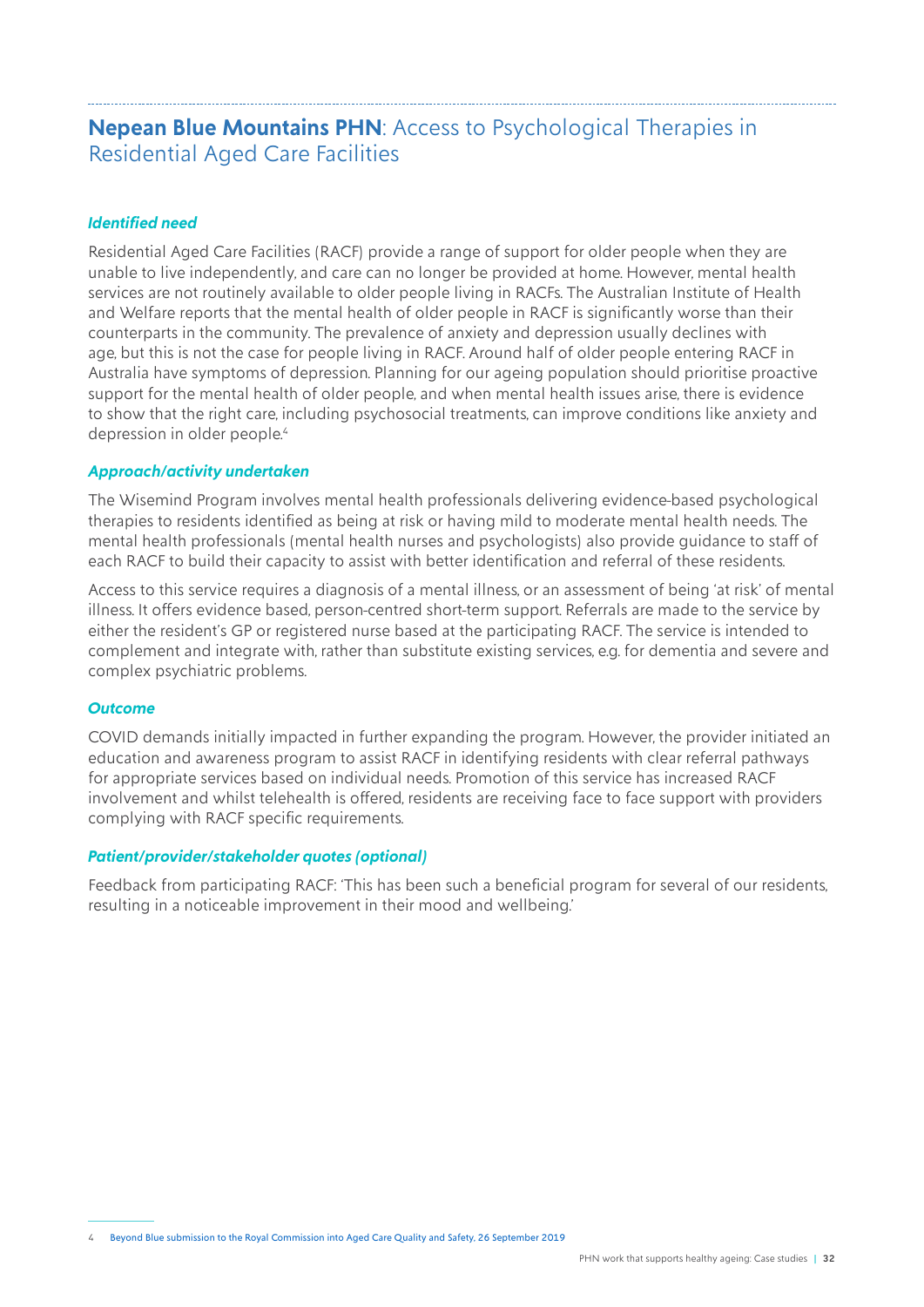## **Nepean Blue Mountains PHN**: Access to Psychological Therapies in Residential Aged Care Facilities

### *Identified need*

Residential Aged Care Facilities (RACF) provide a range of support for older people when they are unable to live independently, and care can no longer be provided at home. However, mental health services are not routinely available to older people living in RACFs. The Australian Institute of Health and Welfare reports that the mental health of older people in RACF is significantly worse than their counterparts in the community. The prevalence of anxiety and depression usually declines with age, but this is not the case for people living in RACF. Around half of older people entering RACF in Australia have symptoms of depression. Planning for our ageing population should prioritise proactive support for the mental health of older people, and when mental health issues arise, there is evidence to show that the right care, including psychosocial treatments, can improve conditions like anxiety and depression in older people.[4]

### *Approach/activity undertaken*

The Wisemind Program involves mental health professionals delivering evidence-based psychological therapies to residents identified as being at risk or having mild to moderate mental health needs. The mental health professionals (mental health nurses and psychologists) also provide guidance to staff of each RACF to build their capacity to assist with better identification and referral of these residents.

Access to this service requires a diagnosis of a mental illness, or an assessment of being 'at risk' of mental illness. It offers evidence based, person-centred short-term support. Referrals are made to the service by either the resident's GP or registered nurse based at the participating RACF. The service is intended to complement and integrate with, rather than substitute existing services, e.g. for dementia and severe and complex psychiatric problems.

### *Outcome*

COVID demands initially impacted in further expanding the program. However, the provider initiated an education and awareness program to assist RACF in identifying residents with clear referral pathways for appropriate services based on individual needs. Promotion of this service has increased RACF involvement and whilst telehealth is offered, residents are receiving face to face support with providers complying with RACF specific requirements.

### *Patient/provider/stakeholder quotes (optional)*

Feedback from participating RACF: 'This has been such a beneficial program for several of our residents, resulting in a noticeable improvement in their mood and wellbeing.'

---

4 Beyond Blue submission to the Royal Commission into Aged Care Quality and Safety, 26 September 2019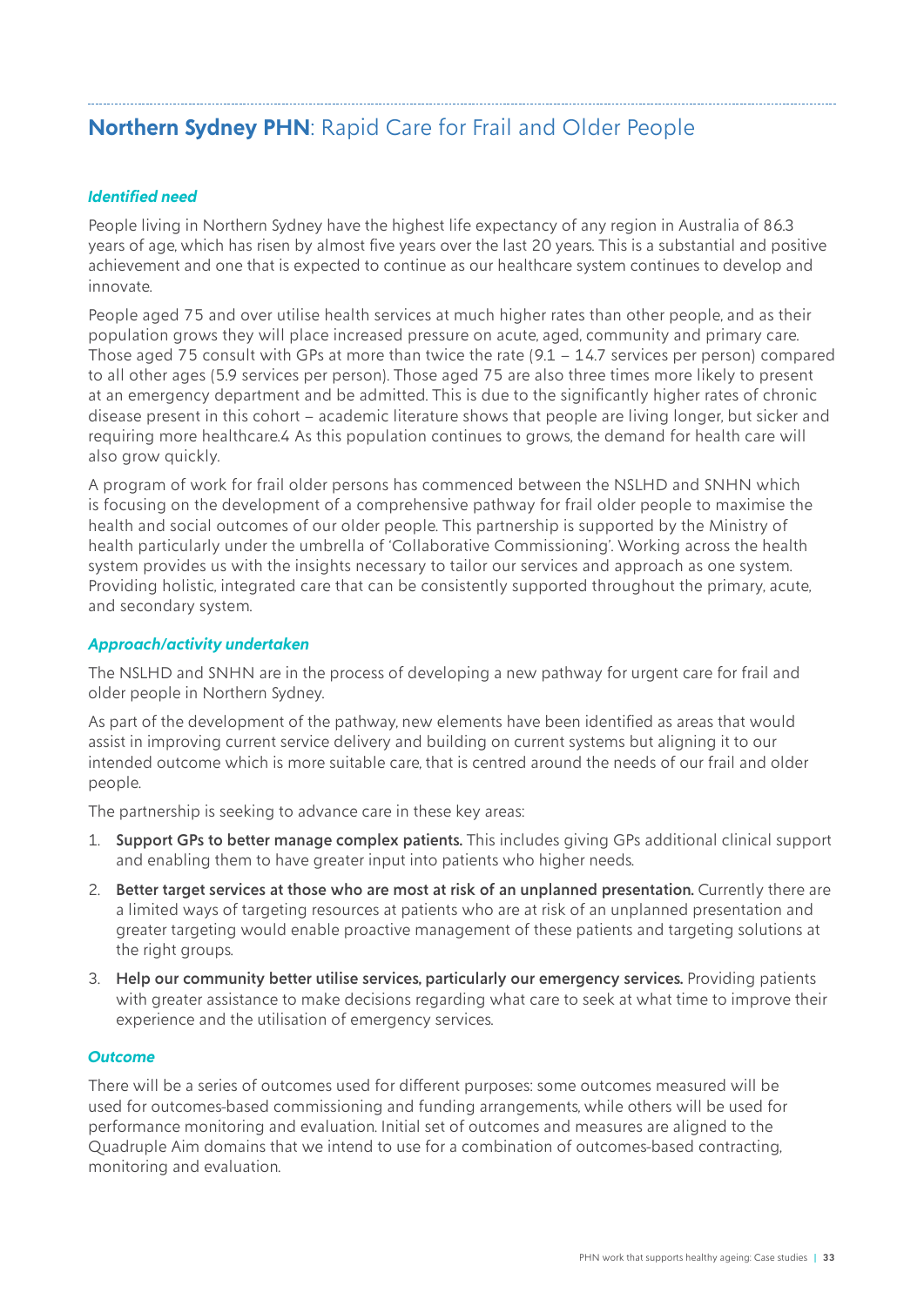## **Northern Sydney PHN**: Rapid Care for Frail and Older People

### *Identified need*

People living in Northern Sydney have the highest life expectancy of any region in Australia of 86.3 years of age, which has risen by almost five years over the last 20 years. This is a substantial and positive achievement and one that is expected to continue as our healthcare system continues to develop and innovate.

People aged 75 and over utilise health services at much higher rates than other people, and as their population grows they will place increased pressure on acute, aged, community and primary care. Those aged 75 consult with GPs at more than twice the rate (9.1 – 14.7 services per person) compared to all other ages (5.9 services per person). Those aged 75 are also three times more likely to present at an emergency department and be admitted. This is due to the significantly higher rates of chronic disease present in this cohort – academic literature shows that people are living longer, but sicker and requiring more healthcare.4 As this population continues to grows, the demand for health care will also grow quickly.

A program of work for frail older persons has commenced between the NSLHD and SNHN which is focusing on the development of a comprehensive pathway for frail older people to maximise the health and social outcomes of our older people. This partnership is supported by the Ministry of health particularly under the umbrella of 'Collaborative Commissioning'. Working across the health system provides us with the insights necessary to tailor our services and approach as one system. Providing holistic, integrated care that can be consistently supported throughout the primary, acute, and secondary system.

### *Approach/activity undertaken*

The NSLHD and SNHN are in the process of developing a new pathway for urgent care for frail and older people in Northern Sydney.

As part of the development of the pathway, new elements have been identified as areas that would assist in improving current service delivery and building on current systems but aligning it to our intended outcome which is more suitable care, that is centred around the needs of our frail and older people.

The partnership is seeking to advance care in these key areas:

1. **Support GPs to better manage complex patients.** This includes giving GPs additional clinical support and enabling them to have greater input into patients who higher needs.
2. **Better target services at those who are most at risk of an unplanned presentation.** Currently there are a limited ways of targeting resources at patients who are at risk of an unplanned presentation and greater targeting would enable proactive management of these patients and targeting solutions at the right groups.
3. **Help our community better utilise services, particularly our emergency services.** Providing patients with greater assistance to make decisions regarding what care to seek at what time to improve their experience and the utilisation of emergency services.

### *Outcome*

There will be a series of outcomes used for different purposes: some outcomes measured will be used for outcomes-based commissioning and funding arrangements, while others will be used for performance monitoring and evaluation. Initial set of outcomes and measures are aligned to the Quadruple Aim domains that we intend to use for a combination of outcomes-based contracting, monitoring and evaluation.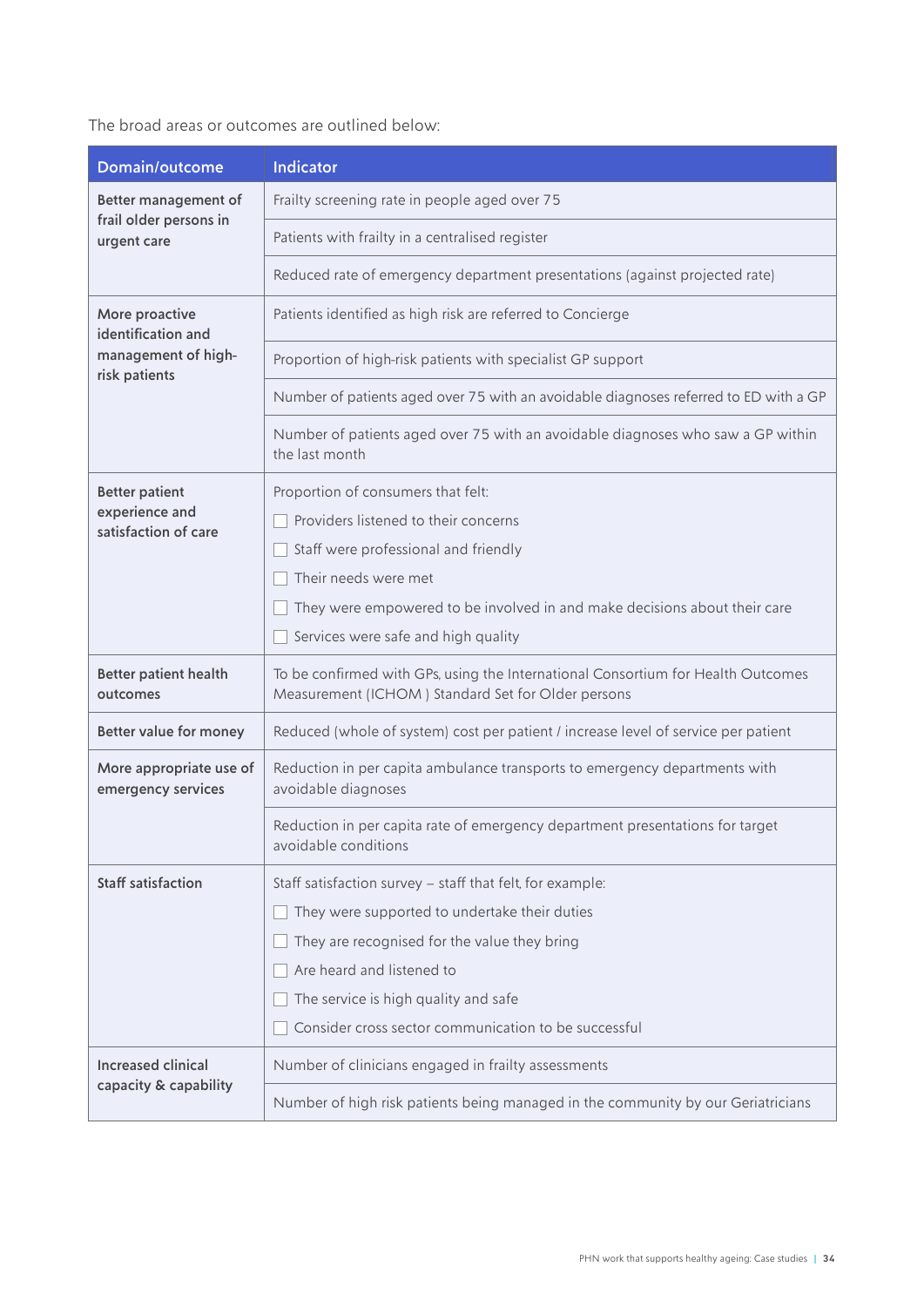The broad areas or outcomes are outlined below:

| Domain/outcome | Indicator |
|---|---|
| **Better management of frail older persons in urgent care** | Frailty screening rate in people aged over 75 |
| | Patients with frailty in a centralised register |
| | Reduced rate of emergency department presentations (against projected rate) |
| **More proactive identification and management of high-risk patients** | Patients identified as high risk are referred to Concierge |
| | Proportion of high-risk patients with specialist GP support |
| | Number of patients aged over 75 with an avoidable diagnoses referred to ED with a GP |
| | Number of patients aged over 75 with an avoidable diagnoses who saw a GP within the last month |
| **Better patient experience and satisfaction of care** | Proportion of consumers that felt: <br> ☐ Providers listened to their concerns <br> ☐ Staff were professional and friendly <br> ☐ Their needs were met <br> ☐ They were empowered to be involved in and make decisions about their care <br> ☐ Services were safe and high quality |
| **Better patient health outcomes** | To be confirmed with GPs, using the International Consortium for Health Outcomes Measurement (ICHOM ) Standard Set for Older persons |
| **Better value for money** | Reduced (whole of system) cost per patient / increase level of service per patient |
| **More appropriate use of emergency services** | Reduction in per capita ambulance transports to emergency departments with avoidable diagnoses |
| | Reduction in per capita rate of emergency department presentations for target avoidable conditions |
| **Staff satisfaction** | Staff satisfaction survey – staff that felt, for example: <br> ☐ They were supported to undertake their duties <br> ☐ They are recognised for the value they bring <br> ☐ Are heard and listened to <br> ☐ The service is high quality and safe <br> ☐ Consider cross sector communication to be successful |
| **Increased clinical capacity & capability** | Number of clinicians engaged in frailty assessments |
| | Number of high risk patients being managed in the community by our Geriatricians |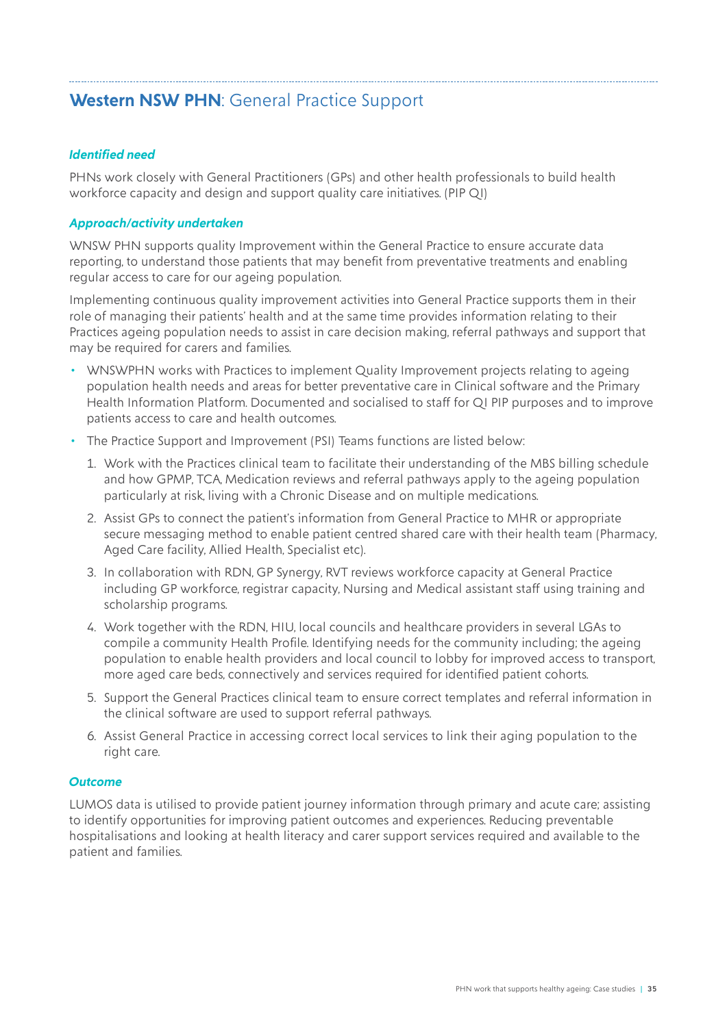## **Western NSW PHN**: General Practice Support

***Identified need***

PHNs work closely with General Practitioners (GPs) and other health professionals to build health workforce capacity and design and support quality care initiatives. (PIP QI)

***Approach/activity undertaken***

WNSW PHN supports quality Improvement within the General Practice to ensure accurate data reporting, to understand those patients that may benefit from preventative treatments and enabling regular access to care for our ageing population.

Implementing continuous quality improvement activities into General Practice supports them in their role of managing their patients' health and at the same time provides information relating to their Practices ageing population needs to assist in care decision making, referral pathways and support that may be required for carers and families.

- WNSWPHN works with Practices to implement Quality Improvement projects relating to ageing population health needs and areas for better preventative care in Clinical software and the Primary Health Information Platform. Documented and socialised to staff for QI PIP purposes and to improve patients access to care and health outcomes.
- The Practice Support and Improvement (PSI) Teams functions are listed below:
  1. Work with the Practices clinical team to facilitate their understanding of the MBS billing schedule and how GPMP, TCA, Medication reviews and referral pathways apply to the ageing population particularly at risk, living with a Chronic Disease and on multiple medications.
  2. Assist GPs to connect the patient's information from General Practice to MHR or appropriate secure messaging method to enable patient centred shared care with their health team (Pharmacy, Aged Care facility, Allied Health, Specialist etc).
  3. In collaboration with RDN, GP Synergy, RVT reviews workforce capacity at General Practice including GP workforce, registrar capacity, Nursing and Medical assistant staff using training and scholarship programs.
  4. Work together with the RDN, HIU, local councils and healthcare providers in several LGAs to compile a community Health Profile. Identifying needs for the community including; the ageing population to enable health providers and local council to lobby for improved access to transport, more aged care beds, connectively and services required for identified patient cohorts.
  5. Support the General Practices clinical team to ensure correct templates and referral information in the clinical software are used to support referral pathways.
  6. Assist General Practice in accessing correct local services to link their aging population to the right care.

***Outcome***

LUMOS data is utilised to provide patient journey information through primary and acute care; assisting to identify opportunities for improving patient outcomes and experiences. Reducing preventable hospitalisations and looking at health literacy and carer support services required and available to the patient and families.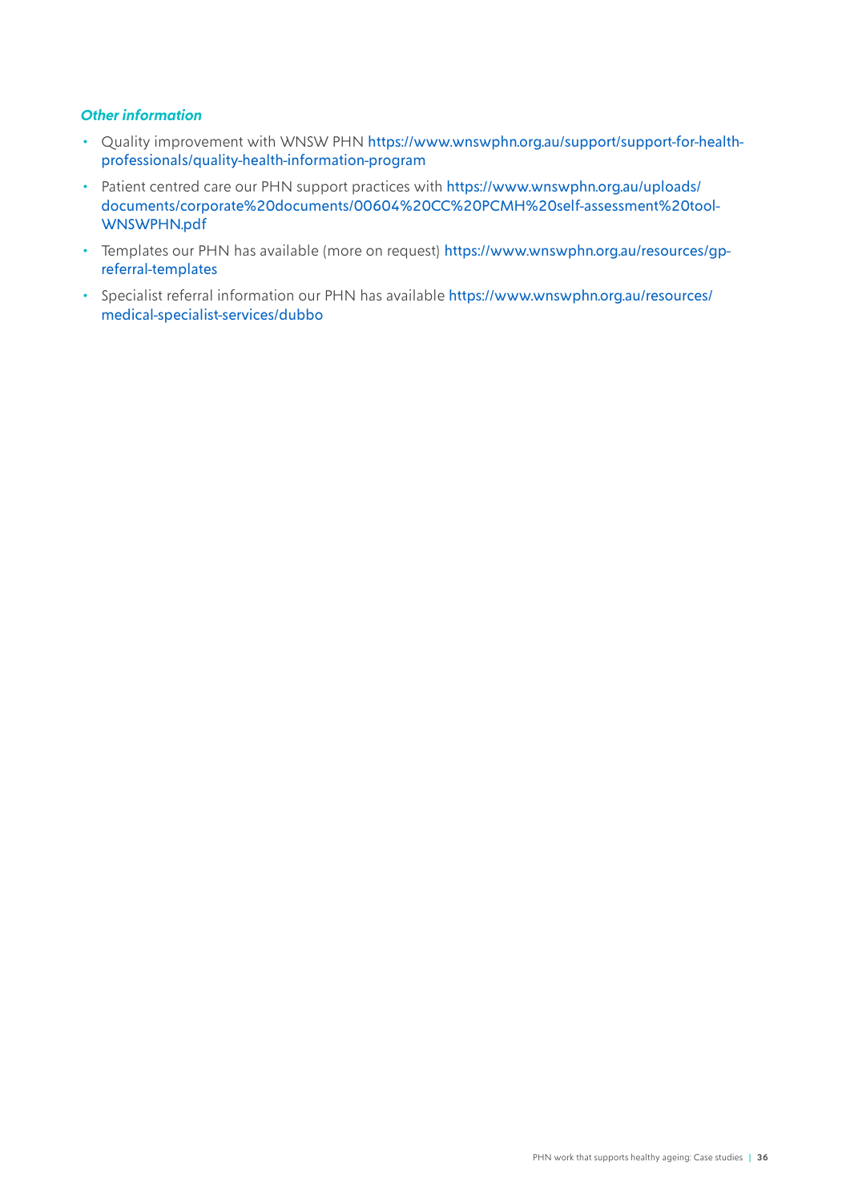***Other information***

- Quality improvement with WNSW PHN https://www.wnswphn.org.au/support/support-for-health-professionals/quality-health-information-program
- Patient centred care our PHN support practices with https://www.wnswphn.org.au/uploads/documents/corporate%20documents/00604%20CC%20PCMH%20self-assessment%20tool-WNSWPHN.pdf
- Templates our PHN has available (more on request) https://www.wnswphn.org.au/resources/gp-referral-templates
- Specialist referral information our PHN has available https://www.wnswphn.org.au/resources/medical-specialist-services/dubbo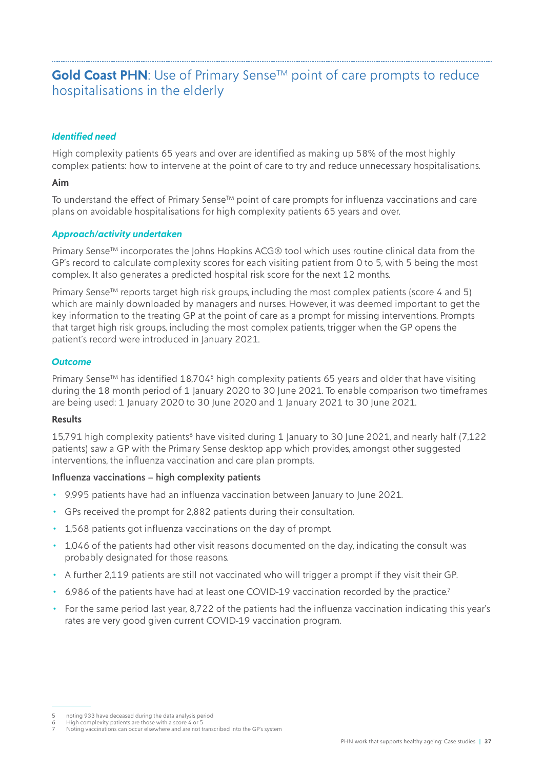## **Gold Coast PHN**: Use of Primary Sense™ point of care prompts to reduce hospitalisations in the elderly

### *Identified need*

High complexity patients 65 years and over are identified as making up 58% of the most highly complex patients: how to intervene at the point of care to try and reduce unnecessary hospitalisations.

**Aim**

To understand the effect of Primary Sense™ point of care prompts for influenza vaccinations and care plans on avoidable hospitalisations for high complexity patients 65 years and over.

### *Approach/activity undertaken*

Primary Sense™ incorporates the Johns Hopkins ACG® tool which uses routine clinical data from the GP's record to calculate complexity scores for each visiting patient from 0 to 5, with 5 being the most complex. It also generates a predicted hospital risk score for the next 12 months.

Primary Sense™ reports target high risk groups, including the most complex patients (score 4 and 5) which are mainly downloaded by managers and nurses. However, it was deemed important to get the key information to the treating GP at the point of care as a prompt for missing interventions. Prompts that target high risk groups, including the most complex patients, trigger when the GP opens the patient's record were introduced in January 2021.

### *Outcome*

Primary Sense™ has identified 18,704[5] high complexity patients 65 years and older that have visiting during the 18 month period of 1 January 2020 to 30 June 2021. To enable comparison two timeframes are being used: 1 January 2020 to 30 June 2020 and 1 January 2021 to 30 June 2021.

**Results**

15,791 high complexity patients[6] have visited during 1 January to 30 June 2021, and nearly half (7,122 patients) saw a GP with the Primary Sense desktop app which provides, amongst other suggested interventions, the influenza vaccination and care plan prompts.

**Influenza vaccinations – high complexity patients**

- 9,995 patients have had an influenza vaccination between January to June 2021.
- GPs received the prompt for 2,882 patients during their consultation.
- 1,568 patients got influenza vaccinations on the day of prompt.
- 1,046 of the patients had other visit reasons documented on the day, indicating the consult was probably designated for those reasons.
- A further 2,119 patients are still not vaccinated who will trigger a prompt if they visit their GP.
- 6,986 of the patients have had at least one COVID-19 vaccination recorded by the practice.[7]
- For the same period last year, 8,722 of the patients had the influenza vaccination indicating this year's rates are very good given current COVID-19 vaccination program.

---

5 noting 933 have deceased during the data analysis period
6 High complexity patients are those with a score 4 or 5
7 Noting vaccinations can occur elsewhere and are not transcribed into the GP's system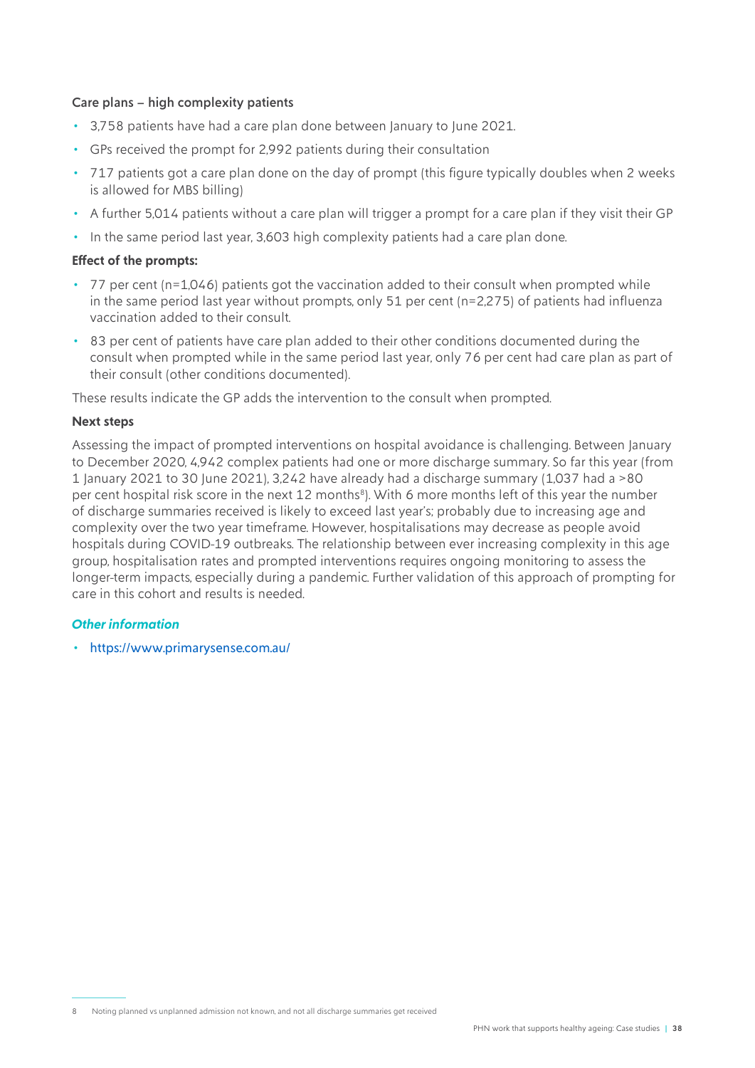**Care plans – high complexity patients**

- 3,758 patients have had a care plan done between January to June 2021.
- GPs received the prompt for 2,992 patients during their consultation
- 717 patients got a care plan done on the day of prompt (this figure typically doubles when 2 weeks is allowed for MBS billing)
- A further 5,014 patients without a care plan will trigger a prompt for a care plan if they visit their GP
- In the same period last year, 3,603 high complexity patients had a care plan done.

**Effect of the prompts:**

- 77 per cent (n=1,046) patients got the vaccination added to their consult when prompted while in the same period last year without prompts, only 51 per cent (n=2,275) of patients had influenza vaccination added to their consult.
- 83 per cent of patients have care plan added to their other conditions documented during the consult when prompted while in the same period last year, only 76 per cent had care plan as part of their consult (other conditions documented).

These results indicate the GP adds the intervention to the consult when prompted.

**Next steps**

Assessing the impact of prompted interventions on hospital avoidance is challenging. Between January to December 2020, 4,942 complex patients had one or more discharge summary. So far this year (from 1 January 2021 to 30 June 2021), 3,242 have already had a discharge summary (1,037 had a >80 per cent hospital risk score in the next 12 months[8]). With 6 more months left of this year the number of discharge summaries received is likely to exceed last year's; probably due to increasing age and complexity over the two year timeframe. However, hospitalisations may decrease as people avoid hospitals during COVID-19 outbreaks. The relationship between ever increasing complexity in this age group, hospitalisation rates and prompted interventions requires ongoing monitoring to assess the longer-term impacts, especially during a pandemic. Further validation of this approach of prompting for care in this cohort and results is needed.

***Other information***

- https://www.primarysense.com.au/

8 Noting planned vs unplanned admission not known, and not all discharge summaries get received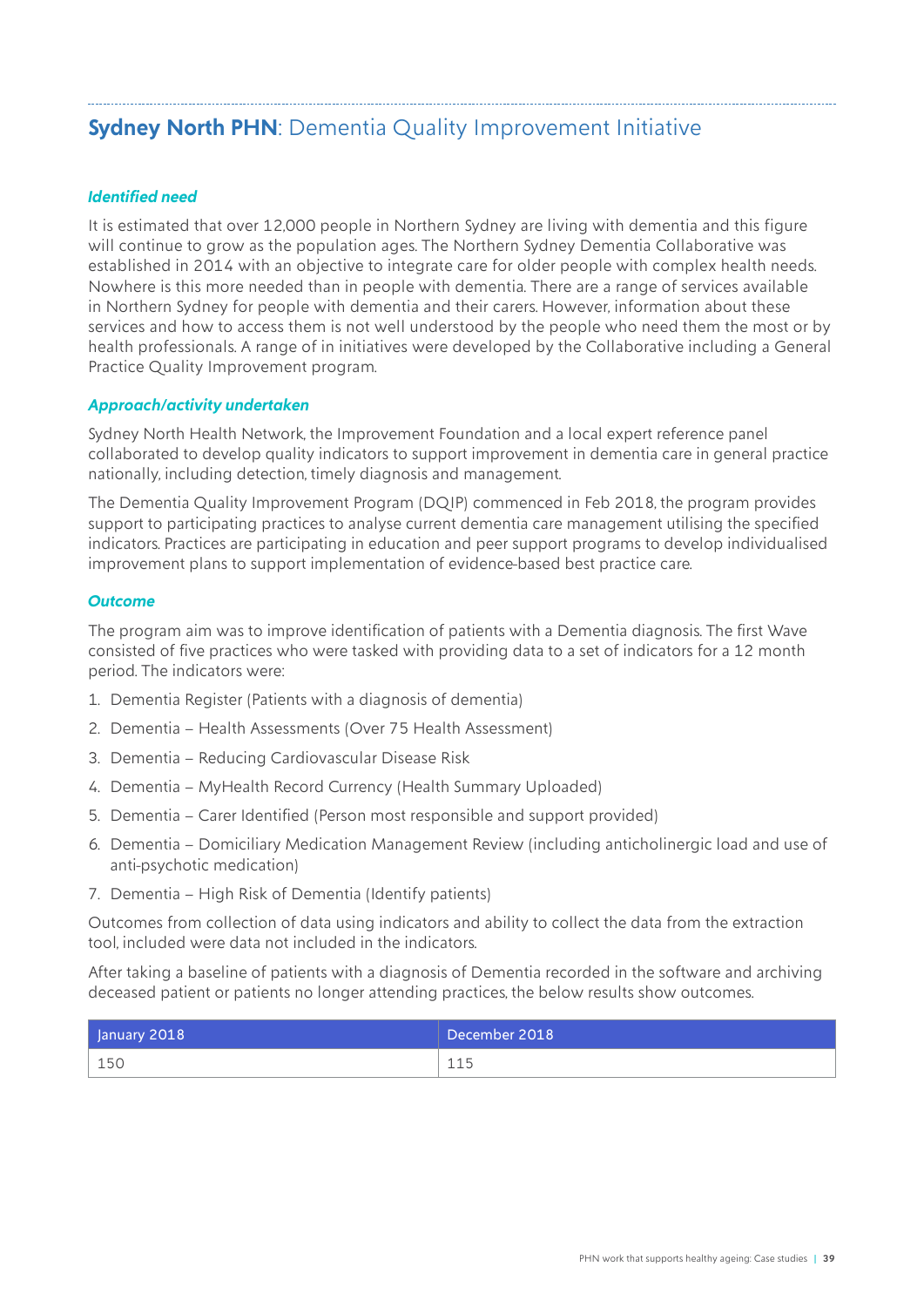## **Sydney North PHN**: Dementia Quality Improvement Initiative

### *Identified need*

It is estimated that over 12,000 people in Northern Sydney are living with dementia and this figure will continue to grow as the population ages. The Northern Sydney Dementia Collaborative was established in 2014 with an objective to integrate care for older people with complex health needs. Nowhere is this more needed than in people with dementia. There are a range of services available in Northern Sydney for people with dementia and their carers. However, information about these services and how to access them is not well understood by the people who need them the most or by health professionals. A range of in initiatives were developed by the Collaborative including a General Practice Quality Improvement program.

### *Approach/activity undertaken*

Sydney North Health Network, the Improvement Foundation and a local expert reference panel collaborated to develop quality indicators to support improvement in dementia care in general practice nationally, including detection, timely diagnosis and management.

The Dementia Quality Improvement Program (DQIP) commenced in Feb 2018, the program provides support to participating practices to analyse current dementia care management utilising the specified indicators. Practices are participating in education and peer support programs to develop individualised improvement plans to support implementation of evidence-based best practice care.

### *Outcome*

The program aim was to improve identification of patients with a Dementia diagnosis. The first Wave consisted of five practices who were tasked with providing data to a set of indicators for a 12 month period. The indicators were:

1. Dementia Register (Patients with a diagnosis of dementia)
2. Dementia – Health Assessments (Over 75 Health Assessment)
3. Dementia – Reducing Cardiovascular Disease Risk
4. Dementia – MyHealth Record Currency (Health Summary Uploaded)
5. Dementia – Carer Identified (Person most responsible and support provided)
6. Dementia – Domiciliary Medication Management Review (including anticholinergic load and use of anti-psychotic medication)
7. Dementia – High Risk of Dementia (Identify patients)

Outcomes from collection of data using indicators and ability to collect the data from the extraction tool, included were data not included in the indicators.

After taking a baseline of patients with a diagnosis of Dementia recorded in the software and archiving deceased patient or patients no longer attending practices, the below results show outcomes.

| January 2018 | December 2018 |
|---|---|
| 150 | 115 |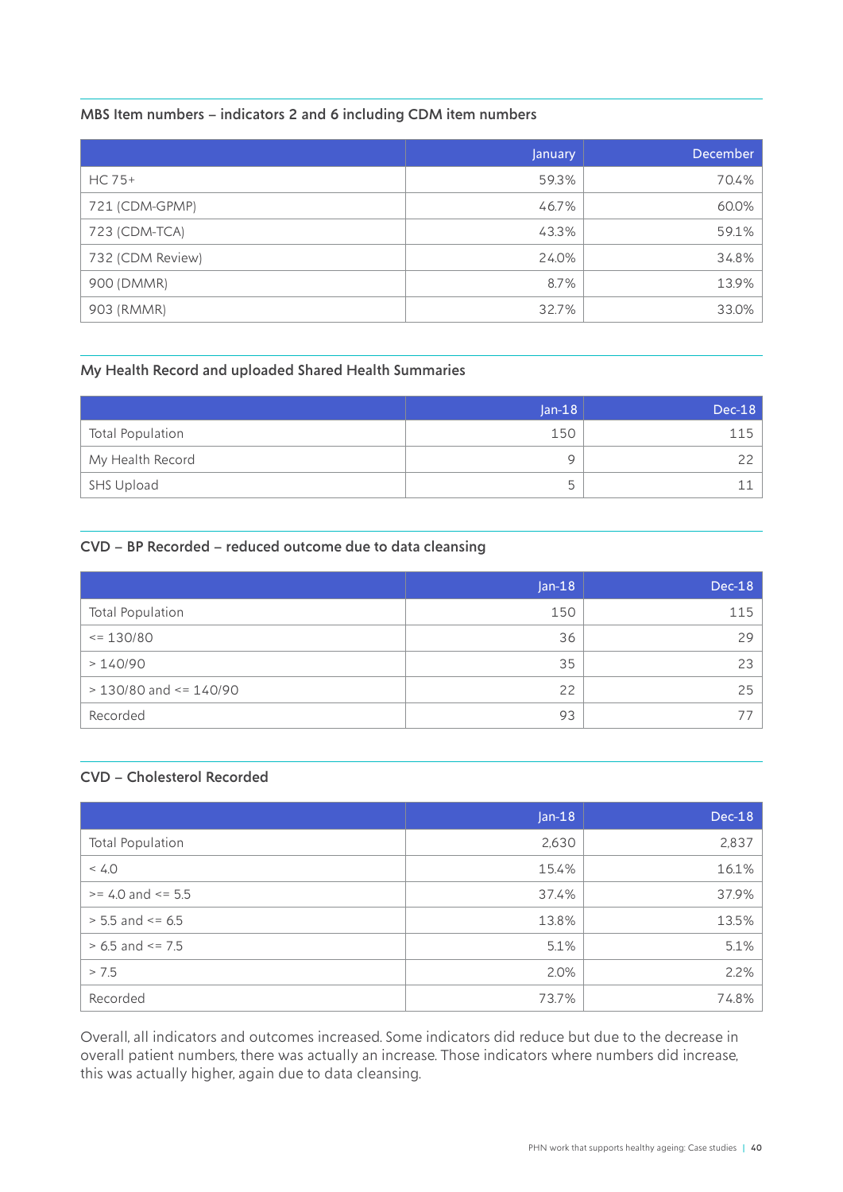### MBS Item numbers – indicators 2 and 6 including CDM item numbers

| | January | December |
|---|---|---|
| HC 75+ | 59.3% | 70.4% |
| 721 (CDM-GPMP) | 46.7% | 60.0% |
| 723 (CDM-TCA) | 43.3% | 59.1% |
| 732 (CDM Review) | 24.0% | 34.8% |
| 900 (DMMR) | 8.7% | 13.9% |
| 903 (RMMR) | 32.7% | 33.0% |

### My Health Record and uploaded Shared Health Summaries

| | Jan-18 | Dec-18 |
|---|---|---|
| Total Population | 150 | 115 |
| My Health Record | 9 | 22 |
| SHS Upload | 5 | 11 |

### CVD – BP Recorded – reduced outcome due to data cleansing

| | Jan-18 | Dec-18 |
|---|---|---|
| Total Population | 150 | 115 |
| <= 130/80 | 36 | 29 |
| > 140/90 | 35 | 23 |
| > 130/80 and <= 140/90 | 22 | 25 |
| Recorded | 93 | 77 |

### CVD – Cholesterol Recorded

| | Jan-18 | Dec-18 |
|---|---|---|
| Total Population | 2,630 | 2,837 |
| < 4.0 | 15.4% | 16.1% |
| >= 4.0 and <= 5.5 | 37.4% | 37.9% |
| > 5.5 and <= 6.5 | 13.8% | 13.5% |
| > 6.5 and <= 7.5 | 5.1% | 5.1% |
| > 7.5 | 2.0% | 2.2% |
| Recorded | 73.7% | 74.8% |

Overall, all indicators and outcomes increased. Some indicators did reduce but due to the decrease in overall patient numbers, there was actually an increase. Those indicators where numbers did increase, this was actually higher, again due to data cleansing.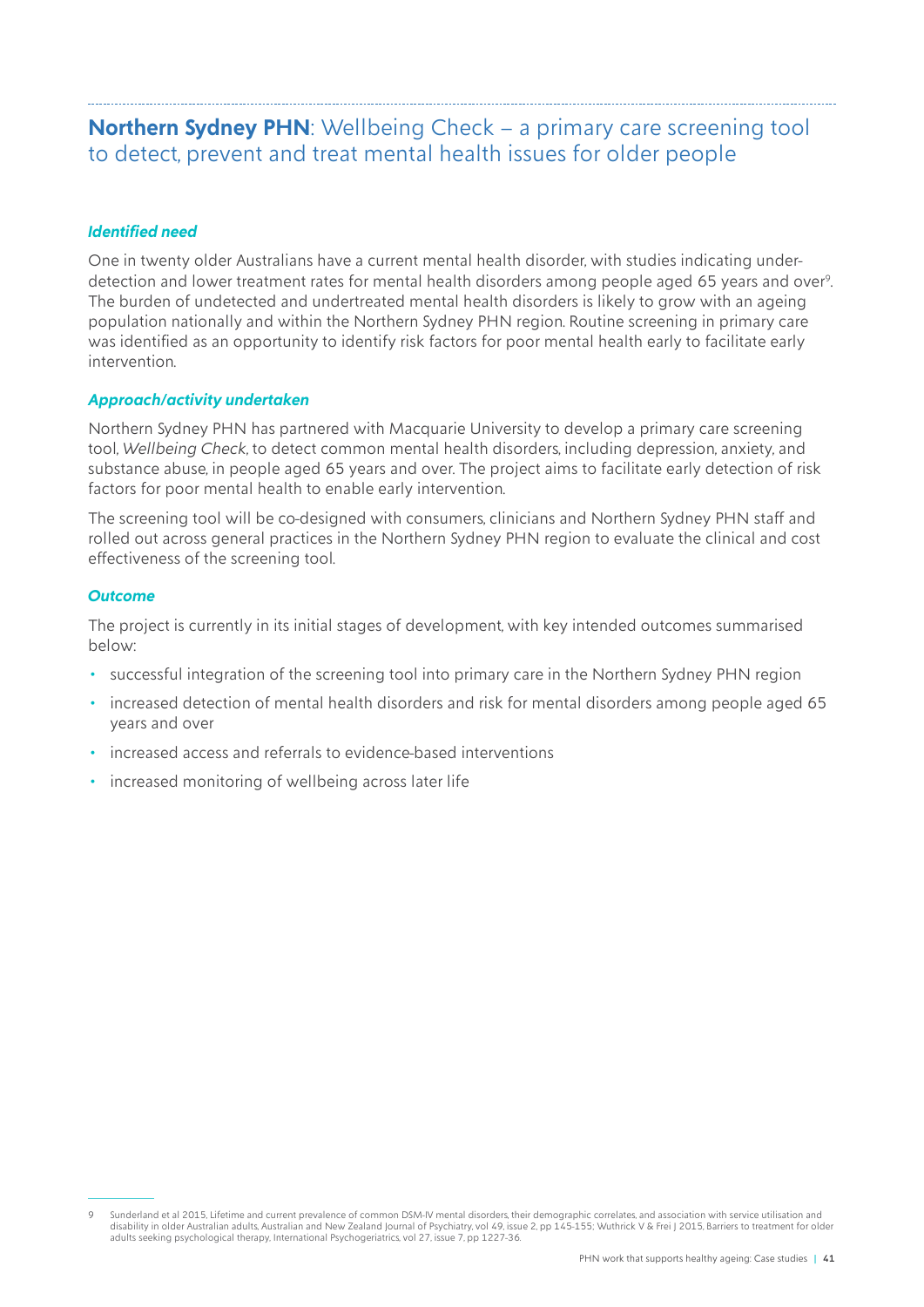## **Northern Sydney PHN**: Wellbeing Check – a primary care screening tool to detect, prevent and treat mental health issues for older people

### *Identified need*

One in twenty older Australians have a current mental health disorder, with studies indicating under-detection and lower treatment rates for mental health disorders among people aged 65 years and over[9]. The burden of undetected and undertreated mental health disorders is likely to grow with an ageing population nationally and within the Northern Sydney PHN region. Routine screening in primary care was identified as an opportunity to identify risk factors for poor mental health early to facilitate early intervention.

### *Approach/activity undertaken*

Northern Sydney PHN has partnered with Macquarie University to develop a primary care screening tool, *Wellbeing Check*, to detect common mental health disorders, including depression, anxiety, and substance abuse, in people aged 65 years and over. The project aims to facilitate early detection of risk factors for poor mental health to enable early intervention.

The screening tool will be co-designed with consumers, clinicians and Northern Sydney PHN staff and rolled out across general practices in the Northern Sydney PHN region to evaluate the clinical and cost effectiveness of the screening tool.

### *Outcome*

The project is currently in its initial stages of development, with key intended outcomes summarised below:

- successful integration of the screening tool into primary care in the Northern Sydney PHN region
- increased detection of mental health disorders and risk for mental disorders among people aged 65 years and over
- increased access and referrals to evidence-based interventions
- increased monitoring of wellbeing across later life

---

9 Sunderland et al 2015, Lifetime and current prevalence of common DSM-IV mental disorders, their demographic correlates, and association with service utilisation and disability in older Australian adults, Australian and New Zealand Journal of Psychiatry, vol 49, issue 2, pp 145-155; Wuthrick V & Frei J 2015, Barriers to treatment for older adults seeking psychological therapy, International Psychogeriatrics, vol 27, issue 7, pp 1227-36.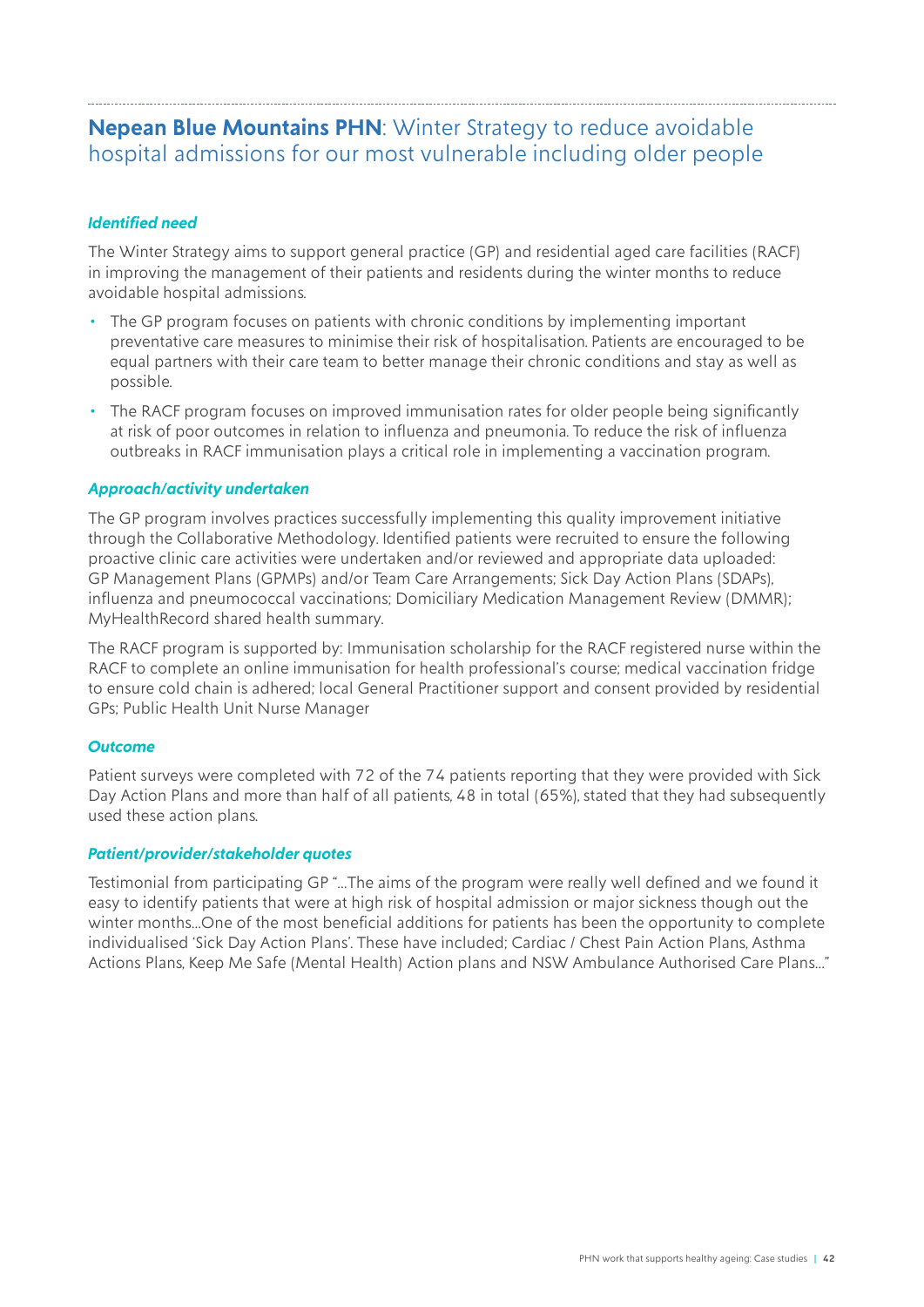## **Nepean Blue Mountains PHN**: Winter Strategy to reduce avoidable hospital admissions for our most vulnerable including older people

### *Identified need*

The Winter Strategy aims to support general practice (GP) and residential aged care facilities (RACF) in improving the management of their patients and residents during the winter months to reduce avoidable hospital admissions.

- The GP program focuses on patients with chronic conditions by implementing important preventative care measures to minimise their risk of hospitalisation. Patients are encouraged to be equal partners with their care team to better manage their chronic conditions and stay as well as possible.
- The RACF program focuses on improved immunisation rates for older people being significantly at risk of poor outcomes in relation to influenza and pneumonia. To reduce the risk of influenza outbreaks in RACF immunisation plays a critical role in implementing a vaccination program.

### *Approach/activity undertaken*

The GP program involves practices successfully implementing this quality improvement initiative through the Collaborative Methodology. Identified patients were recruited to ensure the following proactive clinic care activities were undertaken and/or reviewed and appropriate data uploaded: GP Management Plans (GPMPs) and/or Team Care Arrangements; Sick Day Action Plans (SDAPs), influenza and pneumococcal vaccinations; Domiciliary Medication Management Review (DMMR); MyHealthRecord shared health summary.

The RACF program is supported by: Immunisation scholarship for the RACF registered nurse within the RACF to complete an online immunisation for health professional's course; medical vaccination fridge to ensure cold chain is adhered; local General Practitioner support and consent provided by residential GPs; Public Health Unit Nurse Manager

### *Outcome*

Patient surveys were completed with 72 of the 74 patients reporting that they were provided with Sick Day Action Plans and more than half of all patients, 48 in total (65%), stated that they had subsequently used these action plans.

### *Patient/provider/stakeholder quotes*

Testimonial from participating GP "…The aims of the program were really well defined and we found it easy to identify patients that were at high risk of hospital admission or major sickness though out the winter months…One of the most beneficial additions for patients has been the opportunity to complete individualised 'Sick Day Action Plans'. These have included; Cardiac / Chest Pain Action Plans, Asthma Actions Plans, Keep Me Safe (Mental Health) Action plans and NSW Ambulance Authorised Care Plans…"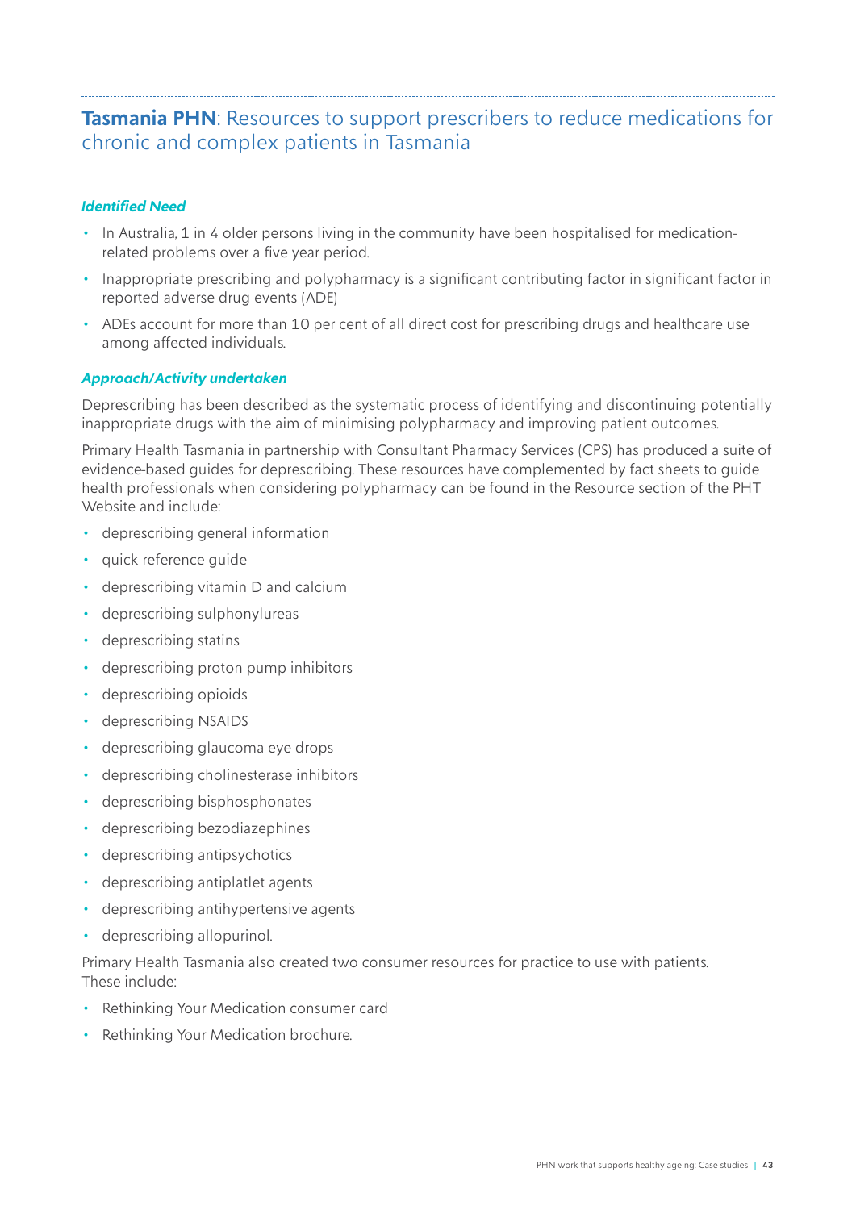## **Tasmania PHN**: Resources to support prescribers to reduce medications for chronic and complex patients in Tasmania

### *Identified Need*

- In Australia, 1 in 4 older persons living in the community have been hospitalised for medication-related problems over a five year period.
- Inappropriate prescribing and polypharmacy is a significant contributing factor in significant factor in reported adverse drug events (ADE)
- ADEs account for more than 10 per cent of all direct cost for prescribing drugs and healthcare use among affected individuals.

### *Approach/Activity undertaken*

Deprescribing has been described as the systematic process of identifying and discontinuing potentially inappropriate drugs with the aim of minimising polypharmacy and improving patient outcomes.

Primary Health Tasmania in partnership with Consultant Pharmacy Services (CPS) has produced a suite of evidence-based guides for deprescribing. These resources have complemented by fact sheets to guide health professionals when considering polypharmacy can be found in the Resource section of the PHT Website and include:

- deprescribing general information
- quick reference guide
- deprescribing vitamin D and calcium
- deprescribing sulphonylureas
- deprescribing statins
- deprescribing proton pump inhibitors
- deprescribing opioids
- deprescribing NSAIDS
- deprescribing glaucoma eye drops
- deprescribing cholinesterase inhibitors
- deprescribing bisphosphonates
- deprescribing bezodiazephines
- deprescribing antipsychotics
- deprescribing antiplatlet agents
- deprescribing antihypertensive agents
- deprescribing allopurinol.

Primary Health Tasmania also created two consumer resources for practice to use with patients. These include:

- Rethinking Your Medication consumer card
- Rethinking Your Medication brochure.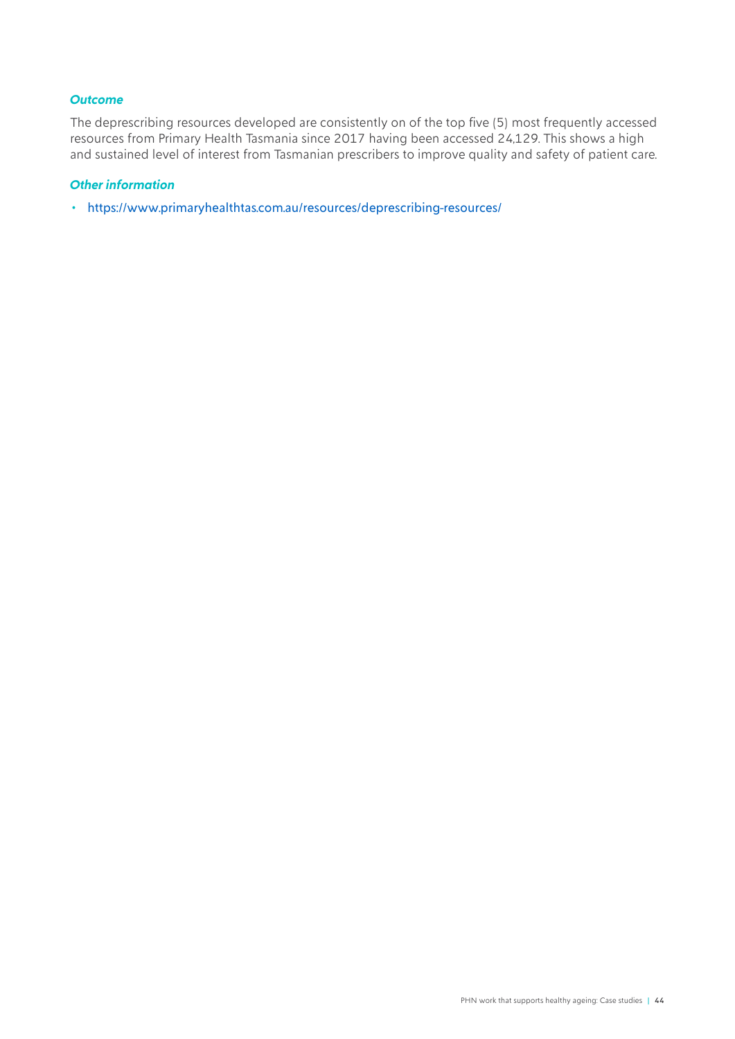#### *Outcome*

The deprescribing resources developed are consistently on of the top five (5) most frequently accessed resources from Primary Health Tasmania since 2017 having been accessed 24,129. This shows a high and sustained level of interest from Tasmanian prescribers to improve quality and safety of patient care.

#### *Other information*

- https://www.primaryhealthtas.com.au/resources/deprescribing-resources/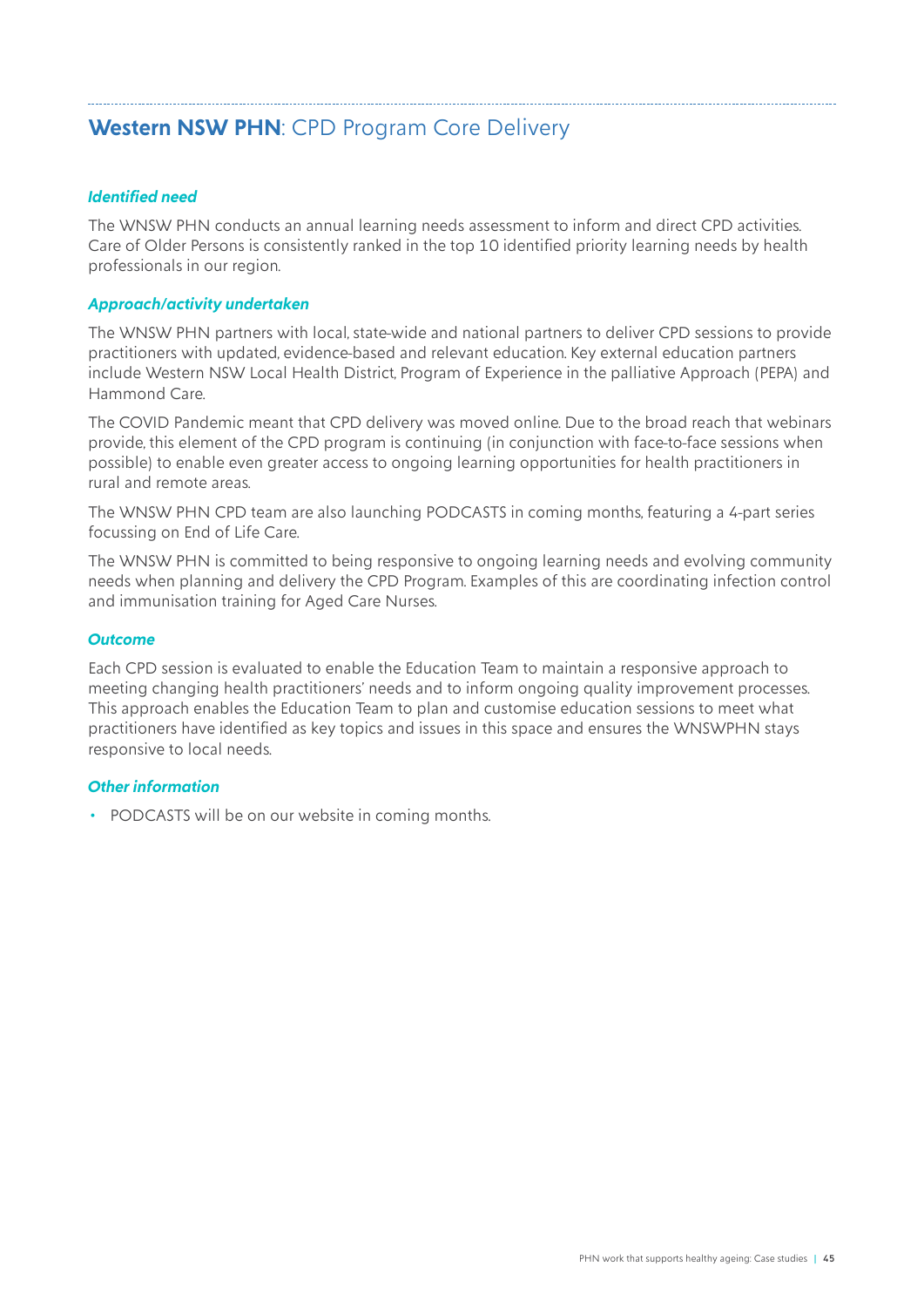## **Western NSW PHN**: CPD Program Core Delivery

### *Identified need*

The WNSW PHN conducts an annual learning needs assessment to inform and direct CPD activities. Care of Older Persons is consistently ranked in the top 10 identified priority learning needs by health professionals in our region.

### *Approach/activity undertaken*

The WNSW PHN partners with local, state-wide and national partners to deliver CPD sessions to provide practitioners with updated, evidence-based and relevant education. Key external education partners include Western NSW Local Health District, Program of Experience in the palliative Approach (PEPA) and Hammond Care.

The COVID Pandemic meant that CPD delivery was moved online. Due to the broad reach that webinars provide, this element of the CPD program is continuing (in conjunction with face-to-face sessions when possible) to enable even greater access to ongoing learning opportunities for health practitioners in rural and remote areas.

The WNSW PHN CPD team are also launching PODCASTS in coming months, featuring a 4-part series focussing on End of Life Care.

The WNSW PHN is committed to being responsive to ongoing learning needs and evolving community needs when planning and delivery the CPD Program. Examples of this are coordinating infection control and immunisation training for Aged Care Nurses.

### *Outcome*

Each CPD session is evaluated to enable the Education Team to maintain a responsive approach to meeting changing health practitioners' needs and to inform ongoing quality improvement processes. This approach enables the Education Team to plan and customise education sessions to meet what practitioners have identified as key topics and issues in this space and ensures the WNSWPHN stays responsive to local needs.

### *Other information*

- PODCASTS will be on our website in coming months.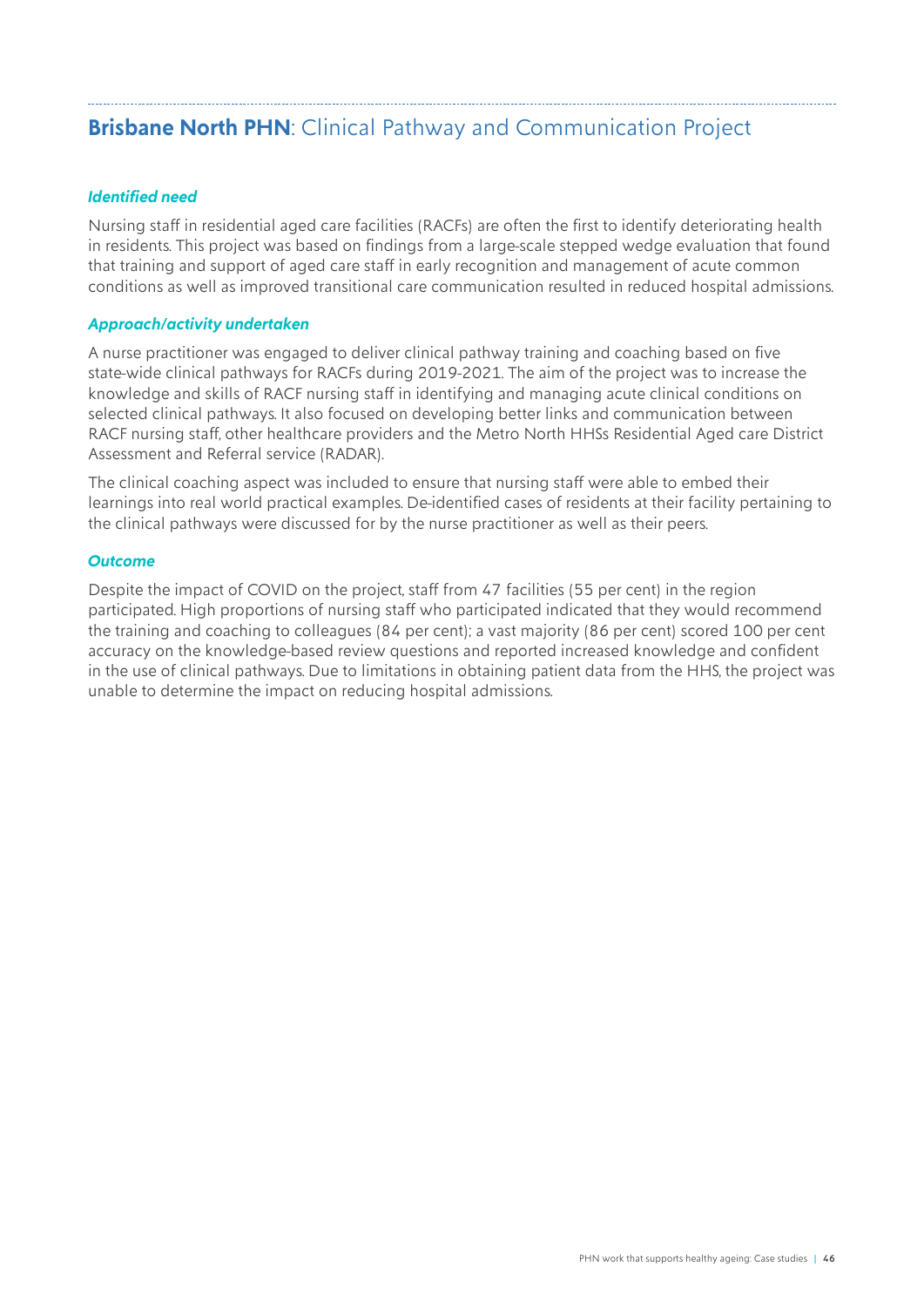## **Brisbane North PHN**: Clinical Pathway and Communication Project

### *Identified need*

Nursing staff in residential aged care facilities (RACFs) are often the first to identify deteriorating health in residents. This project was based on findings from a large-scale stepped wedge evaluation that found that training and support of aged care staff in early recognition and management of acute common conditions as well as improved transitional care communication resulted in reduced hospital admissions.

### *Approach/activity undertaken*

A nurse practitioner was engaged to deliver clinical pathway training and coaching based on five state-wide clinical pathways for RACFs during 2019-2021. The aim of the project was to increase the knowledge and skills of RACF nursing staff in identifying and managing acute clinical conditions on selected clinical pathways. It also focused on developing better links and communication between RACF nursing staff, other healthcare providers and the Metro North HHSs Residential Aged care District Assessment and Referral service (RADAR).

The clinical coaching aspect was included to ensure that nursing staff were able to embed their learnings into real world practical examples. De-identified cases of residents at their facility pertaining to the clinical pathways were discussed for by the nurse practitioner as well as their peers.

### *Outcome*

Despite the impact of COVID on the project, staff from 47 facilities (55 per cent) in the region participated. High proportions of nursing staff who participated indicated that they would recommend the training and coaching to colleagues (84 per cent); a vast majority (86 per cent) scored 100 per cent accuracy on the knowledge-based review questions and reported increased knowledge and confident in the use of clinical pathways. Due to limitations in obtaining patient data from the HHS, the project was unable to determine the impact on reducing hospital admissions.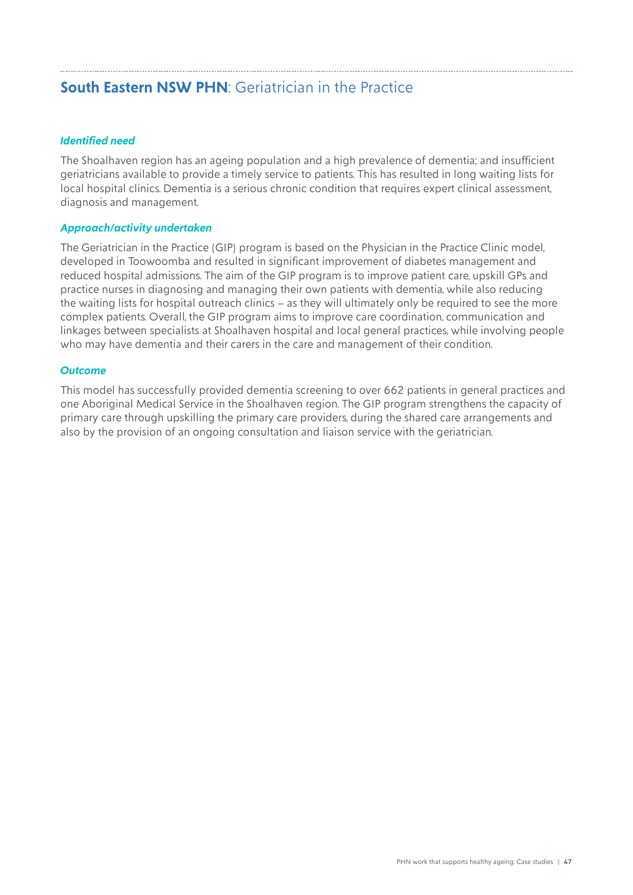## **South Eastern NSW PHN**: Geriatrician in the Practice

### *Identified need*

The Shoalhaven region has an ageing population and a high prevalence of dementia; and insufficient geriatricians available to provide a timely service to patients. This has resulted in long waiting lists for local hospital clinics. Dementia is a serious chronic condition that requires expert clinical assessment, diagnosis and management.

### *Approach/activity undertaken*

The Geriatrician in the Practice (GIP) program is based on the Physician in the Practice Clinic model, developed in Toowoomba and resulted in significant improvement of diabetes management and reduced hospital admissions. The aim of the GIP program is to improve patient care, upskill GPs and practice nurses in diagnosing and managing their own patients with dementia, while also reducing the waiting lists for hospital outreach clinics – as they will ultimately only be required to see the more complex patients. Overall, the GIP program aims to improve care coordination, communication and linkages between specialists at Shoalhaven hospital and local general practices, while involving people who may have dementia and their carers in the care and management of their condition.

### *Outcome*

This model has successfully provided dementia screening to over 662 patients in general practices and one Aboriginal Medical Service in the Shoalhaven region. The GIP program strengthens the capacity of primary care through upskilling the primary care providers, during the shared care arrangements and also by the provision of an ongoing consultation and liaison service with the geriatrician.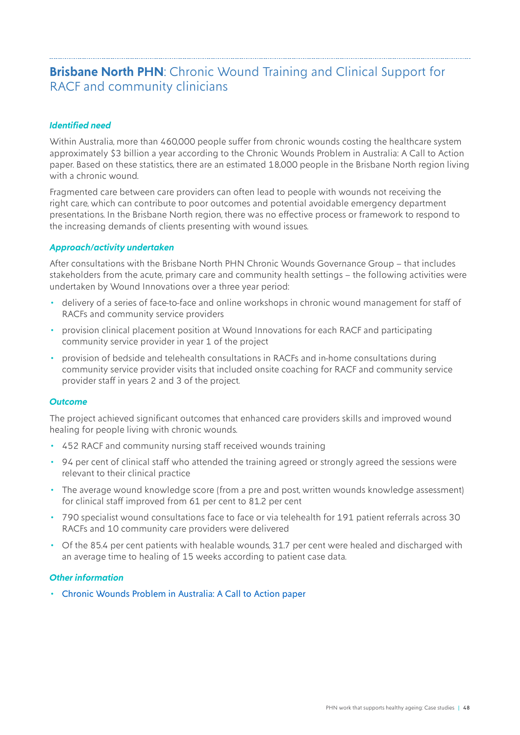## **Brisbane North PHN**: Chronic Wound Training and Clinical Support for RACF and community clinicians

### *Identified need*

Within Australia, more than 460,000 people suffer from chronic wounds costing the healthcare system approximately $3 billion a year according to the Chronic Wounds Problem in Australia: A Call to Action paper. Based on these statistics, there are an estimated 18,000 people in the Brisbane North region living with a chronic wound.

Fragmented care between care providers can often lead to people with wounds not receiving the right care, which can contribute to poor outcomes and potential avoidable emergency department presentations. In the Brisbane North region, there was no effective process or framework to respond to the increasing demands of clients presenting with wound issues.

### *Approach/activity undertaken*

After consultations with the Brisbane North PHN Chronic Wounds Governance Group – that includes stakeholders from the acute, primary care and community health settings – the following activities were undertaken by Wound Innovations over a three year period:

- delivery of a series of face-to-face and online workshops in chronic wound management for staff of RACFs and community service providers
- provision clinical placement position at Wound Innovations for each RACF and participating community service provider in year 1 of the project
- provision of bedside and telehealth consultations in RACFs and in-home consultations during community service provider visits that included onsite coaching for RACF and community service provider staff in years 2 and 3 of the project.

### *Outcome*

The project achieved significant outcomes that enhanced care providers skills and improved wound healing for people living with chronic wounds.

- 452 RACF and community nursing staff received wounds training
- 94 per cent of clinical staff who attended the training agreed or strongly agreed the sessions were relevant to their clinical practice
- The average wound knowledge score (from a pre and post, written wounds knowledge assessment) for clinical staff improved from 61 per cent to 81.2 per cent
- 790 specialist wound consultations face to face or via telehealth for 191 patient referrals across 30 RACFs and 10 community care providers were delivered
- Of the 85.4 per cent patients with healable wounds, 31.7 per cent were healed and discharged with an average time to healing of 15 weeks according to patient case data.

### *Other information*

- Chronic Wounds Problem in Australia: A Call to Action paper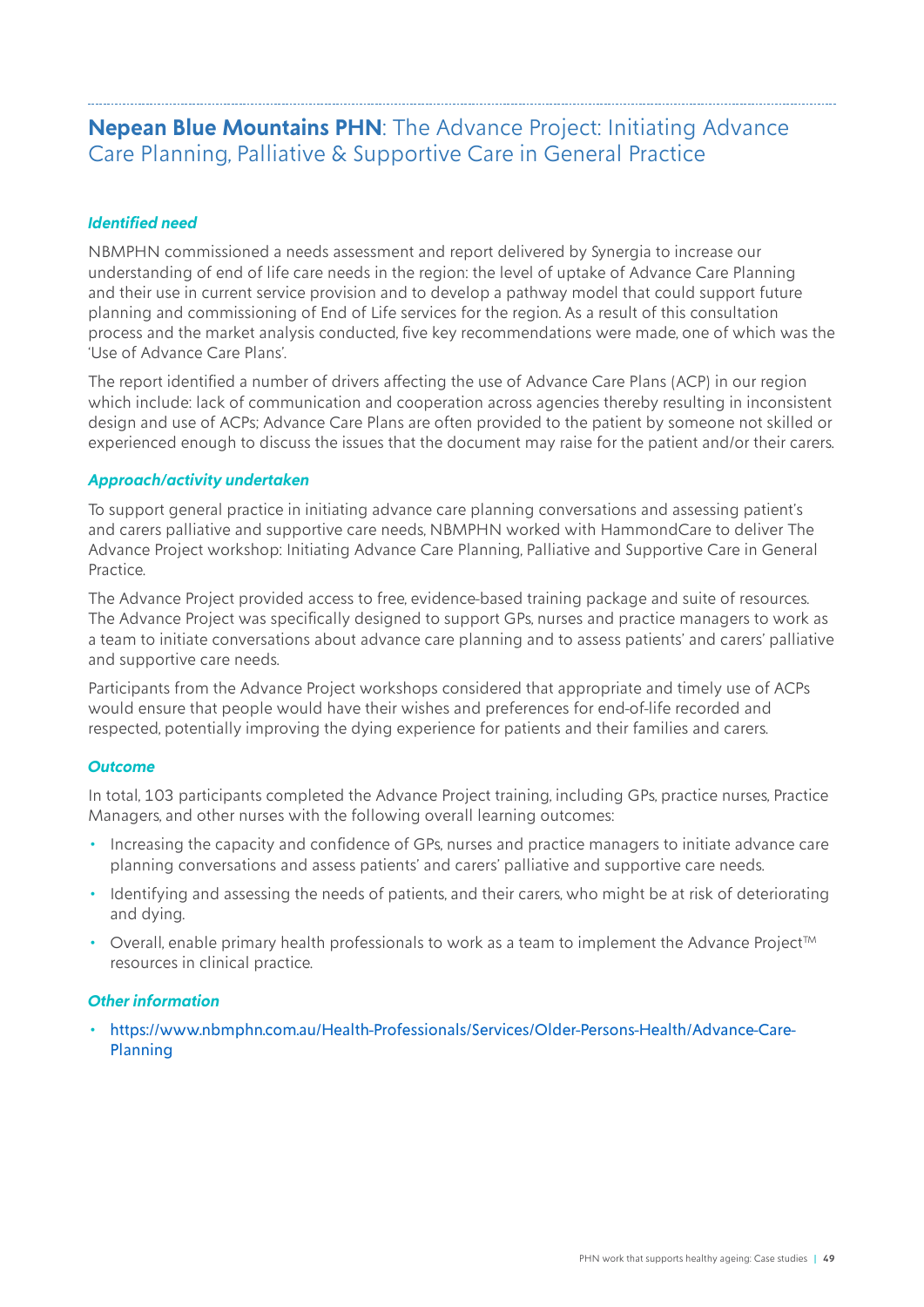## **Nepean Blue Mountains PHN**: The Advance Project: Initiating Advance Care Planning, Palliative & Supportive Care in General Practice

### *Identified need*

NBMPHN commissioned a needs assessment and report delivered by Synergia to increase our understanding of end of life care needs in the region: the level of uptake of Advance Care Planning and their use in current service provision and to develop a pathway model that could support future planning and commissioning of End of Life services for the region. As a result of this consultation process and the market analysis conducted, five key recommendations were made, one of which was the 'Use of Advance Care Plans'.

The report identified a number of drivers affecting the use of Advance Care Plans (ACP) in our region which include: lack of communication and cooperation across agencies thereby resulting in inconsistent design and use of ACPs; Advance Care Plans are often provided to the patient by someone not skilled or experienced enough to discuss the issues that the document may raise for the patient and/or their carers.

### *Approach/activity undertaken*

To support general practice in initiating advance care planning conversations and assessing patient's and carers palliative and supportive care needs, NBMPHN worked with HammondCare to deliver The Advance Project workshop: Initiating Advance Care Planning, Palliative and Supportive Care in General Practice.

The Advance Project provided access to free, evidence-based training package and suite of resources. The Advance Project was specifically designed to support GPs, nurses and practice managers to work as a team to initiate conversations about advance care planning and to assess patients' and carers' palliative and supportive care needs.

Participants from the Advance Project workshops considered that appropriate and timely use of ACPs would ensure that people would have their wishes and preferences for end-of-life recorded and respected, potentially improving the dying experience for patients and their families and carers.

### *Outcome*

In total, 103 participants completed the Advance Project training, including GPs, practice nurses, Practice Managers, and other nurses with the following overall learning outcomes:

- Increasing the capacity and confidence of GPs, nurses and practice managers to initiate advance care planning conversations and assess patients' and carers' palliative and supportive care needs.
- Identifying and assessing the needs of patients, and their carers, who might be at risk of deteriorating and dying.
- Overall, enable primary health professionals to work as a team to implement the Advance Project™ resources in clinical practice.

### *Other information*

- https://www.nbmphn.com.au/Health-Professionals/Services/Older-Persons-Health/Advance-Care-Planning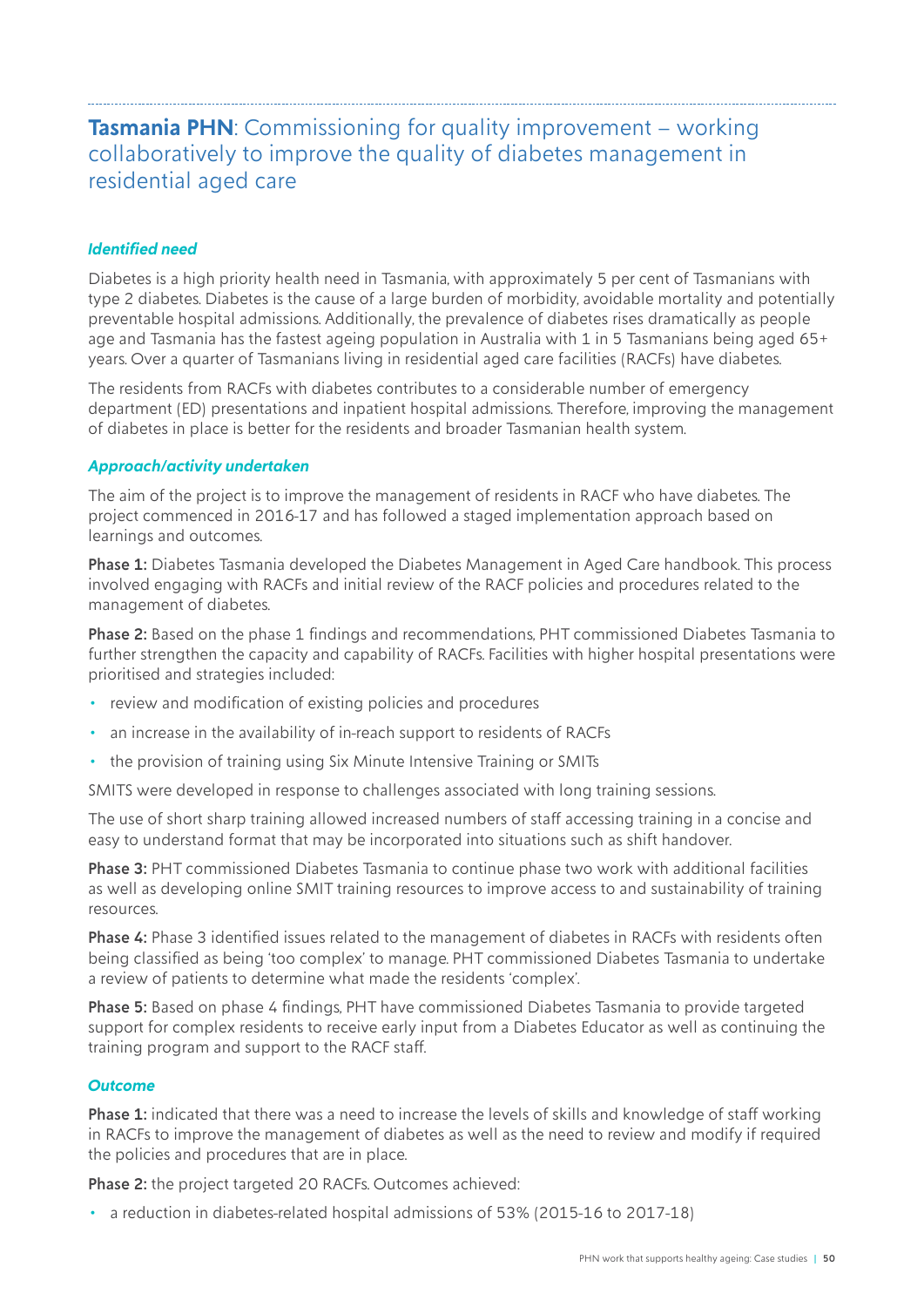## **Tasmania PHN**: Commissioning for quality improvement – working collaboratively to improve the quality of diabetes management in residential aged care

### *Identified need*

Diabetes is a high priority health need in Tasmania, with approximately 5 per cent of Tasmanians with type 2 diabetes. Diabetes is the cause of a large burden of morbidity, avoidable mortality and potentially preventable hospital admissions. Additionally, the prevalence of diabetes rises dramatically as people age and Tasmania has the fastest ageing population in Australia with 1 in 5 Tasmanians being aged 65+ years. Over a quarter of Tasmanians living in residential aged care facilities (RACFs) have diabetes.

The residents from RACFs with diabetes contributes to a considerable number of emergency department (ED) presentations and inpatient hospital admissions. Therefore, improving the management of diabetes in place is better for the residents and broader Tasmanian health system.

### *Approach/activity undertaken*

The aim of the project is to improve the management of residents in RACF who have diabetes. The project commenced in 2016-17 and has followed a staged implementation approach based on learnings and outcomes.

**Phase 1:** Diabetes Tasmania developed the Diabetes Management in Aged Care handbook. This process involved engaging with RACFs and initial review of the RACF policies and procedures related to the management of diabetes.

**Phase 2:** Based on the phase 1 findings and recommendations, PHT commissioned Diabetes Tasmania to further strengthen the capacity and capability of RACFs. Facilities with higher hospital presentations were prioritised and strategies included:

- review and modification of existing policies and procedures
- an increase in the availability of in-reach support to residents of RACFs
- the provision of training using Six Minute Intensive Training or SMITs

SMITS were developed in response to challenges associated with long training sessions.

The use of short sharp training allowed increased numbers of staff accessing training in a concise and easy to understand format that may be incorporated into situations such as shift handover.

**Phase 3:** PHT commissioned Diabetes Tasmania to continue phase two work with additional facilities as well as developing online SMIT training resources to improve access to and sustainability of training resources.

**Phase 4:** Phase 3 identified issues related to the management of diabetes in RACFs with residents often being classified as being 'too complex' to manage. PHT commissioned Diabetes Tasmania to undertake a review of patients to determine what made the residents 'complex'.

**Phase 5:** Based on phase 4 findings, PHT have commissioned Diabetes Tasmania to provide targeted support for complex residents to receive early input from a Diabetes Educator as well as continuing the training program and support to the RACF staff.

### *Outcome*

**Phase 1:** indicated that there was a need to increase the levels of skills and knowledge of staff working in RACFs to improve the management of diabetes as well as the need to review and modify if required the policies and procedures that are in place.

**Phase 2:** the project targeted 20 RACFs. Outcomes achieved:

- a reduction in diabetes-related hospital admissions of 53% (2015-16 to 2017-18)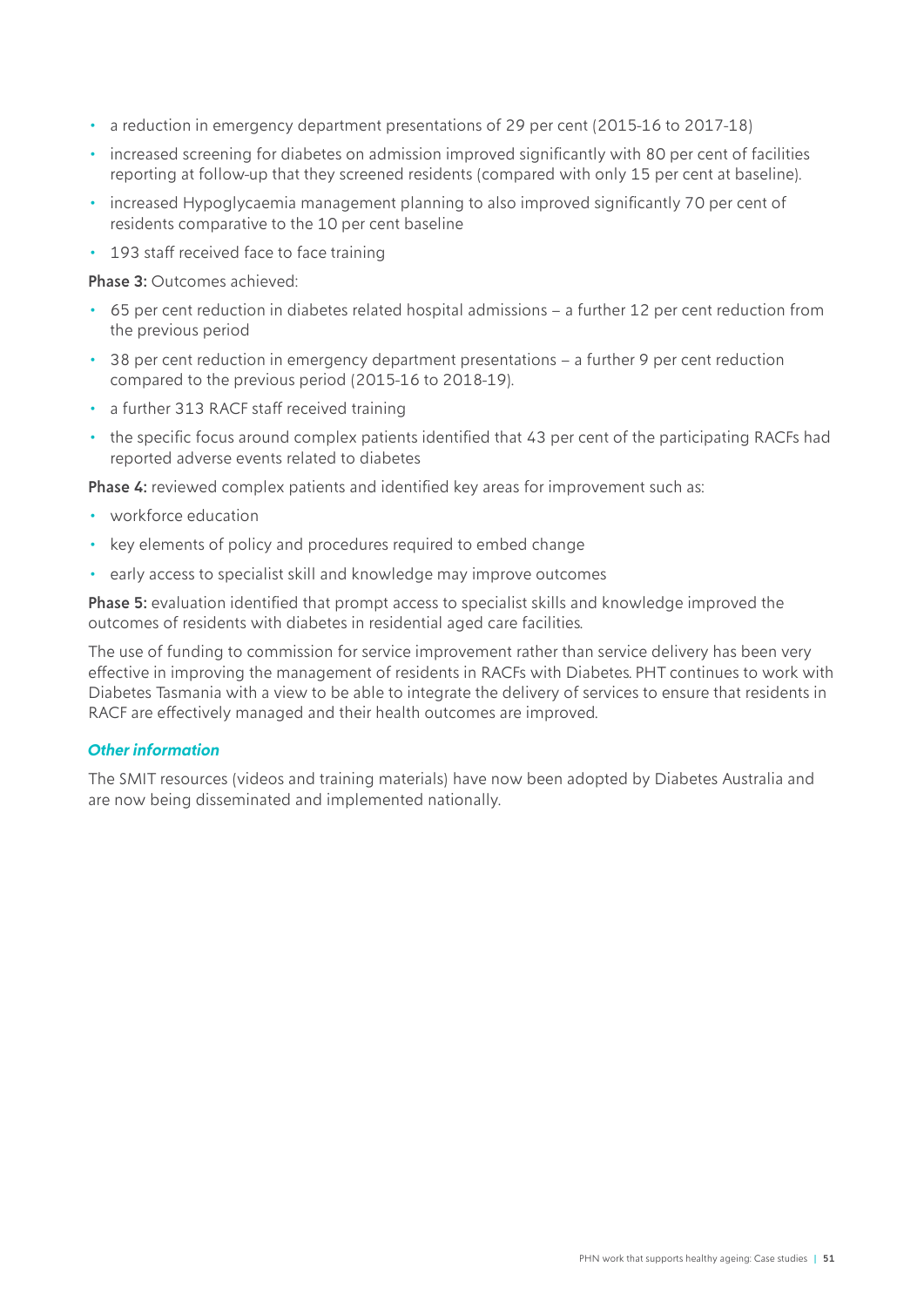- a reduction in emergency department presentations of 29 per cent (2015-16 to 2017-18)
- increased screening for diabetes on admission improved significantly with 80 per cent of facilities reporting at follow-up that they screened residents (compared with only 15 per cent at baseline).
- increased Hypoglycaemia management planning to also improved significantly 70 per cent of residents comparative to the 10 per cent baseline
- 193 staff received face to face training

**Phase 3:** Outcomes achieved:

- 65 per cent reduction in diabetes related hospital admissions – a further 12 per cent reduction from the previous period
- 38 per cent reduction in emergency department presentations – a further 9 per cent reduction compared to the previous period (2015-16 to 2018-19).
- a further 313 RACF staff received training
- the specific focus around complex patients identified that 43 per cent of the participating RACFs had reported adverse events related to diabetes

**Phase 4:** reviewed complex patients and identified key areas for improvement such as:

- workforce education
- key elements of policy and procedures required to embed change
- early access to specialist skill and knowledge may improve outcomes

**Phase 5:** evaluation identified that prompt access to specialist skills and knowledge improved the outcomes of residents with diabetes in residential aged care facilities.

The use of funding to commission for service improvement rather than service delivery has been very effective in improving the management of residents in RACFs with Diabetes. PHT continues to work with Diabetes Tasmania with a view to be able to integrate the delivery of services to ensure that residents in RACF are effectively managed and their health outcomes are improved.

### *Other information*

The SMIT resources (videos and training materials) have now been adopted by Diabetes Australia and are now being disseminated and implemented nationally.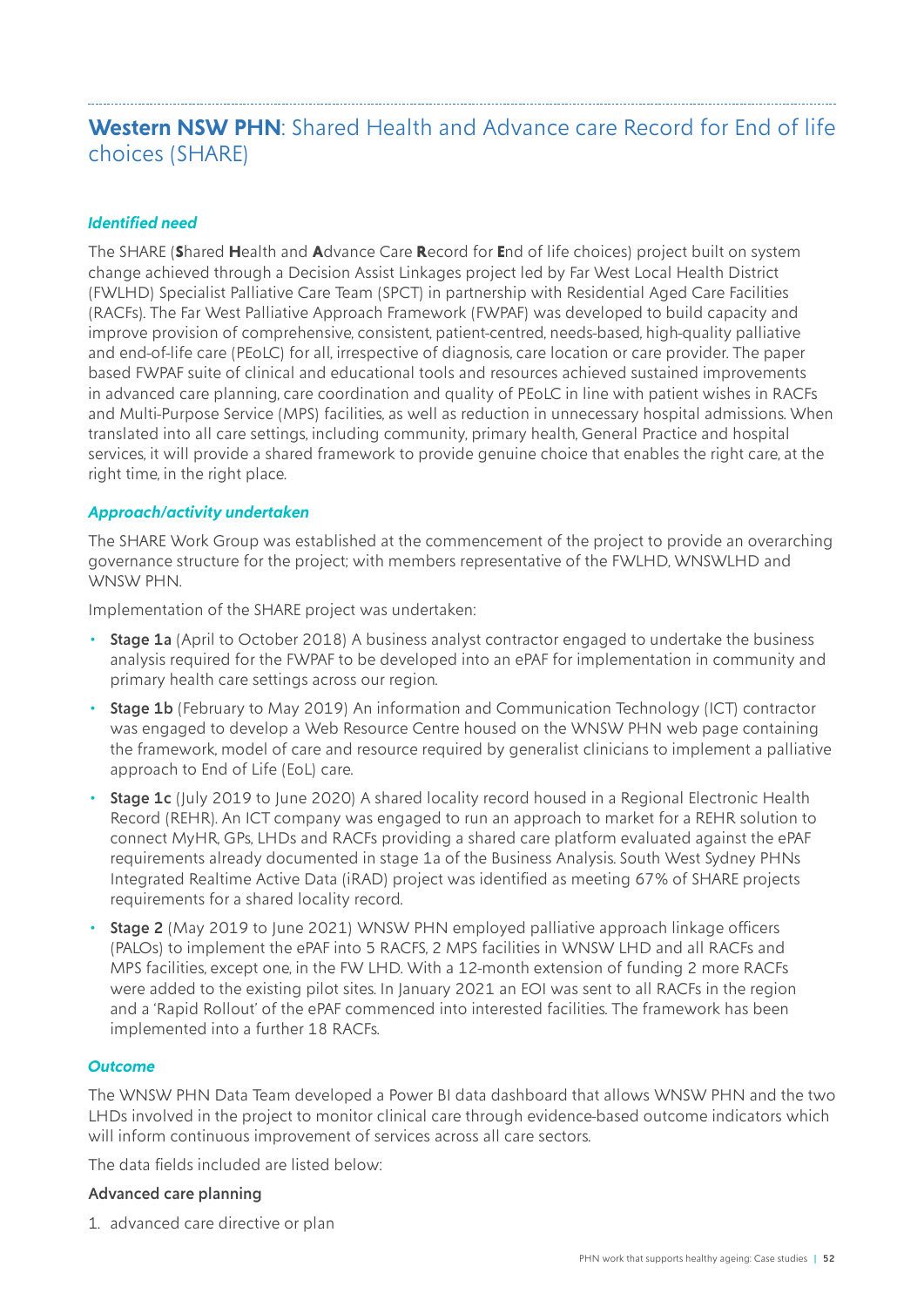## **Western NSW PHN**: Shared Health and Advance care Record for End of life choices (SHARE)

### *Identified need*

The SHARE (**S**hared **H**ealth and **A**dvance Care **R**ecord for **E**nd of life choices) project built on system change achieved through a Decision Assist Linkages project led by Far West Local Health District (FWLHD) Specialist Palliative Care Team (SPCT) in partnership with Residential Aged Care Facilities (RACFs). The Far West Palliative Approach Framework (FWPAF) was developed to build capacity and improve provision of comprehensive, consistent, patient-centred, needs-based, high-quality palliative and end-of-life care (PEoLC) for all, irrespective of diagnosis, care location or care provider. The paper based FWPAF suite of clinical and educational tools and resources achieved sustained improvements in advanced care planning, care coordination and quality of PEoLC in line with patient wishes in RACFs and Multi-Purpose Service (MPS) facilities, as well as reduction in unnecessary hospital admissions. When translated into all care settings, including community, primary health, General Practice and hospital services, it will provide a shared framework to provide genuine choice that enables the right care, at the right time, in the right place.

### *Approach/activity undertaken*

The SHARE Work Group was established at the commencement of the project to provide an overarching governance structure for the project; with members representative of the FWLHD, WNSWLHD and WNSW PHN.

Implementation of the SHARE project was undertaken:

- **Stage 1a** (April to October 2018) A business analyst contractor engaged to undertake the business analysis required for the FWPAF to be developed into an ePAF for implementation in community and primary health care settings across our region.
- **Stage 1b** (February to May 2019) An information and Communication Technology (ICT) contractor was engaged to develop a Web Resource Centre housed on the WNSW PHN web page containing the framework, model of care and resource required by generalist clinicians to implement a palliative approach to End of Life (EoL) care.
- **Stage 1c** (July 2019 to June 2020) A shared locality record housed in a Regional Electronic Health Record (REHR). An ICT company was engaged to run an approach to market for a REHR solution to connect MyHR, GPs, LHDs and RACFs providing a shared care platform evaluated against the ePAF requirements already documented in stage 1a of the Business Analysis. South West Sydney PHNs Integrated Realtime Active Data (iRAD) project was identified as meeting 67% of SHARE projects requirements for a shared locality record.
- **Stage 2** (May 2019 to June 2021) WNSW PHN employed palliative approach linkage officers (PALOs) to implement the ePAF into 5 RACFS, 2 MPS facilities in WNSW LHD and all RACFs and MPS facilities, except one, in the FW LHD. With a 12-month extension of funding 2 more RACFs were added to the existing pilot sites. In January 2021 an EOI was sent to all RACFs in the region and a 'Rapid Rollout' of the ePAF commenced into interested facilities. The framework has been implemented into a further 18 RACFs.

### *Outcome*

The WNSW PHN Data Team developed a Power BI data dashboard that allows WNSW PHN and the two LHDs involved in the project to monitor clinical care through evidence-based outcome indicators which will inform continuous improvement of services across all care sectors.

The data fields included are listed below:

#### Advanced care planning

1. advanced care directive or plan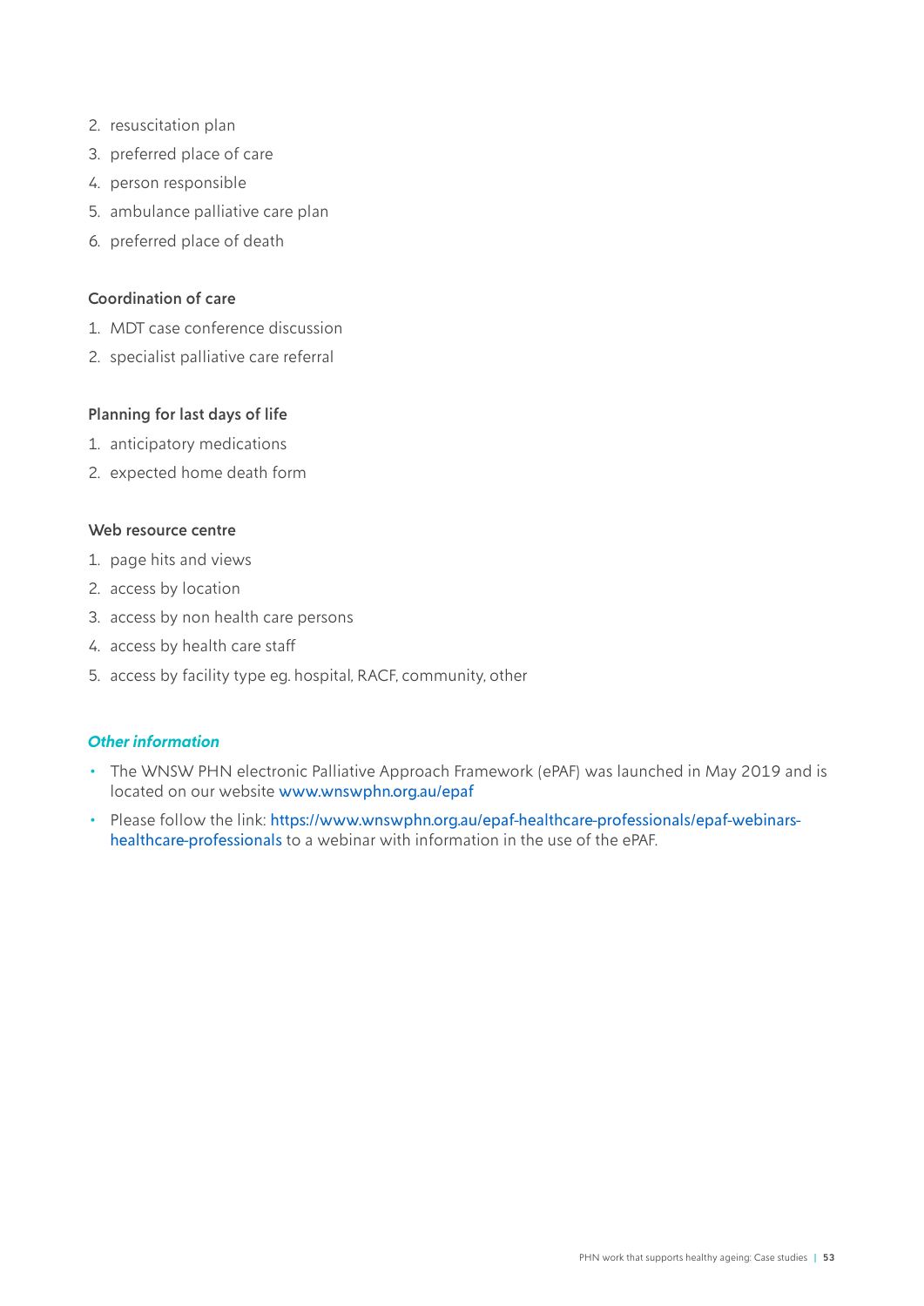2. resuscitation plan
3. preferred place of care
4. person responsible
5. ambulance palliative care plan
6. preferred place of death

**Coordination of care**

1. MDT case conference discussion
2. specialist palliative care referral

**Planning for last days of life**

1. anticipatory medications
2. expected home death form

**Web resource centre**

1. page hits and views
2. access by location
3. access by non health care persons
4. access by health care staff
5. access by facility type eg. hospital, RACF, community, other

### *Other information*

- The WNSW PHN electronic Palliative Approach Framework (ePAF) was launched in May 2019 and is located on our website www.wnswphn.org.au/epaf
- Please follow the link: https://www.wnswphn.org.au/epaf-healthcare-professionals/epaf-webinars-healthcare-professionals to a webinar with information in the use of the ePAF.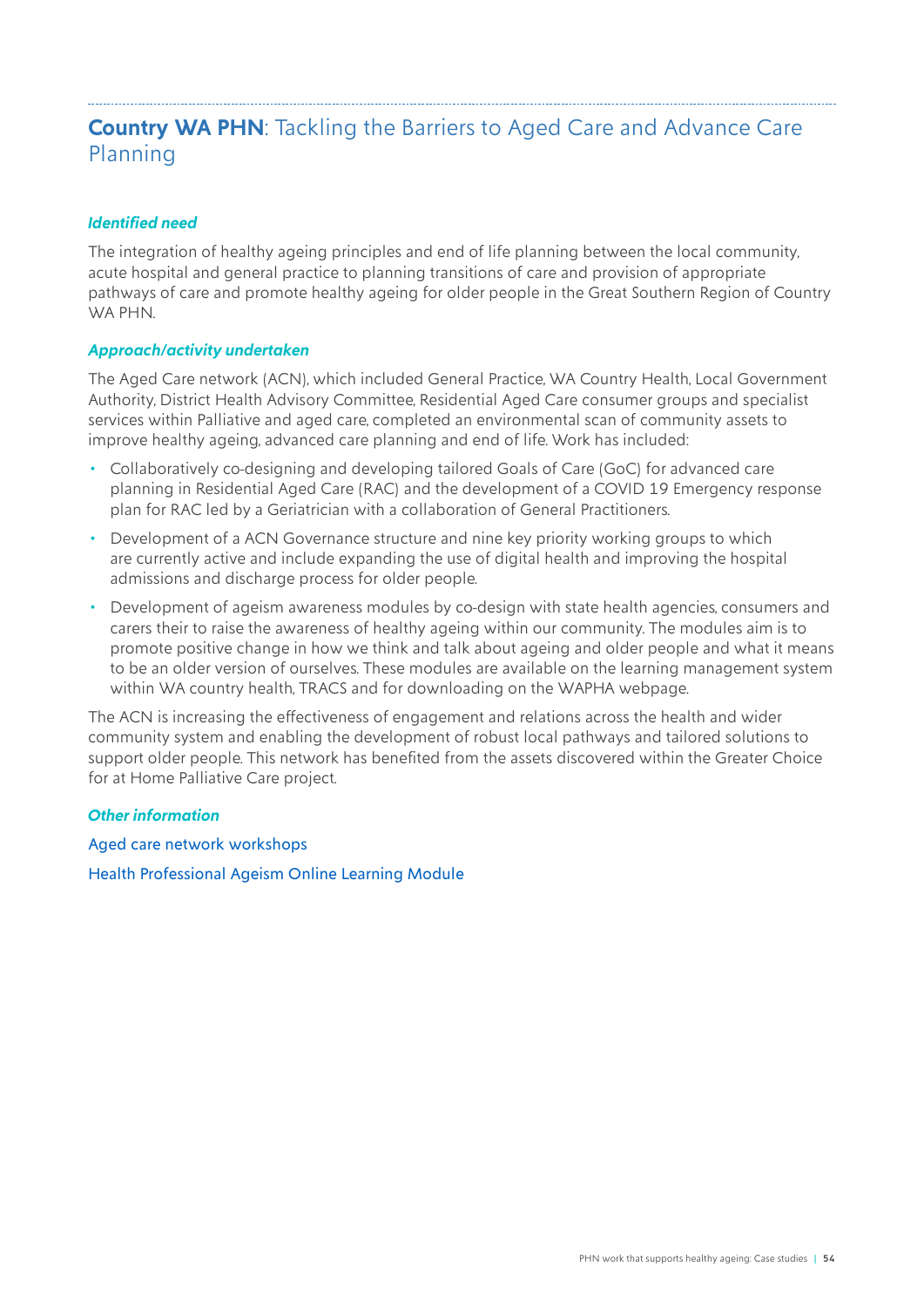## **Country WA PHN**: Tackling the Barriers to Aged Care and Advance Care Planning

### *Identified need*

The integration of healthy ageing principles and end of life planning between the local community, acute hospital and general practice to planning transitions of care and provision of appropriate pathways of care and promote healthy ageing for older people in the Great Southern Region of Country WA PHN.

### *Approach/activity undertaken*

The Aged Care network (ACN), which included General Practice, WA Country Health, Local Government Authority, District Health Advisory Committee, Residential Aged Care consumer groups and specialist services within Palliative and aged care, completed an environmental scan of community assets to improve healthy ageing, advanced care planning and end of life. Work has included:

- Collaboratively co-designing and developing tailored Goals of Care (GoC) for advanced care planning in Residential Aged Care (RAC) and the development of a COVID 19 Emergency response plan for RAC led by a Geriatrician with a collaboration of General Practitioners.
- Development of a ACN Governance structure and nine key priority working groups to which are currently active and include expanding the use of digital health and improving the hospital admissions and discharge process for older people.
- Development of ageism awareness modules by co-design with state health agencies, consumers and carers their to raise the awareness of healthy ageing within our community. The modules aim is to promote positive change in how we think and talk about ageing and older people and what it means to be an older version of ourselves. These modules are available on the learning management system within WA country health, TRACS and for downloading on the WAPHA webpage.

The ACN is increasing the effectiveness of engagement and relations across the health and wider community system and enabling the development of robust local pathways and tailored solutions to support older people. This network has benefited from the assets discovered within the Greater Choice for at Home Palliative Care project.

### *Other information*

Aged care network workshops

Health Professional Ageism Online Learning Module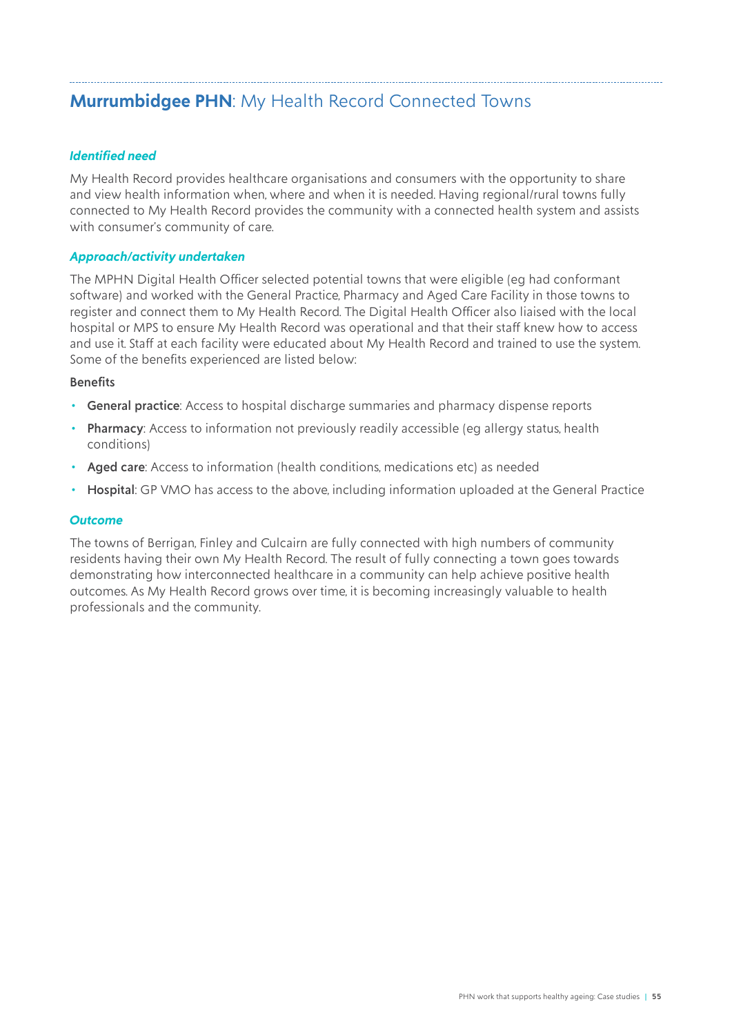## **Murrumbidgee PHN**: My Health Record Connected Towns

### *Identified need*

My Health Record provides healthcare organisations and consumers with the opportunity to share and view health information when, where and when it is needed. Having regional/rural towns fully connected to My Health Record provides the community with a connected health system and assists with consumer's community of care.

### *Approach/activity undertaken*

The MPHN Digital Health Officer selected potential towns that were eligible (eg had conformant software) and worked with the General Practice, Pharmacy and Aged Care Facility in those towns to register and connect them to My Health Record. The Digital Health Officer also liaised with the local hospital or MPS to ensure My Health Record was operational and that their staff knew how to access and use it. Staff at each facility were educated about My Health Record and trained to use the system. Some of the benefits experienced are listed below:

Benefits

- **General practice**: Access to hospital discharge summaries and pharmacy dispense reports
- **Pharmacy**: Access to information not previously readily accessible (eg allergy status, health conditions)
- **Aged care**: Access to information (health conditions, medications etc) as needed
- **Hospital**: GP VMO has access to the above, including information uploaded at the General Practice

### *Outcome*

The towns of Berrigan, Finley and Culcairn are fully connected with high numbers of community residents having their own My Health Record. The result of fully connecting a town goes towards demonstrating how interconnected healthcare in a community can help achieve positive health outcomes. As My Health Record grows over time, it is becoming increasingly valuable to health professionals and the community.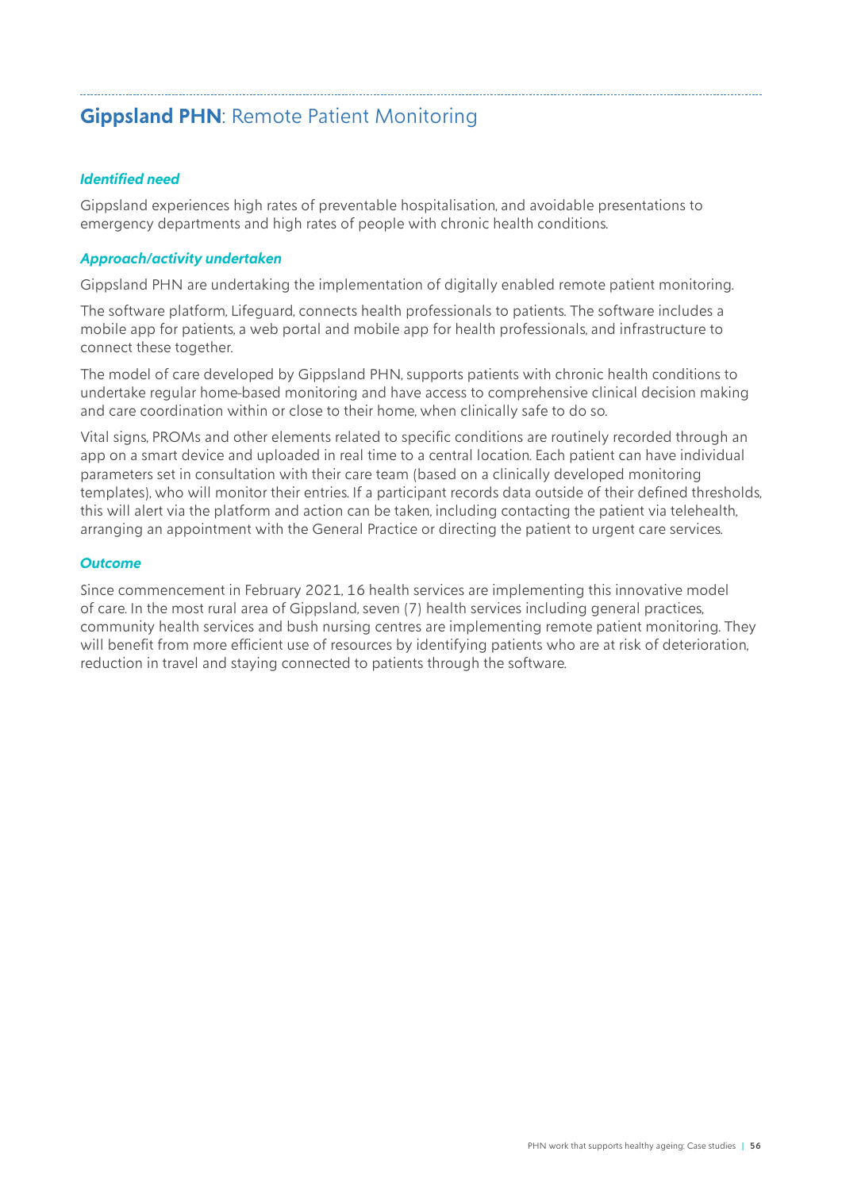## **Gippsland PHN**: Remote Patient Monitoring

### *Identified need*

Gippsland experiences high rates of preventable hospitalisation, and avoidable presentations to emergency departments and high rates of people with chronic health conditions.

### *Approach/activity undertaken*

Gippsland PHN are undertaking the implementation of digitally enabled remote patient monitoring.

The software platform, Lifeguard, connects health professionals to patients. The software includes a mobile app for patients, a web portal and mobile app for health professionals, and infrastructure to connect these together.

The model of care developed by Gippsland PHN, supports patients with chronic health conditions to undertake regular home-based monitoring and have access to comprehensive clinical decision making and care coordination within or close to their home, when clinically safe to do so.

Vital signs, PROMs and other elements related to specific conditions are routinely recorded through an app on a smart device and uploaded in real time to a central location. Each patient can have individual parameters set in consultation with their care team (based on a clinically developed monitoring templates), who will monitor their entries. If a participant records data outside of their defined thresholds, this will alert via the platform and action can be taken, including contacting the patient via telehealth, arranging an appointment with the General Practice or directing the patient to urgent care services.

### *Outcome*

Since commencement in February 2021, 16 health services are implementing this innovative model of care. In the most rural area of Gippsland, seven (7) health services including general practices, community health services and bush nursing centres are implementing remote patient monitoring. They will benefit from more efficient use of resources by identifying patients who are at risk of deterioration, reduction in travel and staying connected to patients through the software.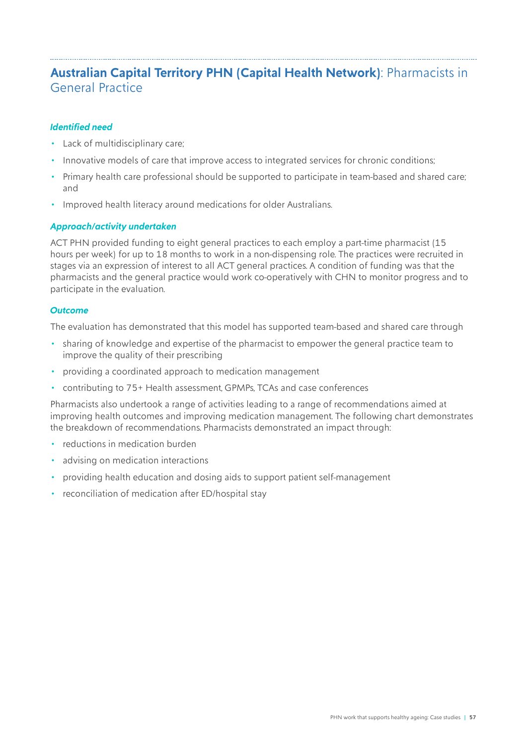## **Australian Capital Territory PHN (Capital Health Network)**: Pharmacists in General Practice

### *Identified need*

- Lack of multidisciplinary care;
- Innovative models of care that improve access to integrated services for chronic conditions;
- Primary health care professional should be supported to participate in team-based and shared care; and
- Improved health literacy around medications for older Australians.

### *Approach/activity undertaken*

ACT PHN provided funding to eight general practices to each employ a part-time pharmacist (15 hours per week) for up to 18 months to work in a non-dispensing role. The practices were recruited in stages via an expression of interest to all ACT general practices. A condition of funding was that the pharmacists and the general practice would work co-operatively with CHN to monitor progress and to participate in the evaluation.

### *Outcome*

The evaluation has demonstrated that this model has supported team-based and shared care through

- sharing of knowledge and expertise of the pharmacist to empower the general practice team to improve the quality of their prescribing
- providing a coordinated approach to medication management
- contributing to 75+ Health assessment, GPMPs, TCAs and case conferences

Pharmacists also undertook a range of activities leading to a range of recommendations aimed at improving health outcomes and improving medication management. The following chart demonstrates the breakdown of recommendations. Pharmacists demonstrated an impact through:

- reductions in medication burden
- advising on medication interactions
- providing health education and dosing aids to support patient self-management
- reconciliation of medication after ED/hospital stay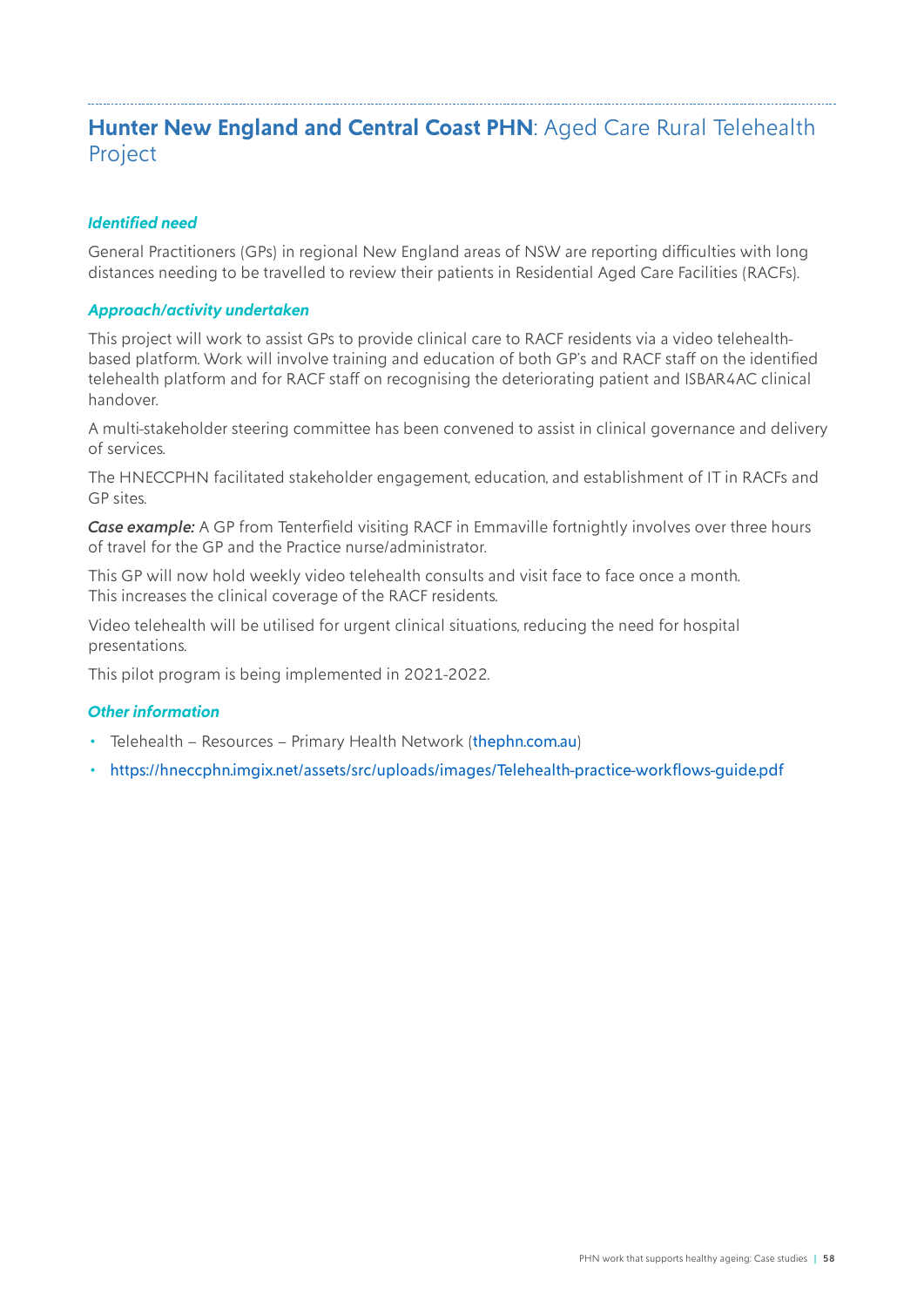## **Hunter New England and Central Coast PHN**: Aged Care Rural Telehealth Project

### *Identified need*

General Practitioners (GPs) in regional New England areas of NSW are reporting difficulties with long distances needing to be travelled to review their patients in Residential Aged Care Facilities (RACFs).

### *Approach/activity undertaken*

This project will work to assist GPs to provide clinical care to RACF residents via a video telehealth-based platform. Work will involve training and education of both GP's and RACF staff on the identified telehealth platform and for RACF staff on recognising the deteriorating patient and ISBAR4AC clinical handover.

A multi-stakeholder steering committee has been convened to assist in clinical governance and delivery of services.

The HNECCPHN facilitated stakeholder engagement, education, and establishment of IT in RACFs and GP sites.

***Case example:*** A GP from Tenterfield visiting RACF in Emmaville fortnightly involves over three hours of travel for the GP and the Practice nurse/administrator.

This GP will now hold weekly video telehealth consults and visit face to face once a month. This increases the clinical coverage of the RACF residents.

Video telehealth will be utilised for urgent clinical situations, reducing the need for hospital presentations.

This pilot program is being implemented in 2021-2022.

### *Other information*

- Telehealth – Resources – Primary Health Network (thephn.com.au)
- https://hneccphn.imgix.net/assets/src/uploads/images/Telehealth-practice-workflows-guide.pdf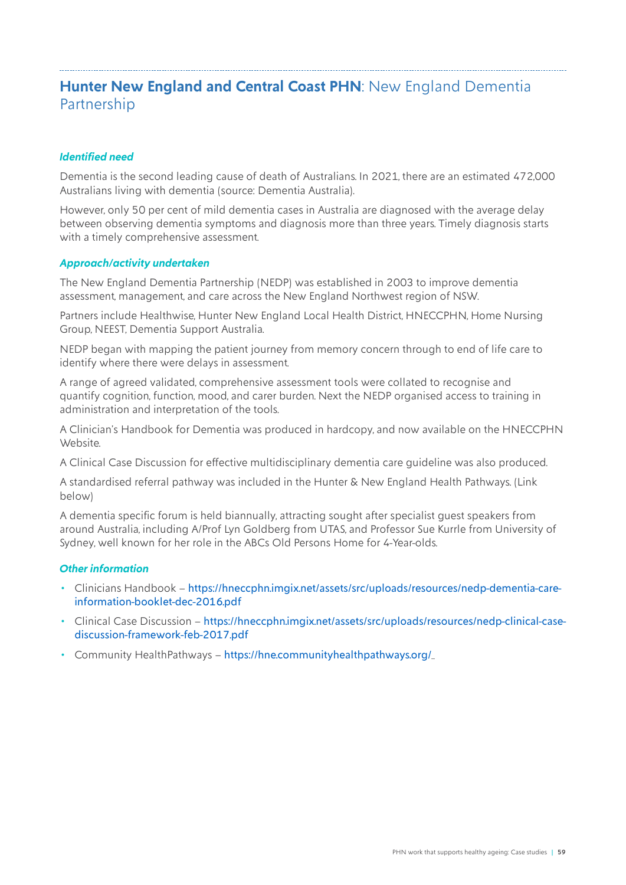## **Hunter New England and Central Coast PHN**: New England Dementia Partnership

### *Identified need*

Dementia is the second leading cause of death of Australians. In 2021, there are an estimated 472,000 Australians living with dementia (source: Dementia Australia).

However, only 50 per cent of mild dementia cases in Australia are diagnosed with the average delay between observing dementia symptoms and diagnosis more than three years. Timely diagnosis starts with a timely comprehensive assessment.

### *Approach/activity undertaken*

The New England Dementia Partnership (NEDP) was established in 2003 to improve dementia assessment, management, and care across the New England Northwest region of NSW.

Partners include Healthwise, Hunter New England Local Health District, HNECCPHN, Home Nursing Group, NEEST, Dementia Support Australia.

NEDP began with mapping the patient journey from memory concern through to end of life care to identify where there were delays in assessment.

A range of agreed validated, comprehensive assessment tools were collated to recognise and quantify cognition, function, mood, and carer burden. Next the NEDP organised access to training in administration and interpretation of the tools.

A Clinician's Handbook for Dementia was produced in hardcopy, and now available on the HNECCPHN Website.

A Clinical Case Discussion for effective multidisciplinary dementia care guideline was also produced.

A standardised referral pathway was included in the Hunter & New England Health Pathways. (Link below)

A dementia specific forum is held biannually, attracting sought after specialist guest speakers from around Australia, including A/Prof Lyn Goldberg from UTAS, and Professor Sue Kurrle from University of Sydney, well known for her role in the ABCs Old Persons Home for 4-Year-olds.

### *Other information*

- Clinicians Handbook – https://hneccphn.imgix.net/assets/src/uploads/resources/nedp-dementia-care-information-booklet-dec-2016.pdf
- Clinical Case Discussion – https://hneccphn.imgix.net/assets/src/uploads/resources/nedp-clinical-case-discussion-framework-feb-2017.pdf
- Community HealthPathways – https://hne.communityhealthpathways.org/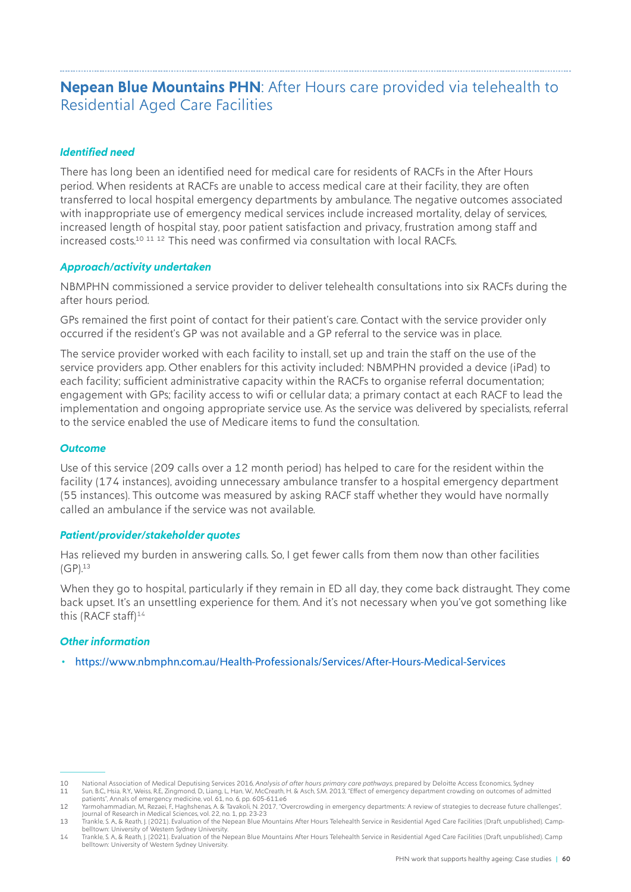## **Nepean Blue Mountains PHN**: After Hours care provided via telehealth to Residential Aged Care Facilities

### *Identified need*

There has long been an identified need for medical care for residents of RACFs in the After Hours period. When residents at RACFs are unable to access medical care at their facility, they are often transferred to local hospital emergency departments by ambulance. The negative outcomes associated with inappropriate use of emergency medical services include increased mortality, delay of services, increased length of hospital stay, poor patient satisfaction and privacy, frustration among staff and increased costs.[10] [11] [12] This need was confirmed via consultation with local RACFs.

### *Approach/activity undertaken*

NBMPHN commissioned a service provider to deliver telehealth consultations into six RACFs during the after hours period.

GPs remained the first point of contact for their patient's care. Contact with the service provider only occurred if the resident's GP was not available and a GP referral to the service was in place.

The service provider worked with each facility to install, set up and train the staff on the use of the service providers app. Other enablers for this activity included: NBMPHN provided a device (iPad) to each facility; sufficient administrative capacity within the RACFs to organise referral documentation; engagement with GPs; facility access to wifi or cellular data; a primary contact at each RACF to lead the implementation and ongoing appropriate service use. As the service was delivered by specialists, referral to the service enabled the use of Medicare items to fund the consultation.

### *Outcome*

Use of this service (209 calls over a 12 month period) has helped to care for the resident within the facility (174 instances), avoiding unnecessary ambulance transfer to a hospital emergency department (55 instances). This outcome was measured by asking RACF staff whether they would have normally called an ambulance if the service was not available.

### *Patient/provider/stakeholder quotes*

Has relieved my burden in answering calls. So, I get fewer calls from them now than other facilities (GP).[13]

When they go to hospital, particularly if they remain in ED all day, they come back distraught. They come back upset. It's an unsettling experience for them. And it's not necessary when you've got something like this (RACF staff)[14]

### *Other information*

- https://www.nbmphn.com.au/Health-Professionals/Services/After-Hours-Medical-Services

---

10 National Association of Medical Deputising Services 2016, *Analysis of after hours primary care pathways*, prepared by Deloitte Access Economics, Sydney

11 Sun, B.C., Hsia, R.Y., Weiss, R.E., Zingmond, D., Liang, L., Han, W., McCreath, H. & Asch, S.M. 2013, "Effect of emergency department crowding on outcomes of admitted patients", Annals of emergency medicine, vol. 61, no. 6, pp. 605-611.e6

12 Yarmohammadian, M., Rezaei, F., Haghshenas, A. & Tavakoli, N. 2017, "Overcrowding in emergency departments: A review of strategies to decrease future challenges", Journal of Research in Medical Sciences, vol. 22, no. 1, pp. 23-23

13 Trankle, S. A., & Reath, J. (2021). Evaluation of the Nepean Blue Mountains After Hours Telehealth Service in Residential Aged Care Facilities (Draft, unpublished). Campbelltown: University of Western Sydney University.

14 Trankle, S. A., & Reath, J. (2021). Evaluation of the Nepean Blue Mountains After Hours Telehealth Service in Residential Aged Care Facilities (Draft, unpublished). Camp belltown: University of Western Sydney University.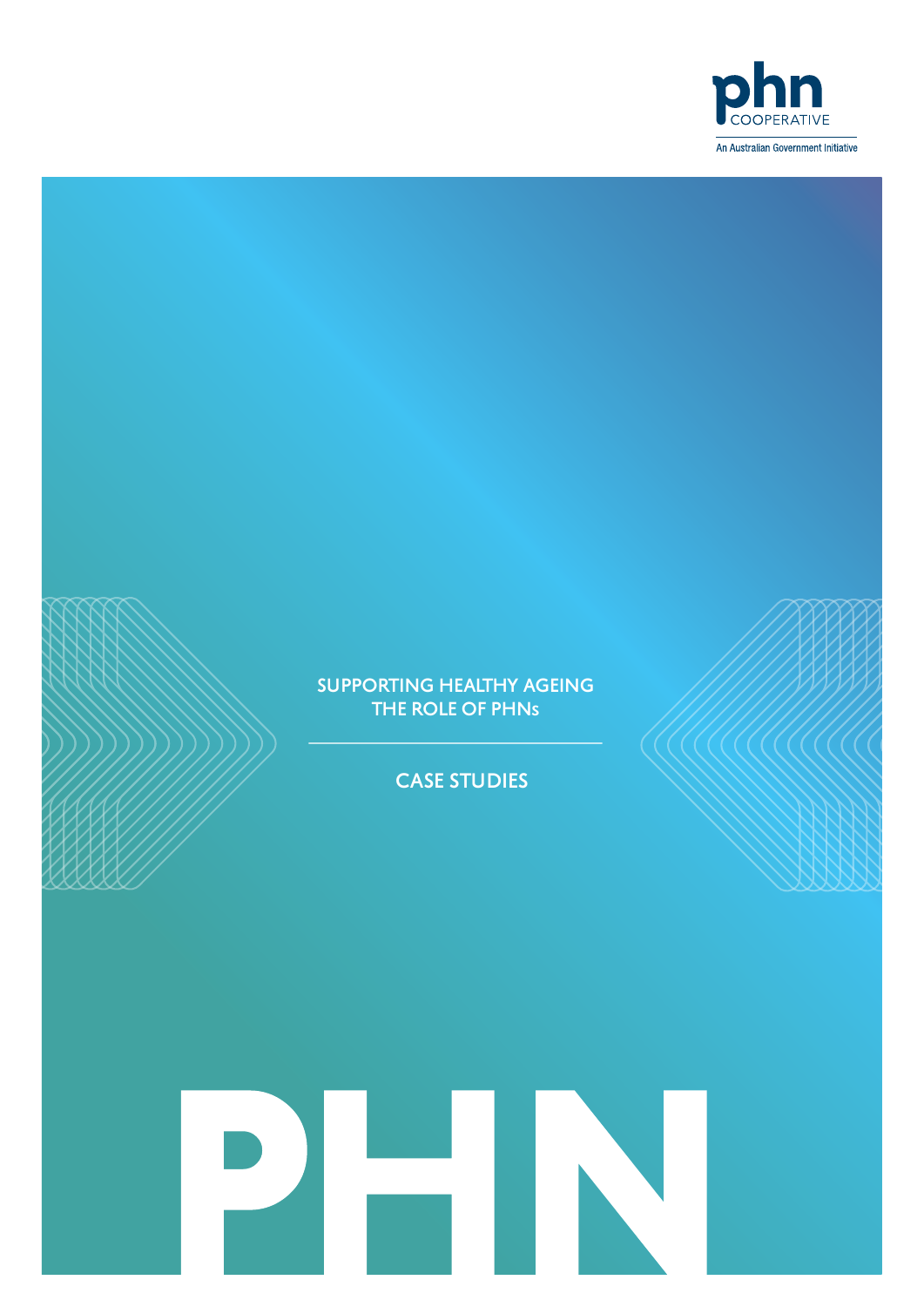phn COOPERATIVE

An Australian Government Initiative

SUPPORTING HEALTHY AGEING
THE ROLE OF PHNs

CASE STUDIES

PHN